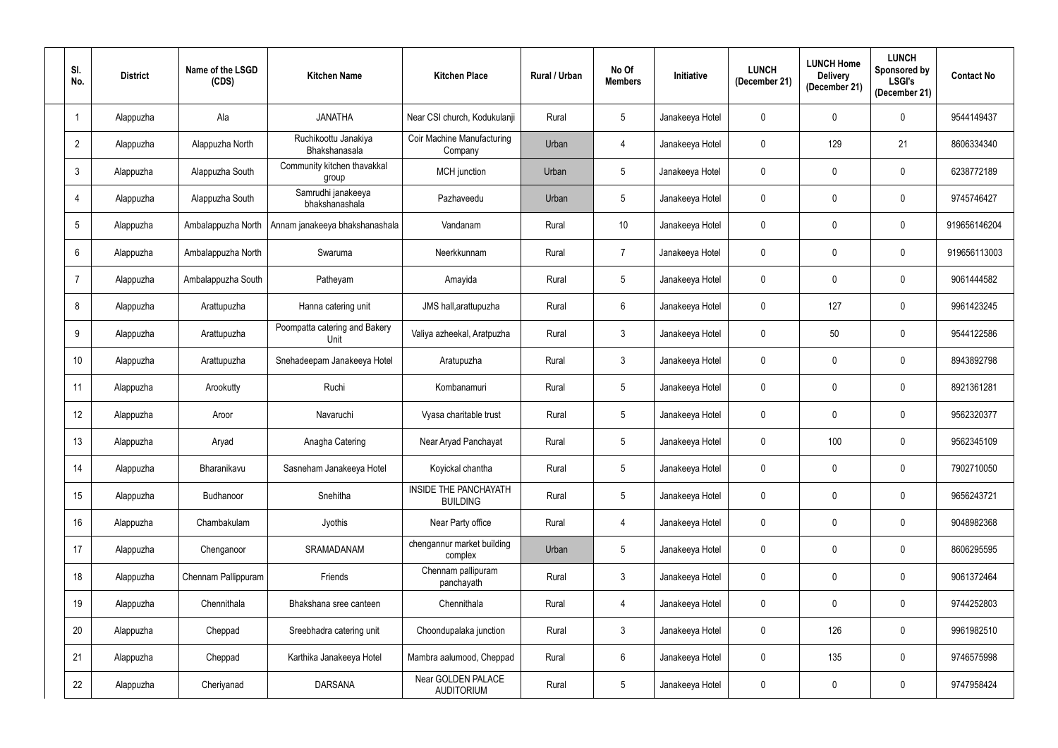| Sl. No. | District | Name of the LSGD (CDS) | Kitchen Name | Kitchen Place | Rural / Urban | No Of Members | Initiative | LUNCH (December 21) | LUNCH Home Delivery (December 21) | LUNCH Sponsored by LSGI's (December 21) | Contact No |
|---|---|---|---|---|---|---|---|---|---|---|---|
| 1 | Alappuzha | Ala | JANATHA | Near CSI church, Kodukulanji | Rural | 5 | Janakeeya Hotel | 0 | 0 | 0 | 9544149437 |
| 2 | Alappuzha | Alappuzha North | Ruchikoottu Janakiya Bhakshanasala | Coir Machine Manufacturing Company | Urban | 4 | Janakeeya Hotel | 0 | 129 | 21 | 8606334340 |
| 3 | Alappuzha | Alappuzha South | Community kitchen thavakkal group | MCH junction | Urban | 5 | Janakeeya Hotel | 0 | 0 | 0 | 6238772189 |
| 4 | Alappuzha | Alappuzha South | Samrudhi janakeeya bhakshanashala | Pazhaveedu | Urban | 5 | Janakeeya Hotel | 0 | 0 | 0 | 9745746427 |
| 5 | Alappuzha | Ambalappuzha North | Annam janakeeya bhakshanashala | Vandanam | Rural | 10 | Janakeeya Hotel | 0 | 0 | 0 | 919656146204 |
| 6 | Alappuzha | Ambalappuzha North | Swaruma | Neerkkunnam | Rural | 7 | Janakeeya Hotel | 0 | 0 | 0 | 919656113003 |
| 7 | Alappuzha | Ambalappuzha South | Patheyam | Amayida | Rural | 5 | Janakeeya Hotel | 0 | 0 | 0 | 9061444582 |
| 8 | Alappuzha | Arattupuzha | Hanna catering unit | JMS hall,arattupuzha | Rural | 6 | Janakeeya Hotel | 0 | 127 | 0 | 9961423245 |
| 9 | Alappuzha | Arattupuzha | Poompatta catering and Bakery Unit | Valiya azheekal, Aratpuzha | Rural | 3 | Janakeeya Hotel | 0 | 50 | 0 | 9544122586 |
| 10 | Alappuzha | Arattupuzha | Snehadeepam Janakeeya Hotel | Aratupuzha | Rural | 3 | Janakeeya Hotel | 0 | 0 | 0 | 8943892798 |
| 11 | Alappuzha | Arookutty | Ruchi | Kombanamuri | Rural | 5 | Janakeeya Hotel | 0 | 0 | 0 | 8921361281 |
| 12 | Alappuzha | Aroor | Navaruchi | Vyasa charitable trust | Rural | 5 | Janakeeya Hotel | 0 | 0 | 0 | 9562320377 |
| 13 | Alappuzha | Aryad | Anagha Catering | Near Aryad Panchayat | Rural | 5 | Janakeeya Hotel | 0 | 100 | 0 | 9562345109 |
| 14 | Alappuzha | Bharanikavu | Sasneham Janakeeya Hotel | Koyickal chantha | Rural | 5 | Janakeeya Hotel | 0 | 0 | 0 | 7902710050 |
| 15 | Alappuzha | Budhanoor | Snehitha | INSIDE THE PANCHAYATH BUILDING | Rural | 5 | Janakeeya Hotel | 0 | 0 | 0 | 9656243721 |
| 16 | Alappuzha | Chambakulam | Jyothis | Near Party office | Rural | 4 | Janakeeya Hotel | 0 | 0 | 0 | 9048982368 |
| 17 | Alappuzha | Chenganoor | SRAMADANAM | chengannur market building complex | Urban | 5 | Janakeeya Hotel | 0 | 0 | 0 | 8606295595 |
| 18 | Alappuzha | Chennam Pallippuram | Friends | Chennam pallipuram panchayath | Rural | 3 | Janakeeya Hotel | 0 | 0 | 0 | 9061372464 |
| 19 | Alappuzha | Chennithala | Bhakshana sree canteen | Chennithala | Rural | 4 | Janakeeya Hotel | 0 | 0 | 0 | 9744252803 |
| 20 | Alappuzha | Cheppad | Sreebhadra catering unit | Choondupalaka junction | Rural | 3 | Janakeeya Hotel | 0 | 126 | 0 | 9961982510 |
| 21 | Alappuzha | Cheppad | Karthika Janakeeya Hotel | Mambra aalumood, Cheppad | Rural | 6 | Janakeeya Hotel | 0 | 135 | 0 | 9746575998 |
| 22 | Alappuzha | Cheriyanad | DARSANA | Near GOLDEN PALACE AUDITORIUM | Rural | 5 | Janakeeya Hotel | 0 | 0 | 0 | 9747958424 |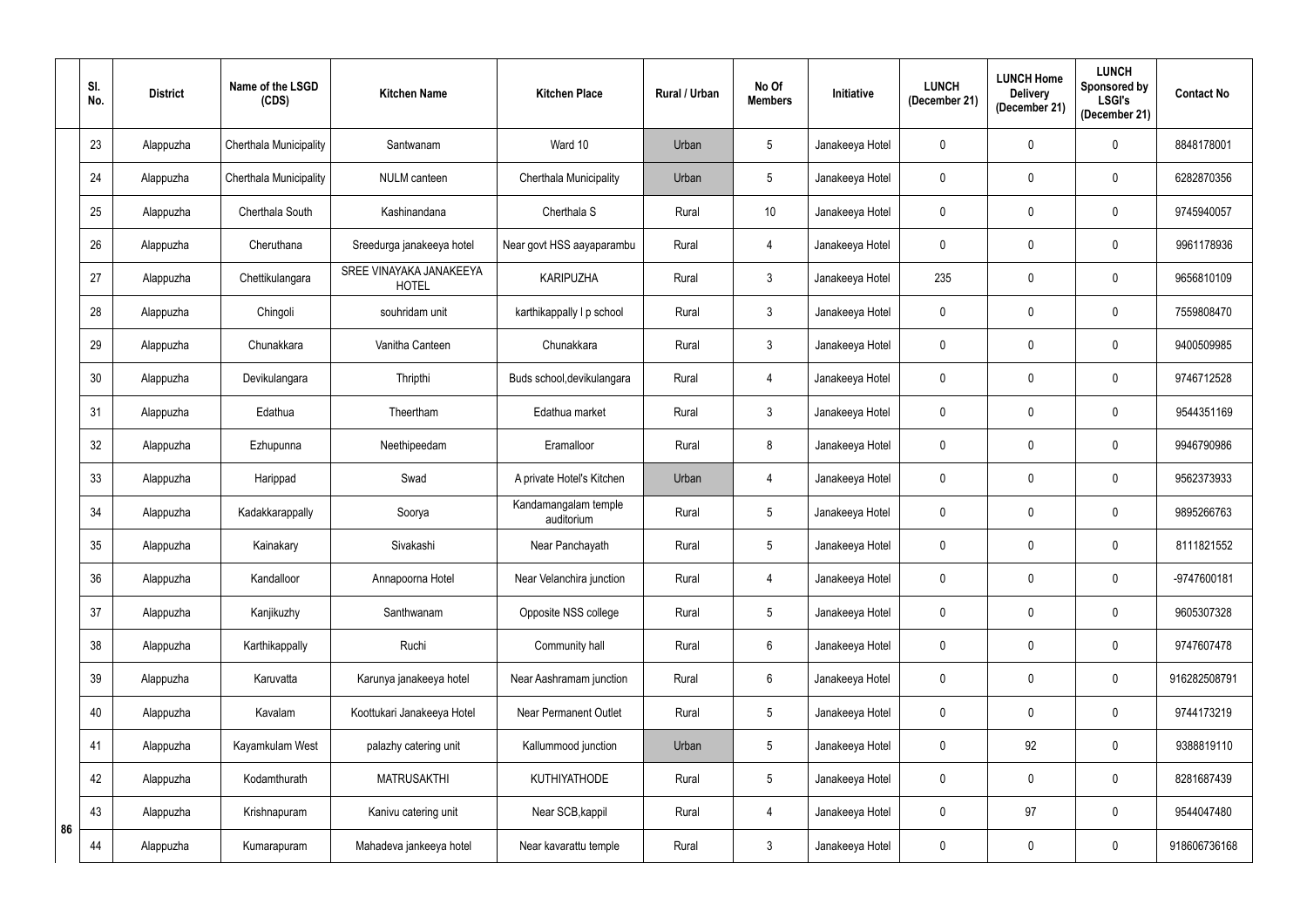| Sl. No. | District | Name of the LSGD (CDS) | Kitchen Name | Kitchen Place | Rural / Urban | No Of Members | Initiative | LUNCH (December 21) | LUNCH Home Delivery (December 21) | LUNCH Sponsored by LSGI's (December 21) | Contact No |
|---|---|---|---|---|---|---|---|---|---|---|---|
| 23 | Alappuzha | Cherthala Municipality | Santwanam | Ward 10 | Urban | 5 | Janakeeya Hotel | 0 | 0 | 0 | 8848178001 |
| 24 | Alappuzha | Cherthala Municipality | NULM canteen | Cherthala Municipality | Urban | 5 | Janakeeya Hotel | 0 | 0 | 0 | 6282870356 |
| 25 | Alappuzha | Cherthala South | Kashinandana | Cherthala S | Rural | 10 | Janakeeya Hotel | 0 | 0 | 0 | 9745940057 |
| 26 | Alappuzha | Cheruthana | Sreedurga janakeeya hotel | Near govt HSS aayaparambu | Rural | 4 | Janakeeya Hotel | 0 | 0 | 0 | 9961178936 |
| 27 | Alappuzha | Chettikulangara | SREE VINAYAKA JANAKEEYA HOTEL | KARIPUZHA | Rural | 3 | Janakeeya Hotel | 235 | 0 | 0 | 9656810109 |
| 28 | Alappuzha | Chingoli | souhridam unit | karthikappally l p school | Rural | 3 | Janakeeya Hotel | 0 | 0 | 0 | 7559808470 |
| 29 | Alappuzha | Chunakkara | Vanitha Canteen | Chunakkara | Rural | 3 | Janakeeya Hotel | 0 | 0 | 0 | 9400509985 |
| 30 | Alappuzha | Devikulangara | Thripthi | Buds school,devikulangara | Rural | 4 | Janakeeya Hotel | 0 | 0 | 0 | 9746712528 |
| 31 | Alappuzha | Edathua | Theertham | Edathua market | Rural | 3 | Janakeeya Hotel | 0 | 0 | 0 | 9544351169 |
| 32 | Alappuzha | Ezhupunna | Neethipeedam | Eramalloor | Rural | 8 | Janakeeya Hotel | 0 | 0 | 0 | 9946790986 |
| 33 | Alappuzha | Harippad | Swad | A private Hotel's Kitchen | Urban | 4 | Janakeeya Hotel | 0 | 0 | 0 | 9562373933 |
| 34 | Alappuzha | Kadakkarappally | Soorya | Kandamangalam temple auditorium | Rural | 5 | Janakeeya Hotel | 0 | 0 | 0 | 9895266763 |
| 35 | Alappuzha | Kainakary | Sivakashi | Near Panchayath | Rural | 5 | Janakeeya Hotel | 0 | 0 | 0 | 8111821552 |
| 36 | Alappuzha | Kandalloor | Annapoorna Hotel | Near Velanchira junction | Rural | 4 | Janakeeya Hotel | 0 | 0 | 0 | -9747600181 |
| 37 | Alappuzha | Kanjikuzhy | Santhwanam | Opposite NSS college | Rural | 5 | Janakeeya Hotel | 0 | 0 | 0 | 9605307328 |
| 38 | Alappuzha | Karthikappally | Ruchi | Community hall | Rural | 6 | Janakeeya Hotel | 0 | 0 | 0 | 9747607478 |
| 39 | Alappuzha | Karuvatta | Karunya janakeeya hotel | Near Aashramam junction | Rural | 6 | Janakeeya Hotel | 0 | 0 | 0 | 916282508791 |
| 40 | Alappuzha | Kavalam | Koottukari Janakeeya Hotel | Near Permanent Outlet | Rural | 5 | Janakeeya Hotel | 0 | 0 | 0 | 9744173219 |
| 41 | Alappuzha | Kayamkulam West | palazhy catering unit | Kallummood junction | Urban | 5 | Janakeeya Hotel | 0 | 92 | 0 | 9388819110 |
| 42 | Alappuzha | Kodamthurath | MATRUSAKTHI | KUTHIYATHODE | Rural | 5 | Janakeeya Hotel | 0 | 0 | 0 | 8281687439 |
| 43 | Alappuzha | Krishnapuram | Kanivu catering unit | Near SCB,kappil | Rural | 4 | Janakeeya Hotel | 0 | 97 | 0 | 9544047480 |
| 44 | Alappuzha | Kumarapuram | Mahadeva jankeeya hotel | Near kavarattu temple | Rural | 3 | Janakeeya Hotel | 0 | 0 | 0 | 918606736168 |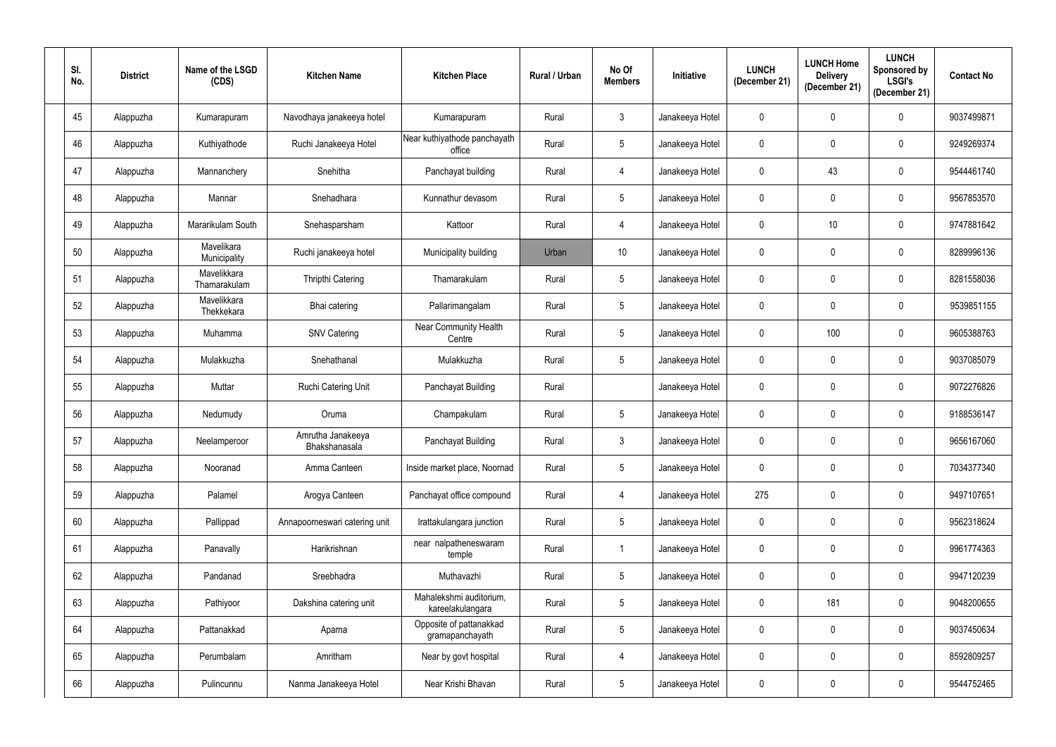| Sl. No. | District | Name of the LSGD (CDS) | Kitchen Name | Kitchen Place | Rural / Urban | No Of Members | Initiative | LUNCH (December 21) | LUNCH Home Delivery (December 21) | LUNCH Sponsored by LSGI's (December 21) | Contact No |
|---|---|---|---|---|---|---|---|---|---|---|---|
| 45 | Alappuzha | Kumarapuram | Navodhaya janakeeya hotel | Kumarapuram | Rural | 3 | Janakeeya Hotel | 0 | 0 | 0 | 9037499871 |
| 46 | Alappuzha | Kuthiyathode | Ruchi Janakeeya Hotel | Near kuthiyathode panchayath office | Rural | 5 | Janakeeya Hotel | 0 | 0 | 0 | 9249269374 |
| 47 | Alappuzha | Mannanchery | Snehitha | Panchayat building | Rural | 4 | Janakeeya Hotel | 0 | 43 | 0 | 9544461740 |
| 48 | Alappuzha | Mannar | Snehadhara | Kunnathur devasom | Rural | 5 | Janakeeya Hotel | 0 | 0 | 0 | 9567853570 |
| 49 | Alappuzha | Mararikulam South | Snehasparsham | Kattoor | Rural | 4 | Janakeeya Hotel | 0 | 10 | 0 | 9747881642 |
| 50 | Alappuzha | Mavelikara Municipality | Ruchi janakeeya hotel | Municipality building | Urban | 10 | Janakeeya Hotel | 0 | 0 | 0 | 8289996136 |
| 51 | Alappuzha | Mavelikkara Thamarakulam | Thripthi Catering | Thamarakulam | Rural | 5 | Janakeeya Hotel | 0 | 0 | 0 | 8281558036 |
| 52 | Alappuzha | Mavelikkara Thekkekara | Bhai catering | Pallarimangalam | Rural | 5 | Janakeeya Hotel | 0 | 0 | 0 | 9539851155 |
| 53 | Alappuzha | Muhamma | SNV Catering | Near Community Health Centre | Rural | 5 | Janakeeya Hotel | 0 | 100 | 0 | 9605388763 |
| 54 | Alappuzha | Mulakkuzha | Snehathanal | Mulakkuzha | Rural | 5 | Janakeeya Hotel | 0 | 0 | 0 | 9037085079 |
| 55 | Alappuzha | Muttar | Ruchi Catering Unit | Panchayat Building | Rural | | Janakeeya Hotel | 0 | 0 | 0 | 9072276826 |
| 56 | Alappuzha | Nedumudy | Oruma | Champakulam | Rural | 5 | Janakeeya Hotel | 0 | 0 | 0 | 9188536147 |
| 57 | Alappuzha | Neelamperoor | Amrutha Janakeeya Bhakshanasala | Panchayat Building | Rural | 3 | Janakeeya Hotel | 0 | 0 | 0 | 9656167060 |
| 58 | Alappuzha | Nooranad | Amma Canteen | Inside market place, Noornad | Rural | 5 | Janakeeya Hotel | 0 | 0 | 0 | 7034377340 |
| 59 | Alappuzha | Palamel | Arogya Canteen | Panchayat office compound | Rural | 4 | Janakeeya Hotel | 275 | 0 | 0 | 9497107651 |
| 60 | Alappuzha | Pallippad | Annapoorneswari catering unit | Irattakulangara junction | Rural | 5 | Janakeeya Hotel | 0 | 0 | 0 | 9562318624 |
| 61 | Alappuzha | Panavally | Harikrishnan | near nalpatheneswaram temple | Rural | 1 | Janakeeya Hotel | 0 | 0 | 0 | 9961774363 |
| 62 | Alappuzha | Pandanad | Sreebhadra | Muthavazhi | Rural | 5 | Janakeeya Hotel | 0 | 0 | 0 | 9947120239 |
| 63 | Alappuzha | Pathiyoor | Dakshina catering unit | Mahalekshmi auditorium, kareelakulangara | Rural | 5 | Janakeeya Hotel | 0 | 181 | 0 | 9048200655 |
| 64 | Alappuzha | Pattanakkad | Aparna | Opposite of pattanakkad gramapanchayath | Rural | 5 | Janakeeya Hotel | 0 | 0 | 0 | 9037450634 |
| 65 | Alappuzha | Perumbalam | Amritham | Near by govt hospital | Rural | 4 | Janakeeya Hotel | 0 | 0 | 0 | 8592809257 |
| 66 | Alappuzha | Pulincunnu | Nanma Janakeeya Hotel | Near Krishi Bhavan | Rural | 5 | Janakeeya Hotel | 0 | 0 | 0 | 9544752465 |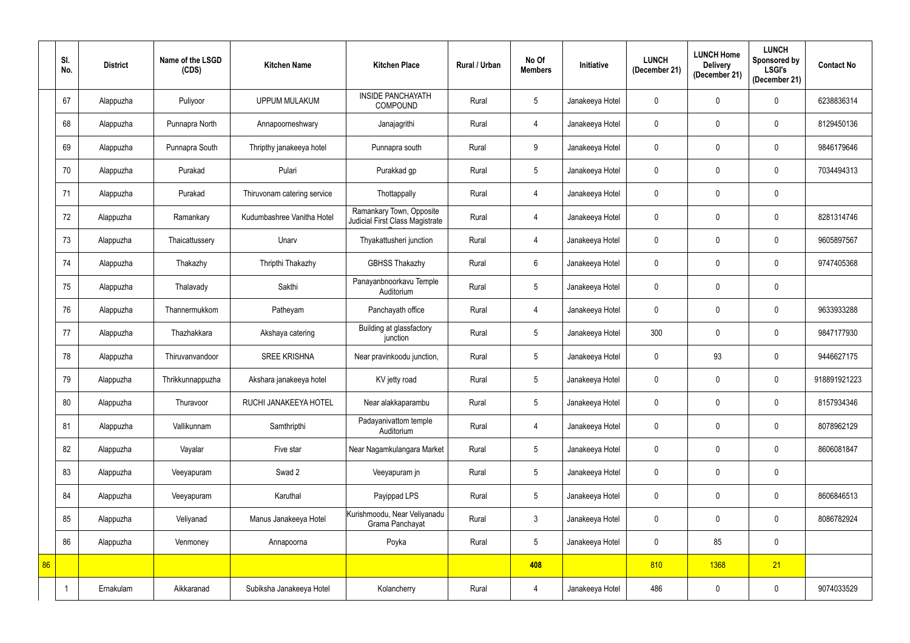|  | Sl. No. | District | Name of the LSGD (CDS) | Kitchen Name | Kitchen Place | Rural / Urban | No Of Members | Initiative | LUNCH (December 21) | LUNCH Home Delivery (December 21) | LUNCH Sponsored by LSGI's (December 21) | Contact No |
|---|---|---|---|---|---|---|---|---|---|---|---|---|
|  | 67 | Alappuzha | Puliyoor | UPPUM MULAKUM | INSIDE PANCHAYATH COMPOUND | Rural | 5 | Janakeeya Hotel | 0 | 0 | 0 | 6238836314 |
|  | 68 | Alappuzha | Punnapra North | Annapoorneshwary | Janajagrithi | Rural | 4 | Janakeeya Hotel | 0 | 0 | 0 | 8129450136 |
|  | 69 | Alappuzha | Punnapra South | Thripthy janakeeya hotel | Punnapra south | Rural | 9 | Janakeeya Hotel | 0 | 0 | 0 | 9846179646 |
|  | 70 | Alappuzha | Purakad | Pulari | Purakkad gp | Rural | 5 | Janakeeya Hotel | 0 | 0 | 0 | 7034494313 |
|  | 71 | Alappuzha | Purakad | Thiruvonam catering service | Thottappally | Rural | 4 | Janakeeya Hotel | 0 | 0 | 0 |  |
|  | 72 | Alappuzha | Ramankary | Kudumbashree Vanitha Hotel | Ramankary Town, Opposite Judicial First Class Magistrate | Rural | 4 | Janakeeya Hotel | 0 | 0 | 0 | 8281314746 |
|  | 73 | Alappuzha | Thaicattussery | Unarv | Thyakattusheri junction | Rural | 4 | Janakeeya Hotel | 0 | 0 | 0 | 9605897567 |
|  | 74 | Alappuzha | Thakazhy | Thripthi Thakazhy | GBHSS Thakazhy | Rural | 6 | Janakeeya Hotel | 0 | 0 | 0 | 9747405368 |
|  | 75 | Alappuzha | Thalavady | Sakthi | Panayanbnoorkavu Temple Auditorium | Rural | 5 | Janakeeya Hotel | 0 | 0 | 0 |  |
|  | 76 | Alappuzha | Thannermukkom | Patheyam | Panchayath office | Rural | 4 | Janakeeya Hotel | 0 | 0 | 0 | 9633933288 |
|  | 77 | Alappuzha | Thazhakkara | Akshaya catering | Building at glassfactory junction | Rural | 5 | Janakeeya Hotel | 300 | 0 | 0 | 9847177930 |
|  | 78 | Alappuzha | Thiruvanvandoor | SREE KRISHNA | Near pravinkoodu junction, | Rural | 5 | Janakeeya Hotel | 0 | 93 | 0 | 9446627175 |
|  | 79 | Alappuzha | Thrikkunnappuzha | Akshara janakeeya hotel | KV jetty road | Rural | 5 | Janakeeya Hotel | 0 | 0 | 0 | 918891921223 |
|  | 80 | Alappuzha | Thuravoor | RUCHI JANAKEEYA HOTEL | Near alakkaparambu | Rural | 5 | Janakeeya Hotel | 0 | 0 | 0 | 8157934346 |
|  | 81 | Alappuzha | Vallikunnam | Samthripthi | Padayanivattom temple Auditorium | Rural | 4 | Janakeeya Hotel | 0 | 0 | 0 | 8078962129 |
|  | 82 | Alappuzha | Vayalar | Five star | Near Nagamkulangara Market | Rural | 5 | Janakeeya Hotel | 0 | 0 | 0 | 8606081847 |
|  | 83 | Alappuzha | Veeyapuram | Swad 2 | Veeyapuram jn | Rural | 5 | Janakeeya Hotel | 0 | 0 | 0 |  |
|  | 84 | Alappuzha | Veeyapuram | Karuthal | Payippad LPS | Rural | 5 | Janakeeya Hotel | 0 | 0 | 0 | 8606846513 |
|  | 85 | Alappuzha | Veliyanad | Manus Janakeeya Hotel | Kurishmoodu, Near Veliyanadu Grama Panchayat | Rural | 3 | Janakeeya Hotel | 0 | 0 | 0 | 8086782924 |
|  | 86 | Alappuzha | Venmoney | Annapoorna | Poyka | Rural | 5 | Janakeeya Hotel | 0 | 85 | 0 |  |
| 86 |  |  |  |  |  |  | 408 |  | 810 | 1368 | 21 |  |
|  | 1 | Ernakulam | Aikkaranad | Subiksha Janakeeya Hotel | Kolancherry | Rural | 4 | Janakeeya Hotel | 486 | 0 | 0 | 9074033529 |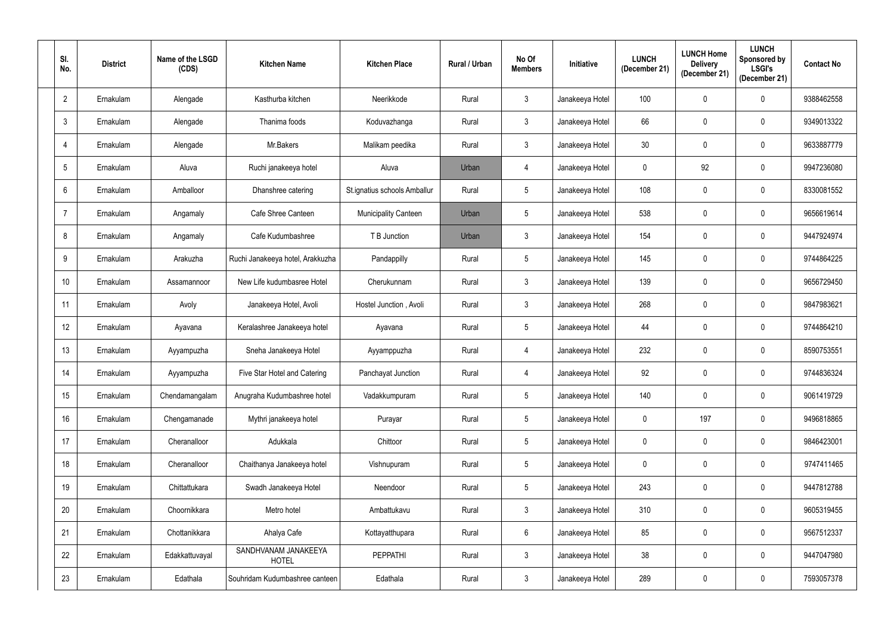| Sl. No. | District | Name of the LSGD (CDS) | Kitchen Name | Kitchen Place | Rural / Urban | No Of Members | Initiative | LUNCH (December 21) | LUNCH Home Delivery (December 21) | LUNCH Sponsored by LSGI's (December 21) | Contact No |
|---|---|---|---|---|---|---|---|---|---|---|---|
| 2 | Ernakulam | Alengade | Kasthurba kitchen | Neerikkode | Rural | 3 | Janakeeya Hotel | 100 | 0 | 0 | 9388462558 |
| 3 | Ernakulam | Alengade | Thanima foods | Koduvazhanga | Rural | 3 | Janakeeya Hotel | 66 | 0 | 0 | 9349013322 |
| 4 | Ernakulam | Alengade | Mr.Bakers | Malikam peedika | Rural | 3 | Janakeeya Hotel | 30 | 0 | 0 | 9633887779 |
| 5 | Ernakulam | Aluva | Ruchi janakeeya hotel | Aluva | Urban | 4 | Janakeeya Hotel | 0 | 92 | 0 | 9947236080 |
| 6 | Ernakulam | Amballoor | Dhanshree catering | St.ignatius schools Amballur | Rural | 5 | Janakeeya Hotel | 108 | 0 | 0 | 8330081552 |
| 7 | Ernakulam | Angamaly | Cafe Shree Canteen | Municipality Canteen | Urban | 5 | Janakeeya Hotel | 538 | 0 | 0 | 9656619614 |
| 8 | Ernakulam | Angamaly | Cafe Kudumbashree | T B Junction | Urban | 3 | Janakeeya Hotel | 154 | 0 | 0 | 9447924974 |
| 9 | Ernakulam | Arakuzha | Ruchi Janakeeya hotel, Arakkuzha | Pandappilly | Rural | 5 | Janakeeya Hotel | 145 | 0 | 0 | 9744864225 |
| 10 | Ernakulam | Assamannoor | New Life kudumbasree Hotel | Cherukunnam | Rural | 3 | Janakeeya Hotel | 139 | 0 | 0 | 9656729450 |
| 11 | Ernakulam | Avoly | Janakeeya Hotel, Avoli | Hostel Junction , Avoli | Rural | 3 | Janakeeya Hotel | 268 | 0 | 0 | 9847983621 |
| 12 | Ernakulam | Ayavana | Keralashree Janakeeya hotel | Ayavana | Rural | 5 | Janakeeya Hotel | 44 | 0 | 0 | 9744864210 |
| 13 | Ernakulam | Ayyampuzha | Sneha Janakeeya Hotel | Ayyamppuzha | Rural | 4 | Janakeeya Hotel | 232 | 0 | 0 | 8590753551 |
| 14 | Ernakulam | Ayyampuzha | Five Star Hotel and Catering | Panchayat Junction | Rural | 4 | Janakeeya Hotel | 92 | 0 | 0 | 9744836324 |
| 15 | Ernakulam | Chendamangalam | Anugraha Kudumbashree hotel | Vadakkumpuram | Rural | 5 | Janakeeya Hotel | 140 | 0 | 0 | 9061419729 |
| 16 | Ernakulam | Chengamanade | Mythri janakeeya hotel | Purayar | Rural | 5 | Janakeeya Hotel | 0 | 197 | 0 | 9496818865 |
| 17 | Ernakulam | Cheranalloor | Adukkala | Chittoor | Rural | 5 | Janakeeya Hotel | 0 | 0 | 0 | 9846423001 |
| 18 | Ernakulam | Cheranalloor | Chaithanya Janakeeya hotel | Vishnupuram | Rural | 5 | Janakeeya Hotel | 0 | 0 | 0 | 9747411465 |
| 19 | Ernakulam | Chittattukara | Swadh Janakeeya Hotel | Neendoor | Rural | 5 | Janakeeya Hotel | 243 | 0 | 0 | 9447812788 |
| 20 | Ernakulam | Choornikkara | Metro hotel | Ambattukavu | Rural | 3 | Janakeeya Hotel | 310 | 0 | 0 | 9605319455 |
| 21 | Ernakulam | Chottanikkara | Ahalya Cafe | Kottayatthupara | Rural | 6 | Janakeeya Hotel | 85 | 0 | 0 | 9567512337 |
| 22 | Ernakulam | Edakkattuvayal | SANDHVANAM JANAKEEYA HOTEL | PEPPATHI | Rural | 3 | Janakeeya Hotel | 38 | 0 | 0 | 9447047980 |
| 23 | Ernakulam | Edathala | Souhridam Kudumbashree canteen | Edathala | Rural | 3 | Janakeeya Hotel | 289 | 0 | 0 | 7593057378 |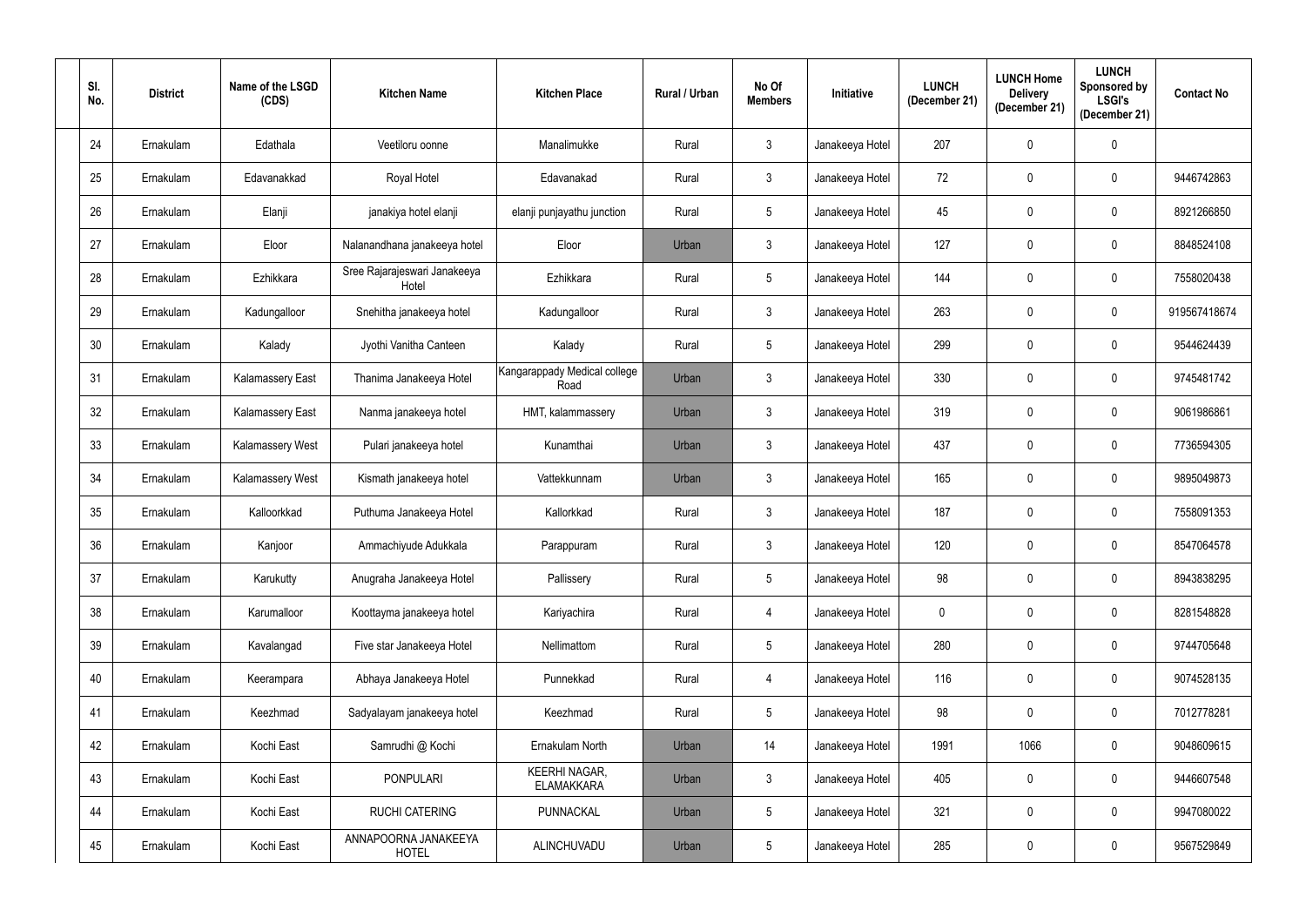| Sl. No. | District | Name of the LSGD (CDS) | Kitchen Name | Kitchen Place | Rural / Urban | No Of Members | Initiative | LUNCH (December 21) | LUNCH Home Delivery (December 21) | LUNCH Sponsored by LSGI's (December 21) | Contact No |
|---|---|---|---|---|---|---|---|---|---|---|---|
| 24 | Ernakulam | Edathala | Veetiloru oonne | Manalimukke | Rural | 3 | Janakeeya Hotel | 207 | 0 | 0 | |
| 25 | Ernakulam | Edavanakkad | Royal Hotel | Edavanakad | Rural | 3 | Janakeeya Hotel | 72 | 0 | 0 | 9446742863 |
| 26 | Ernakulam | Elanji | janakiya hotel elanji | elanji punjayathu junction | Rural | 5 | Janakeeya Hotel | 45 | 0 | 0 | 8921266850 |
| 27 | Ernakulam | Eloor | Nalanandhana janakeeya hotel | Eloor | Urban | 3 | Janakeeya Hotel | 127 | 0 | 0 | 8848524108 |
| 28 | Ernakulam | Ezhikkara | Sree Rajarajeswari Janakeeya Hotel | Ezhikkara | Rural | 5 | Janakeeya Hotel | 144 | 0 | 0 | 7558020438 |
| 29 | Ernakulam | Kadungalloor | Snehitha janakeeya hotel | Kadungalloor | Rural | 3 | Janakeeya Hotel | 263 | 0 | 0 | 919567418674 |
| 30 | Ernakulam | Kalady | Jyothi Vanitha Canteen | Kalady | Rural | 5 | Janakeeya Hotel | 299 | 0 | 0 | 9544624439 |
| 31 | Ernakulam | Kalamassery East | Thanima Janakeeya Hotel | Kangarappady Medical college Road | Urban | 3 | Janakeeya Hotel | 330 | 0 | 0 | 9745481742 |
| 32 | Ernakulam | Kalamassery East | Nanma janakeeya hotel | HMT, kalammassery | Urban | 3 | Janakeeya Hotel | 319 | 0 | 0 | 9061986861 |
| 33 | Ernakulam | Kalamassery West | Pulari janakeeya hotel | Kunamthai | Urban | 3 | Janakeeya Hotel | 437 | 0 | 0 | 7736594305 |
| 34 | Ernakulam | Kalamassery West | Kismath janakeeya hotel | Vattekkunnam | Urban | 3 | Janakeeya Hotel | 165 | 0 | 0 | 9895049873 |
| 35 | Ernakulam | Kalloorkkad | Puthuma Janakeeya Hotel | Kallorkkad | Rural | 3 | Janakeeya Hotel | 187 | 0 | 0 | 7558091353 |
| 36 | Ernakulam | Kanjoor | Ammachiyude Adukkala | Parappuram | Rural | 3 | Janakeeya Hotel | 120 | 0 | 0 | 8547064578 |
| 37 | Ernakulam | Karukutty | Anugraha Janakeeya Hotel | Pallissery | Rural | 5 | Janakeeya Hotel | 98 | 0 | 0 | 8943838295 |
| 38 | Ernakulam | Karumalloor | Koottayma janakeeya hotel | Kariyachira | Rural | 4 | Janakeeya Hotel | 0 | 0 | 0 | 8281548828 |
| 39 | Ernakulam | Kavalangad | Five star Janakeeya Hotel | Nellimattom | Rural | 5 | Janakeeya Hotel | 280 | 0 | 0 | 9744705648 |
| 40 | Ernakulam | Keerampara | Abhaya Janakeeya Hotel | Punnekkad | Rural | 4 | Janakeeya Hotel | 116 | 0 | 0 | 9074528135 |
| 41 | Ernakulam | Keezhmad | Sadyalayam janakeeya hotel | Keezhmad | Rural | 5 | Janakeeya Hotel | 98 | 0 | 0 | 7012778281 |
| 42 | Ernakulam | Kochi East | Samrudhi @ Kochi | Ernakulam North | Urban | 14 | Janakeeya Hotel | 1991 | 1066 | 0 | 9048609615 |
| 43 | Ernakulam | Kochi East | PONPULARI | KEERHI NAGAR, ELAMAKKARA | Urban | 3 | Janakeeya Hotel | 405 | 0 | 0 | 9446607548 |
| 44 | Ernakulam | Kochi East | RUCHI CATERING | PUNNACKAL | Urban | 5 | Janakeeya Hotel | 321 | 0 | 0 | 9947080022 |
| 45 | Ernakulam | Kochi East | ANNAPOORNA JANAKEEYA HOTEL | ALINCHUVADU | Urban | 5 | Janakeeya Hotel | 285 | 0 | 0 | 9567529849 |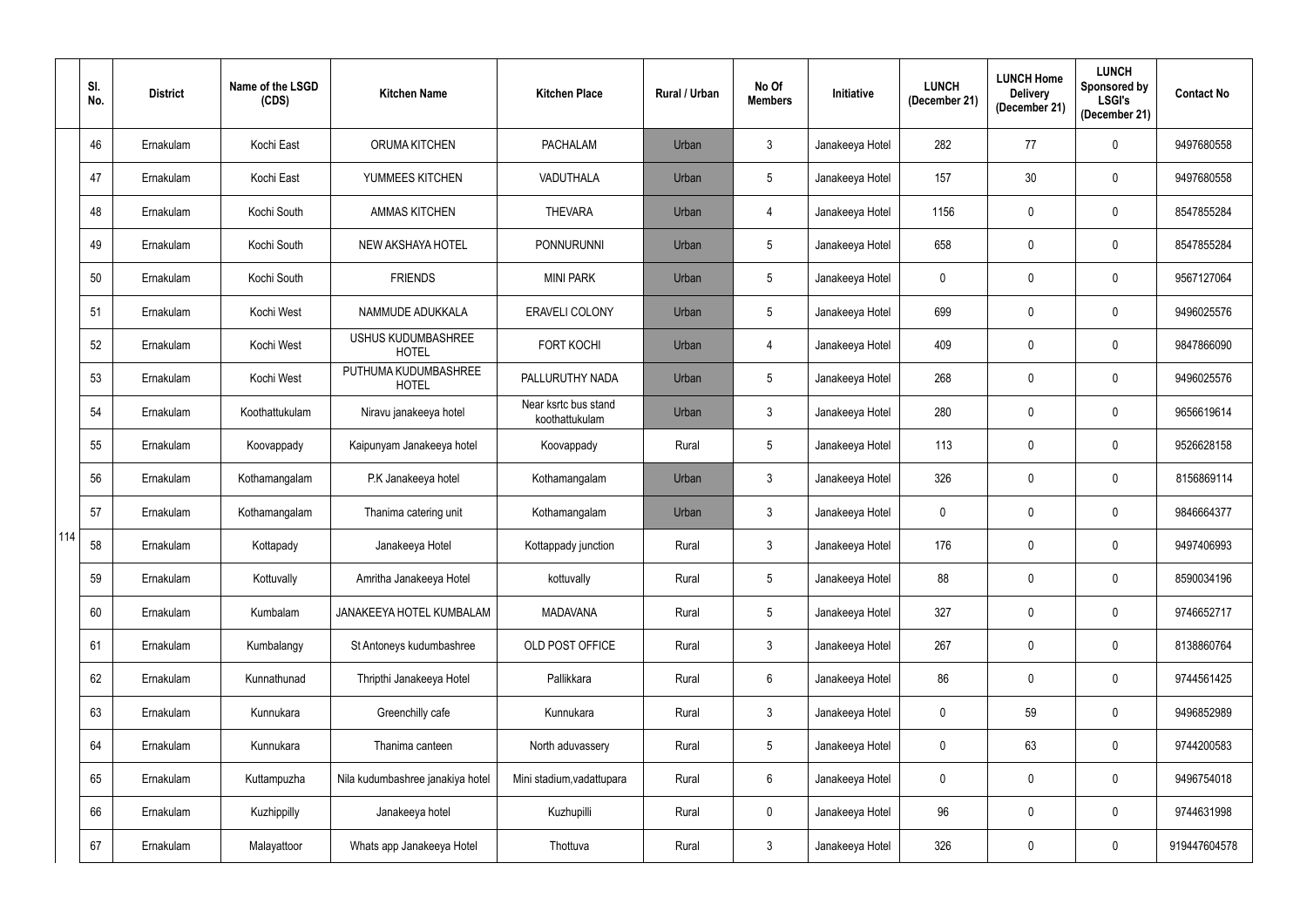| | Sl. No. | District | Name of the LSGD (CDS) | Kitchen Name | Kitchen Place | Rural / Urban | No Of Members | Initiative | LUNCH (December 21) | LUNCH Home Delivery (December 21) | LUNCH Sponsored by LSGI's (December 21) | Contact No |
|---|---|---|---|---|---|---|---|---|---|---|---|---|
| 114 | 46 | Ernakulam | Kochi East | ORUMA KITCHEN | PACHALAM | Urban | 3 | Janakeeya Hotel | 282 | 77 | 0 | 9497680558 |
| | 47 | Ernakulam | Kochi East | YUMMEES KITCHEN | VADUTHALA | Urban | 5 | Janakeeya Hotel | 157 | 30 | 0 | 9497680558 |
| | 48 | Ernakulam | Kochi South | AMMAS KITCHEN | THEVARA | Urban | 4 | Janakeeya Hotel | 1156 | 0 | 0 | 8547855284 |
| | 49 | Ernakulam | Kochi South | NEW AKSHAYA HOTEL | PONNURUNNI | Urban | 5 | Janakeeya Hotel | 658 | 0 | 0 | 8547855284 |
| | 50 | Ernakulam | Kochi South | FRIENDS | MINI PARK | Urban | 5 | Janakeeya Hotel | 0 | 0 | 0 | 9567127064 |
| | 51 | Ernakulam | Kochi West | NAMMUDE ADUKKALA | ERAVELI COLONY | Urban | 5 | Janakeeya Hotel | 699 | 0 | 0 | 9496025576 |
| | 52 | Ernakulam | Kochi West | USHUS KUDUMBASHREE HOTEL | FORT KOCHI | Urban | 4 | Janakeeya Hotel | 409 | 0 | 0 | 9847866090 |
| | 53 | Ernakulam | Kochi West | PUTHUMA KUDUMBASHREE HOTEL | PALLURUTHY NADA | Urban | 5 | Janakeeya Hotel | 268 | 0 | 0 | 9496025576 |
| | 54 | Ernakulam | Koothattukulam | Niravu janakeeya hotel | Near ksrtc bus stand koothattukulam | Urban | 3 | Janakeeya Hotel | 280 | 0 | 0 | 9656619614 |
| | 55 | Ernakulam | Koovappady | Kaipunyam Janakeeya hotel | Koovappady | Rural | 5 | Janakeeya Hotel | 113 | 0 | 0 | 9526628158 |
| | 56 | Ernakulam | Kothamangalam | P.K Janakeeya hotel | Kothamangalam | Urban | 3 | Janakeeya Hotel | 326 | 0 | 0 | 8156869114 |
| | 57 | Ernakulam | Kothamangalam | Thanima catering unit | Kothamangalam | Urban | 3 | Janakeeya Hotel | 0 | 0 | 0 | 9846664377 |
| | 58 | Ernakulam | Kottapady | Janakeeya Hotel | Kottappady junction | Rural | 3 | Janakeeya Hotel | 176 | 0 | 0 | 9497406993 |
| | 59 | Ernakulam | Kottuvally | Amritha Janakeeya Hotel | kottuvally | Rural | 5 | Janakeeya Hotel | 88 | 0 | 0 | 8590034196 |
| | 60 | Ernakulam | Kumbalam | JANAKEEYA HOTEL KUMBALAM | MADAVANA | Rural | 5 | Janakeeya Hotel | 327 | 0 | 0 | 9746652717 |
| | 61 | Ernakulam | Kumbalangy | St Antoneys kudumbashree | OLD POST OFFICE | Rural | 3 | Janakeeya Hotel | 267 | 0 | 0 | 8138860764 |
| | 62 | Ernakulam | Kunnathunad | Thripthi Janakeeya Hotel | Pallikkara | Rural | 6 | Janakeeya Hotel | 86 | 0 | 0 | 9744561425 |
| | 63 | Ernakulam | Kunnukara | Greenchilly cafe | Kunnukara | Rural | 3 | Janakeeya Hotel | 0 | 59 | 0 | 9496852989 |
| | 64 | Ernakulam | Kunnukara | Thanima canteen | North aduvassery | Rural | 5 | Janakeeya Hotel | 0 | 63 | 0 | 9744200583 |
| | 65 | Ernakulam | Kuttampuzha | Nila kudumbashree janakiya hotel | Mini stadium,vadattupara | Rural | 6 | Janakeeya Hotel | 0 | 0 | 0 | 9496754018 |
| | 66 | Ernakulam | Kuzhippilly | Janakeeya hotel | Kuzhupilli | Rural | 0 | Janakeeya Hotel | 96 | 0 | 0 | 9744631998 |
| | 67 | Ernakulam | Malayattoor | Whats app Janakeeya Hotel | Thottuva | Rural | 3 | Janakeeya Hotel | 326 | 0 | 0 | 919447604578 |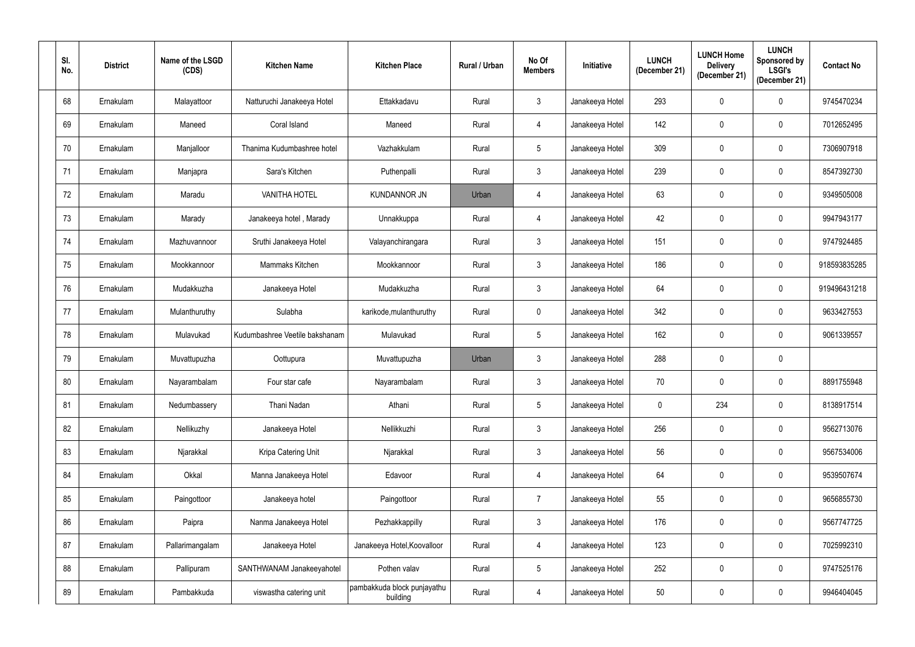| Sl. No. | District | Name of the LSGD (CDS) | Kitchen Name | Kitchen Place | Rural / Urban | No Of Members | Initiative | LUNCH (December 21) | LUNCH Home Delivery (December 21) | LUNCH Sponsored by LSGI's (December 21) | Contact No |
|---|---|---|---|---|---|---|---|---|---|---|---|
| 68 | Ernakulam | Malayattoor | Natturuchi Janakeeya Hotel | Ettakkadavu | Rural | 3 | Janakeeya Hotel | 293 | 0 | 0 | 9745470234 |
| 69 | Ernakulam | Maneed | Coral Island | Maneed | Rural | 4 | Janakeeya Hotel | 142 | 0 | 0 | 7012652495 |
| 70 | Ernakulam | Manjalloor | Thanima Kudumbashree hotel | Vazhakkulam | Rural | 5 | Janakeeya Hotel | 309 | 0 | 0 | 7306907918 |
| 71 | Ernakulam | Manjapra | Sara's Kitchen | Puthenpalli | Rural | 3 | Janakeeya Hotel | 239 | 0 | 0 | 8547392730 |
| 72 | Ernakulam | Maradu | VANITHA HOTEL | KUNDANNOR JN | Urban | 4 | Janakeeya Hotel | 63 | 0 | 0 | 9349505008 |
| 73 | Ernakulam | Marady | Janakeeya hotel , Marady | Unnakkuppa | Rural | 4 | Janakeeya Hotel | 42 | 0 | 0 | 9947943177 |
| 74 | Ernakulam | Mazhuvannoor | Sruthi Janakeeya Hotel | Valayanchirangara | Rural | 3 | Janakeeya Hotel | 151 | 0 | 0 | 9747924485 |
| 75 | Ernakulam | Mookkannoor | Mammaks Kitchen | Mookkannoor | Rural | 3 | Janakeeya Hotel | 186 | 0 | 0 | 918593835285 |
| 76 | Ernakulam | Mudakkuzha | Janakeeya Hotel | Mudakkuzha | Rural | 3 | Janakeeya Hotel | 64 | 0 | 0 | 919496431218 |
| 77 | Ernakulam | Mulanthuruthy | Sulabha | karikode,mulanthuruthy | Rural | 0 | Janakeeya Hotel | 342 | 0 | 0 | 9633427553 |
| 78 | Ernakulam | Mulavukad | Kudumbashree Veetile bakshanam | Mulavukad | Rural | 5 | Janakeeya Hotel | 162 | 0 | 0 | 9061339557 |
| 79 | Ernakulam | Muvattupuzha | Oottupura | Muvattupuzha | Urban | 3 | Janakeeya Hotel | 288 | 0 | 0 | |
| 80 | Ernakulam | Nayarambalam | Four star cafe | Nayarambalam | Rural | 3 | Janakeeya Hotel | 70 | 0 | 0 | 8891755948 |
| 81 | Ernakulam | Nedumbassery | Thani Nadan | Athani | Rural | 5 | Janakeeya Hotel | 0 | 234 | 0 | 8138917514 |
| 82 | Ernakulam | Nellikuzhy | Janakeeya Hotel | Nellikkuzhi | Rural | 3 | Janakeeya Hotel | 256 | 0 | 0 | 9562713076 |
| 83 | Ernakulam | Njarakkal | Kripa Catering Unit | Njarakkal | Rural | 3 | Janakeeya Hotel | 56 | 0 | 0 | 9567534006 |
| 84 | Ernakulam | Okkal | Manna Janakeeya Hotel | Edavoor | Rural | 4 | Janakeeya Hotel | 64 | 0 | 0 | 9539507674 |
| 85 | Ernakulam | Paingottoor | Janakeeya hotel | Paingottoor | Rural | 7 | Janakeeya Hotel | 55 | 0 | 0 | 9656855730 |
| 86 | Ernakulam | Paipra | Nanma Janakeeya Hotel | Pezhakkappilly | Rural | 3 | Janakeeya Hotel | 176 | 0 | 0 | 9567747725 |
| 87 | Ernakulam | Pallarimangalam | Janakeeya Hotel | Janakeeya Hotel,Koovalloor | Rural | 4 | Janakeeya Hotel | 123 | 0 | 0 | 7025992310 |
| 88 | Ernakulam | Pallipuram | SANTHWANAM Janakeeyahotel | Pothen valav | Rural | 5 | Janakeeya Hotel | 252 | 0 | 0 | 9747525176 |
| 89 | Ernakulam | Pambakkuda | viswastha catering unit | pambakkuda block punjayathu building | Rural | 4 | Janakeeya Hotel | 50 | 0 | 0 | 9946404045 |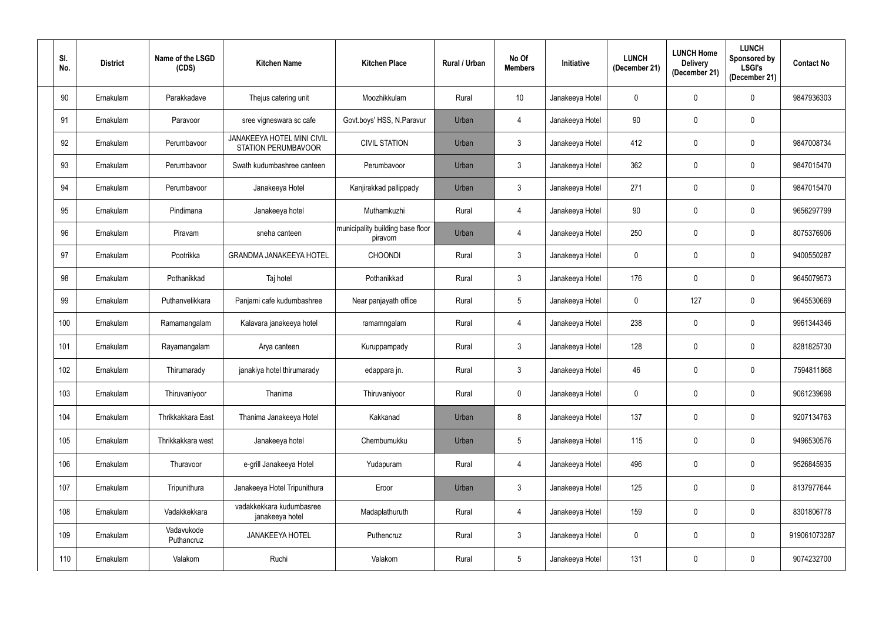| Sl. No. | District | Name of the LSGD (CDS) | Kitchen Name | Kitchen Place | Rural / Urban | No Of Members | Initiative | LUNCH (December 21) | LUNCH Home Delivery (December 21) | LUNCH Sponsored by LSGI's (December 21) | Contact No |
|---|---|---|---|---|---|---|---|---|---|---|---|
| 90 | Ernakulam | Parakkadave | Thejus catering unit | Moozhikkulam | Rural | 10 | Janakeeya Hotel | 0 | 0 | 0 | 9847936303 |
| 91 | Ernakulam | Paravoor | sree vigneswara sc cafe | Govt.boys' HSS, N.Paravur | Urban | 4 | Janakeeya Hotel | 90 | 0 | 0 | |
| 92 | Ernakulam | Perumbavoor | JANAKEEYA HOTEL MINI CIVIL STATION PERUMBAVOOR | CIVIL STATION | Urban | 3 | Janakeeya Hotel | 412 | 0 | 0 | 9847008734 |
| 93 | Ernakulam | Perumbavoor | Swath kudumbashree canteen | Perumbavoor | Urban | 3 | Janakeeya Hotel | 362 | 0 | 0 | 9847015470 |
| 94 | Ernakulam | Perumbavoor | Janakeeya Hotel | Kanjirakkad pallippady | Urban | 3 | Janakeeya Hotel | 271 | 0 | 0 | 9847015470 |
| 95 | Ernakulam | Pindimana | Janakeeya hotel | Muthamkuzhi | Rural | 4 | Janakeeya Hotel | 90 | 0 | 0 | 9656297799 |
| 96 | Ernakulam | Piravam | sneha canteen | municipality building base floor piravom | Urban | 4 | Janakeeya Hotel | 250 | 0 | 0 | 8075376906 |
| 97 | Ernakulam | Pootrikka | GRANDMA JANAKEEYA HOTEL | CHOONDI | Rural | 3 | Janakeeya Hotel | 0 | 0 | 0 | 9400550287 |
| 98 | Ernakulam | Pothanikkad | Taj hotel | Pothanikkad | Rural | 3 | Janakeeya Hotel | 176 | 0 | 0 | 9645079573 |
| 99 | Ernakulam | Puthanvelikkara | Panjami cafe kudumbashree | Near panjayath office | Rural | 5 | Janakeeya Hotel | 0 | 127 | 0 | 9645530669 |
| 100 | Ernakulam | Ramamangalam | Kalavara janakeeya hotel | ramamngalam | Rural | 4 | Janakeeya Hotel | 238 | 0 | 0 | 9961344346 |
| 101 | Ernakulam | Rayamangalam | Arya canteen | Kuruppampady | Rural | 3 | Janakeeya Hotel | 128 | 0 | 0 | 8281825730 |
| 102 | Ernakulam | Thirumarady | janakiya hotel thirumarady | edappara jn. | Rural | 3 | Janakeeya Hotel | 46 | 0 | 0 | 7594811868 |
| 103 | Ernakulam | Thiruvaniyoor | Thanima | Thiruvaniyoor | Rural | 0 | Janakeeya Hotel | 0 | 0 | 0 | 9061239698 |
| 104 | Ernakulam | Thrikkakkara East | Thanima Janakeeya Hotel | Kakkanad | Urban | 8 | Janakeeya Hotel | 137 | 0 | 0 | 9207134763 |
| 105 | Ernakulam | Thrikkakkara west | Janakeeya hotel | Chembumukku | Urban | 5 | Janakeeya Hotel | 115 | 0 | 0 | 9496530576 |
| 106 | Ernakulam | Thuravoor | e-grill Janakeeya Hotel | Yudapuram | Rural | 4 | Janakeeya Hotel | 496 | 0 | 0 | 9526845935 |
| 107 | Ernakulam | Tripunithura | Janakeeya Hotel Tripunithura | Eroor | Urban | 3 | Janakeeya Hotel | 125 | 0 | 0 | 8137977644 |
| 108 | Ernakulam | Vadakkekkara | vadakkekkara kudumbasree janakeeya hotel | Madaplathuruth | Rural | 4 | Janakeeya Hotel | 159 | 0 | 0 | 8301806778 |
| 109 | Ernakulam | Vadavukode Puthancruz | JANAKEEYA HOTEL | Puthencruz | Rural | 3 | Janakeeya Hotel | 0 | 0 | 0 | 919061073287 |
| 110 | Ernakulam | Valakom | Ruchi | Valakom | Rural | 5 | Janakeeya Hotel | 131 | 0 | 0 | 9074232700 |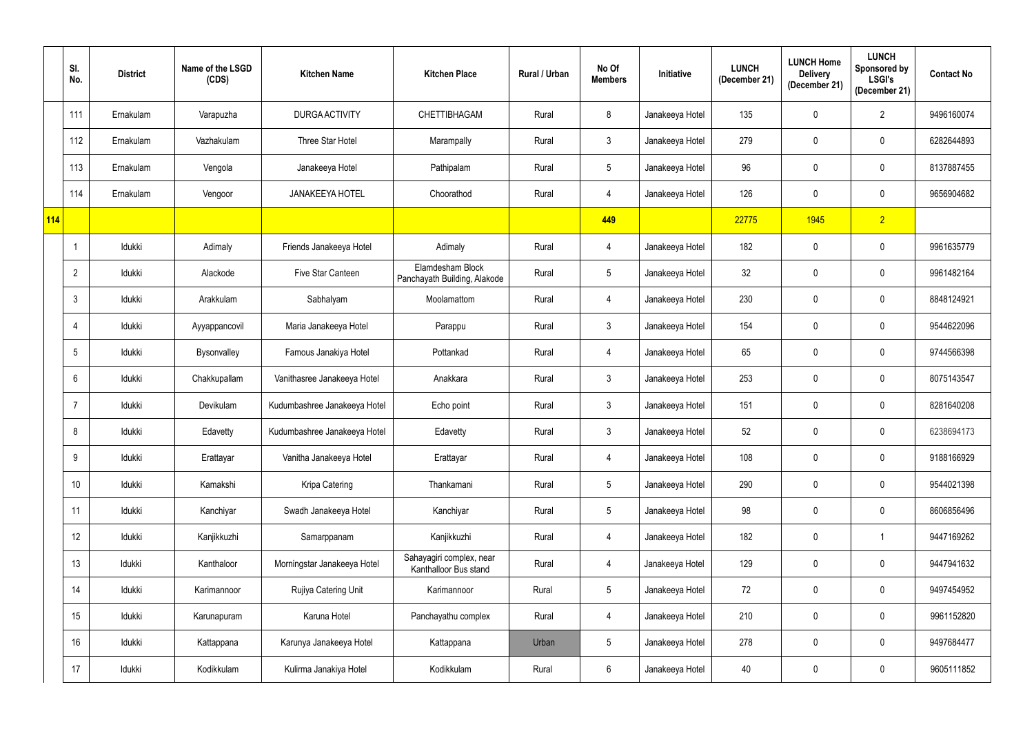|  | Sl. No. | District | Name of the LSGD (CDS) | Kitchen Name | Kitchen Place | Rural / Urban | No Of Members | Initiative | LUNCH (December 21) | LUNCH Home Delivery (December 21) | LUNCH Sponsored by LSGI's (December 21) | Contact No |
|---|---|---|---|---|---|---|---|---|---|---|---|---|
|  | 111 | Ernakulam | Varapuzha | DURGA ACTIVITY | CHETTIBHAGAM | Rural | 8 | Janakeeya Hotel | 135 | 0 | 2 | 9496160074 |
|  | 112 | Ernakulam | Vazhakulam | Three Star Hotel | Marampally | Rural | 3 | Janakeeya Hotel | 279 | 0 | 0 | 6282644893 |
|  | 113 | Ernakulam | Vengola | Janakeeya Hotel | Pathipalam | Rural | 5 | Janakeeya Hotel | 96 | 0 | 0 | 8137887455 |
|  | 114 | Ernakulam | Vengoor | JANAKEEYA HOTEL | Choorathod | Rural | 4 | Janakeeya Hotel | 126 | 0 | 0 | 9656904682 |
| 114 |  |  |  |  |  |  | 449 |  | 22775 | 1945 | 2 |  |
|  | 1 | Idukki | Adimaly | Friends Janakeeya Hotel | Adimaly | Rural | 4 | Janakeeya Hotel | 182 | 0 | 0 | 9961635779 |
|  | 2 | Idukki | Alackode | Five Star Canteen | Elamdesham Block Panchayath Building, Alakode | Rural | 5 | Janakeeya Hotel | 32 | 0 | 0 | 9961482164 |
|  | 3 | Idukki | Arakkulam | Sabhalyam | Moolamattom | Rural | 4 | Janakeeya Hotel | 230 | 0 | 0 | 8848124921 |
|  | 4 | Idukki | Ayyappancovil | Maria Janakeeya Hotel | Parappu | Rural | 3 | Janakeeya Hotel | 154 | 0 | 0 | 9544622096 |
|  | 5 | Idukki | Bysonvalley | Famous Janakiya Hotel | Pottankad | Rural | 4 | Janakeeya Hotel | 65 | 0 | 0 | 9744566398 |
|  | 6 | Idukki | Chakkupallam | Vanithasree Janakeeya Hotel | Anakkara | Rural | 3 | Janakeeya Hotel | 253 | 0 | 0 | 8075143547 |
|  | 7 | Idukki | Devikulam | Kudumbashree Janakeeya Hotel | Echo point | Rural | 3 | Janakeeya Hotel | 151 | 0 | 0 | 8281640208 |
|  | 8 | Idukki | Edavetty | Kudumbashree Janakeeya Hotel | Edavetty | Rural | 3 | Janakeeya Hotel | 52 | 0 | 0 | 6238694173 |
|  | 9 | Idukki | Erattayar | Vanitha Janakeeya Hotel | Erattayar | Rural | 4 | Janakeeya Hotel | 108 | 0 | 0 | 9188166929 |
|  | 10 | Idukki | Kamakshi | Kripa Catering | Thankamani | Rural | 5 | Janakeeya Hotel | 290 | 0 | 0 | 9544021398 |
|  | 11 | Idukki | Kanchiyar | Swadh Janakeeya Hotel | Kanchiyar | Rural | 5 | Janakeeya Hotel | 98 | 0 | 0 | 8606856496 |
|  | 12 | Idukki | Kanjikkuzhi | Samarppanam | Kanjikkuzhi | Rural | 4 | Janakeeya Hotel | 182 | 0 | 1 | 9447169262 |
|  | 13 | Idukki | Kanthaloor | Morningstar Janakeeya Hotel | Sahayagiri complex, near Kanthalloor Bus stand | Rural | 4 | Janakeeya Hotel | 129 | 0 | 0 | 9447941632 |
|  | 14 | Idukki | Karimannoor | Rujiya Catering Unit | Karimannoor | Rural | 5 | Janakeeya Hotel | 72 | 0 | 0 | 9497454952 |
|  | 15 | Idukki | Karunapuram | Karuna Hotel | Panchayathu complex | Rural | 4 | Janakeeya Hotel | 210 | 0 | 0 | 9961152820 |
|  | 16 | Idukki | Kattappana | Karunya Janakeeya Hotel | Kattappana | Urban | 5 | Janakeeya Hotel | 278 | 0 | 0 | 9497684477 |
|  | 17 | Idukki | Kodikkulam | Kulirma Janakiya Hotel | Kodikkulam | Rural | 6 | Janakeeya Hotel | 40 | 0 | 0 | 9605111852 |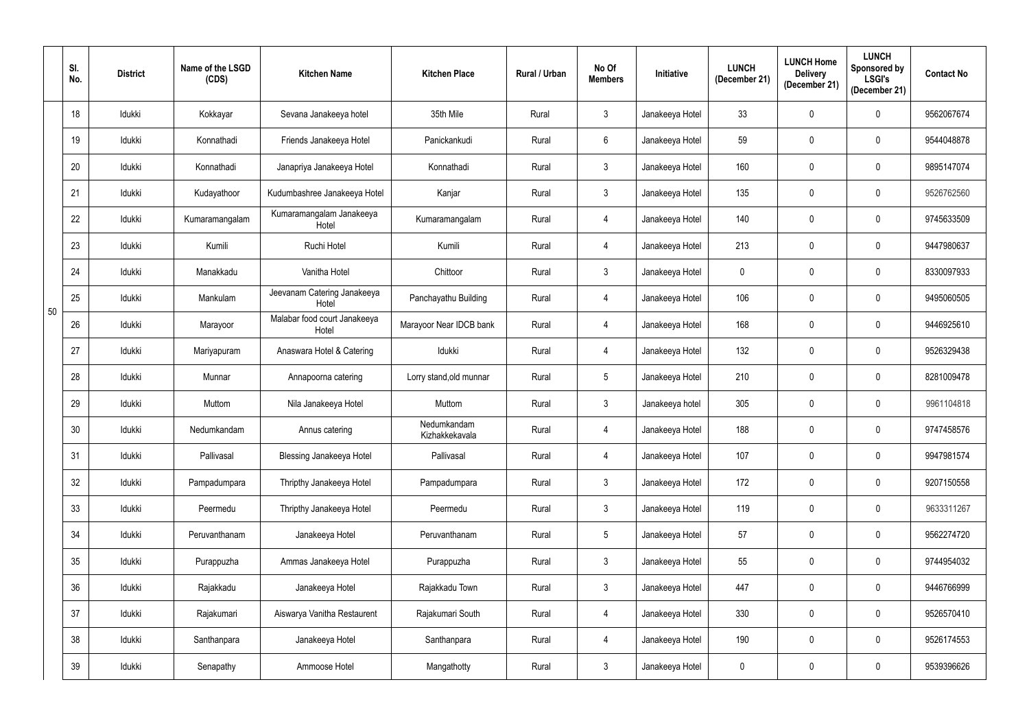|  | Sl. No. | District | Name of the LSGD (CDS) | Kitchen Name | Kitchen Place | Rural / Urban | No Of Members | Initiative | LUNCH (December 21) | LUNCH Home Delivery (December 21) | LUNCH Sponsored by LSGI's (December 21) | Contact No |
|---|---|---|---|---|---|---|---|---|---|---|---|---|
| 50 | 18 | Idukki | Kokkayar | Sevana Janakeeya hotel | 35th Mile | Rural | 3 | Janakeeya Hotel | 33 | 0 | 0 | 9562067674 |
|  | 19 | Idukki | Konnathadi | Friends Janakeeya Hotel | Panickankudi | Rural | 6 | Janakeeya Hotel | 59 | 0 | 0 | 9544048878 |
|  | 20 | Idukki | Konnathadi | Janapriya Janakeeya Hotel | Konnathadi | Rural | 3 | Janakeeya Hotel | 160 | 0 | 0 | 9895147074 |
|  | 21 | Idukki | Kudayathoor | Kudumbashree Janakeeya Hotel | Kanjar | Rural | 3 | Janakeeya Hotel | 135 | 0 | 0 | 9526762560 |
|  | 22 | Idukki | Kumaramangalam | Kumaramangalam Janakeeya Hotel | Kumaramangalam | Rural | 4 | Janakeeya Hotel | 140 | 0 | 0 | 9745633509 |
|  | 23 | Idukki | Kumili | Ruchi Hotel | Kumili | Rural | 4 | Janakeeya Hotel | 213 | 0 | 0 | 9447980637 |
|  | 24 | Idukki | Manakkadu | Vanitha Hotel | Chittoor | Rural | 3 | Janakeeya Hotel | 0 | 0 | 0 | 8330097933 |
|  | 25 | Idukki | Mankulam | Jeevanam Catering Janakeeya Hotel | Panchayathu Building | Rural | 4 | Janakeeya Hotel | 106 | 0 | 0 | 9495060505 |
|  | 26 | Idukki | Marayoor | Malabar food court Janakeeya Hotel | Marayoor Near IDCB bank | Rural | 4 | Janakeeya Hotel | 168 | 0 | 0 | 9446925610 |
|  | 27 | Idukki | Mariyapuram | Anaswara Hotel & Catering | Idukki | Rural | 4 | Janakeeya Hotel | 132 | 0 | 0 | 9526329438 |
|  | 28 | Idukki | Munnar | Annapoorna catering | Lorry stand,old munnar | Rural | 5 | Janakeeya Hotel | 210 | 0 | 0 | 8281009478 |
|  | 29 | Idukki | Muttom | Nila Janakeeya Hotel | Muttom | Rural | 3 | Janakeeya hotel | 305 | 0 | 0 | 9961104818 |
|  | 30 | Idukki | Nedumkandam | Annus catering | Nedumkandam Kizhakkekavala | Rural | 4 | Janakeeya Hotel | 188 | 0 | 0 | 9747458576 |
|  | 31 | Idukki | Pallivasal | Blessing Janakeeya Hotel | Pallivasal | Rural | 4 | Janakeeya Hotel | 107 | 0 | 0 | 9947981574 |
|  | 32 | Idukki | Pampadumpara | Thripthy Janakeeya Hotel | Pampadumpara | Rural | 3 | Janakeeya Hotel | 172 | 0 | 0 | 9207150558 |
|  | 33 | Idukki | Peermedu | Thripthy Janakeeya Hotel | Peermedu | Rural | 3 | Janakeeya Hotel | 119 | 0 | 0 | 9633311267 |
|  | 34 | Idukki | Peruvanthanam | Janakeeya Hotel | Peruvanthanam | Rural | 5 | Janakeeya Hotel | 57 | 0 | 0 | 9562274720 |
|  | 35 | Idukki | Purappuzha | Ammas Janakeeya Hotel | Purappuzha | Rural | 3 | Janakeeya Hotel | 55 | 0 | 0 | 9744954032 |
|  | 36 | Idukki | Rajakkadu | Janakeeya Hotel | Rajakkadu Town | Rural | 3 | Janakeeya Hotel | 447 | 0 | 0 | 9446766999 |
|  | 37 | Idukki | Rajakumari | Aiswarya Vanitha Restaurent | Rajakumari South | Rural | 4 | Janakeeya Hotel | 330 | 0 | 0 | 9526570410 |
|  | 38 | Idukki | Santhanpara | Janakeeya Hotel | Santhanpara | Rural | 4 | Janakeeya Hotel | 190 | 0 | 0 | 9526174553 |
|  | 39 | Idukki | Senapathy | Ammoose Hotel | Mangathotty | Rural | 3 | Janakeeya Hotel | 0 | 0 | 0 | 9539396626 |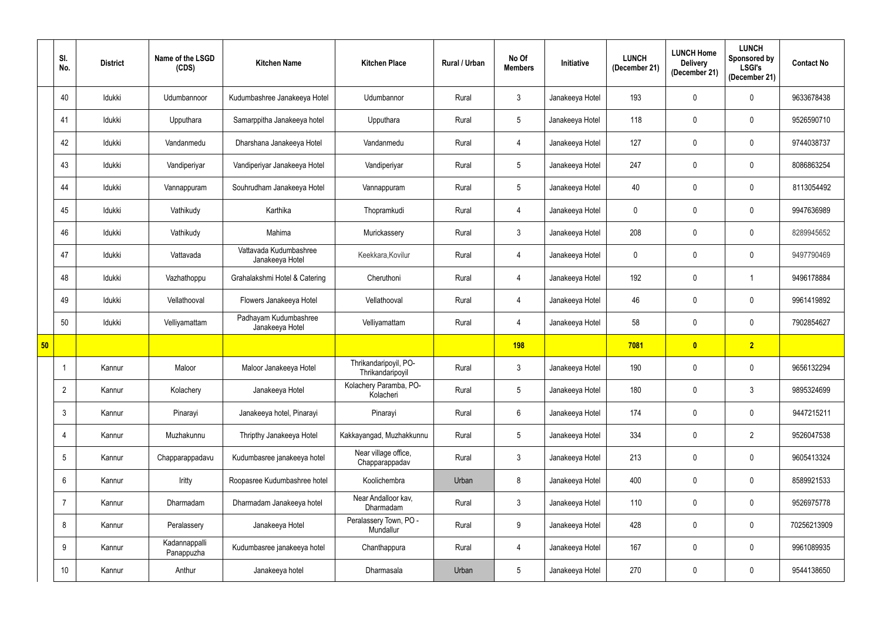| | Sl. No. | District | Name of the LSGD (CDS) | Kitchen Name | Kitchen Place | Rural / Urban | No Of Members | Initiative | LUNCH (December 21) | LUNCH Home Delivery (December 21) | LUNCH Sponsored by LSGI's (December 21) | Contact No |
|---|---|---|---|---|---|---|---|---|---|---|---|---|
| | 40 | Idukki | Udumbannoor | Kudumbashree Janakeeya Hotel | Udumbannor | Rural | 3 | Janakeeya Hotel | 193 | 0 | 0 | 9633678438 |
| | 41 | Idukki | Upputhara | Samarppitha Janakeeya hotel | Upputhara | Rural | 5 | Janakeeya Hotel | 118 | 0 | 0 | 9526590710 |
| | 42 | Idukki | Vandanmedu | Dharshana Janakeeya Hotel | Vandanmedu | Rural | 4 | Janakeeya Hotel | 127 | 0 | 0 | 9744038737 |
| | 43 | Idukki | Vandiperiyar | Vandiperiyar Janakeeya Hotel | Vandiperiyar | Rural | 5 | Janakeeya Hotel | 247 | 0 | 0 | 8086863254 |
| | 44 | Idukki | Vannappuram | Souhrudham Janakeeya Hotel | Vannappuram | Rural | 5 | Janakeeya Hotel | 40 | 0 | 0 | 8113054492 |
| | 45 | Idukki | Vathikudy | Karthika | Thopramkudi | Rural | 4 | Janakeeya Hotel | 0 | 0 | 0 | 9947636989 |
| | 46 | Idukki | Vathikudy | Mahima | Murickassery | Rural | 3 | Janakeeya Hotel | 208 | 0 | 0 | 8289945652 |
| | 47 | Idukki | Vattavada | Vattavada Kudumbashree Janakeeya Hotel | Keekkara,Kovilur | Rural | 4 | Janakeeya Hotel | 0 | 0 | 0 | 9497790469 |
| | 48 | Idukki | Vazhathoppu | Grahalakshmi Hotel & Catering | Cheruthoni | Rural | 4 | Janakeeya Hotel | 192 | 0 | 1 | 9496178884 |
| | 49 | Idukki | Vellathooval | Flowers Janakeeya Hotel | Vellathooval | Rural | 4 | Janakeeya Hotel | 46 | 0 | 0 | 9961419892 |
| | 50 | Idukki | Velliyamattam | Padhayam Kudumbashree Janakeeya Hotel | Velliyamattam | Rural | 4 | Janakeeya Hotel | 58 | 0 | 0 | 7902854627 |
| **50** | | | | | | | **198** | | **7081** | **0** | **2** | |
| | 1 | Kannur | Maloor | Maloor Janakeeya Hotel | Thrikandaripoyil, PO-Thrikandaripoyil | Rural | 3 | Janakeeya Hotel | 190 | 0 | 0 | 9656132294 |
| | 2 | Kannur | Kolachery | Janakeeya Hotel | Kolachery Paramba, PO-Kolacheri | Rural | 5 | Janakeeya Hotel | 180 | 0 | 3 | 9895324699 |
| | 3 | Kannur | Pinarayi | Janakeeya hotel, Pinarayi | Pinarayi | Rural | 6 | Janakeeya Hotel | 174 | 0 | 0 | 9447215211 |
| | 4 | Kannur | Muzhakunnu | Thripthy Janakeeya Hotel | Kakkayangad, Muzhakkunnu | Rural | 5 | Janakeeya Hotel | 334 | 0 | 2 | 9526047538 |
| | 5 | Kannur | Chapparappadavu | Kudumbasree janakeeya hotel | Near village office, Chapparappadav | Rural | 3 | Janakeeya Hotel | 213 | 0 | 0 | 9605413324 |
| | 6 | Kannur | Iritty | Roopasree Kudumbashree hotel | Koolichembra | Urban | 8 | Janakeeya Hotel | 400 | 0 | 0 | 8589921533 |
| | 7 | Kannur | Dharmadam | Dharmadam Janakeeya hotel | Near Andalloor kav, Dharmadam | Rural | 3 | Janakeeya Hotel | 110 | 0 | 0 | 9526975778 |
| | 8 | Kannur | Peralassery | Janakeeya Hotel | Peralassery Town, PO - Mundallur | Rural | 9 | Janakeeya Hotel | 428 | 0 | 0 | 70256213909 |
| | 9 | Kannur | Kadannappalli Panappuzha | Kudumbasree janakeeya hotel | Chanthappura | Rural | 4 | Janakeeya Hotel | 167 | 0 | 0 | 9961089935 |
| | 10 | Kannur | Anthur | Janakeeya hotel | Dharmasala | Urban | 5 | Janakeeya Hotel | 270 | 0 | 0 | 9544138650 |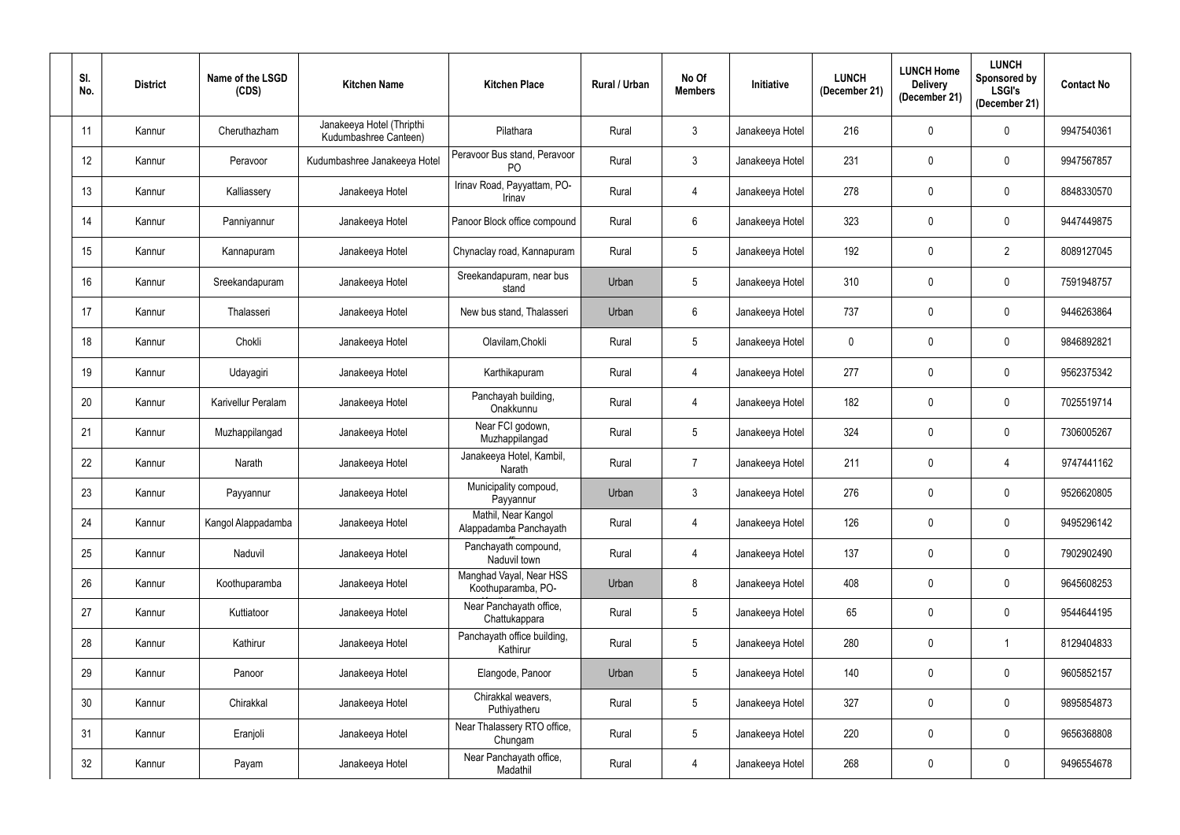| Sl. No. | District | Name of the LSGD (CDS) | Kitchen Name | Kitchen Place | Rural / Urban | No Of Members | Initiative | LUNCH (December 21) | LUNCH Home Delivery (December 21) | LUNCH Sponsored by LSGI's (December 21) | Contact No |
|---|---|---|---|---|---|---|---|---|---|---|---|
| 11 | Kannur | Cheruthazham | Janakeeya Hotel (Thripthi Kudumbashree Canteen) | Pilathara | Rural | 3 | Janakeeya Hotel | 216 | 0 | 0 | 9947540361 |
| 12 | Kannur | Peravoor | Kudumbashree Janakeeya Hotel | Peravoor Bus stand, Peravoor PO | Rural | 3 | Janakeeya Hotel | 231 | 0 | 0 | 9947567857 |
| 13 | Kannur | Kalliassery | Janakeeya Hotel | Irinav Road, Payyattam, PO-Irinav | Rural | 4 | Janakeeya Hotel | 278 | 0 | 0 | 8848330570 |
| 14 | Kannur | Panniyannur | Janakeeya Hotel | Panoor Block office compound | Rural | 6 | Janakeeya Hotel | 323 | 0 | 0 | 9447449875 |
| 15 | Kannur | Kannapuram | Janakeeya Hotel | Chynaclay road, Kannapuram | Rural | 5 | Janakeeya Hotel | 192 | 0 | 2 | 8089127045 |
| 16 | Kannur | Sreekandapuram | Janakeeya Hotel | Sreekandapuram, near bus stand | Urban | 5 | Janakeeya Hotel | 310 | 0 | 0 | 7591948757 |
| 17 | Kannur | Thalasseri | Janakeeya Hotel | New bus stand, Thalasseri | Urban | 6 | Janakeeya Hotel | 737 | 0 | 0 | 9446263864 |
| 18 | Kannur | Chokli | Janakeeya Hotel | Olavilam,Chokli | Rural | 5 | Janakeeya Hotel | 0 | 0 | 0 | 9846892821 |
| 19 | Kannur | Udayagiri | Janakeeya Hotel | Karthikapuram | Rural | 4 | Janakeeya Hotel | 277 | 0 | 0 | 9562375342 |
| 20 | Kannur | Karivellur Peralam | Janakeeya Hotel | Panchayah building, Onakkunnu | Rural | 4 | Janakeeya Hotel | 182 | 0 | 0 | 7025519714 |
| 21 | Kannur | Muzhappilangad | Janakeeya Hotel | Near FCI godown, Muzhappilangad | Rural | 5 | Janakeeya Hotel | 324 | 0 | 0 | 7306005267 |
| 22 | Kannur | Narath | Janakeeya Hotel | Janakeeya Hotel, Kambil, Narath | Rural | 7 | Janakeeya Hotel | 211 | 0 | 4 | 9747441162 |
| 23 | Kannur | Payyannur | Janakeeya Hotel | Municipality compoud, Payyannur | Urban | 3 | Janakeeya Hotel | 276 | 0 | 0 | 9526620805 |
| 24 | Kannur | Kangol Alappadamba | Janakeeya Hotel | Mathil, Near Kangol Alappadamba Panchayath | Rural | 4 | Janakeeya Hotel | 126 | 0 | 0 | 9495296142 |
| 25 | Kannur | Naduvil | Janakeeya Hotel | Panchayath compound, Naduvil town | Rural | 4 | Janakeeya Hotel | 137 | 0 | 0 | 7902902490 |
| 26 | Kannur | Koothuparamba | Janakeeya Hotel | Manghad Vayal, Near HSS Koothuparamba, PO- | Urban | 8 | Janakeeya Hotel | 408 | 0 | 0 | 9645608253 |
| 27 | Kannur | Kuttiatoor | Janakeeya Hotel | Near Panchayath office, Chattukappara | Rural | 5 | Janakeeya Hotel | 65 | 0 | 0 | 9544644195 |
| 28 | Kannur | Kathirur | Janakeeya Hotel | Panchayath office building, Kathirur | Rural | 5 | Janakeeya Hotel | 280 | 0 | 1 | 8129404833 |
| 29 | Kannur | Panoor | Janakeeya Hotel | Elangode, Panoor | Urban | 5 | Janakeeya Hotel | 140 | 0 | 0 | 9605852157 |
| 30 | Kannur | Chirakkal | Janakeeya Hotel | Chirakkal weavers, Puthiyatheru | Rural | 5 | Janakeeya Hotel | 327 | 0 | 0 | 9895854873 |
| 31 | Kannur | Eranjoli | Janakeeya Hotel | Near Thalassery RTO office, Chungam | Rural | 5 | Janakeeya Hotel | 220 | 0 | 0 | 9656368808 |
| 32 | Kannur | Payam | Janakeeya Hotel | Near Panchayath office, Madathil | Rural | 4 | Janakeeya Hotel | 268 | 0 | 0 | 9496554678 |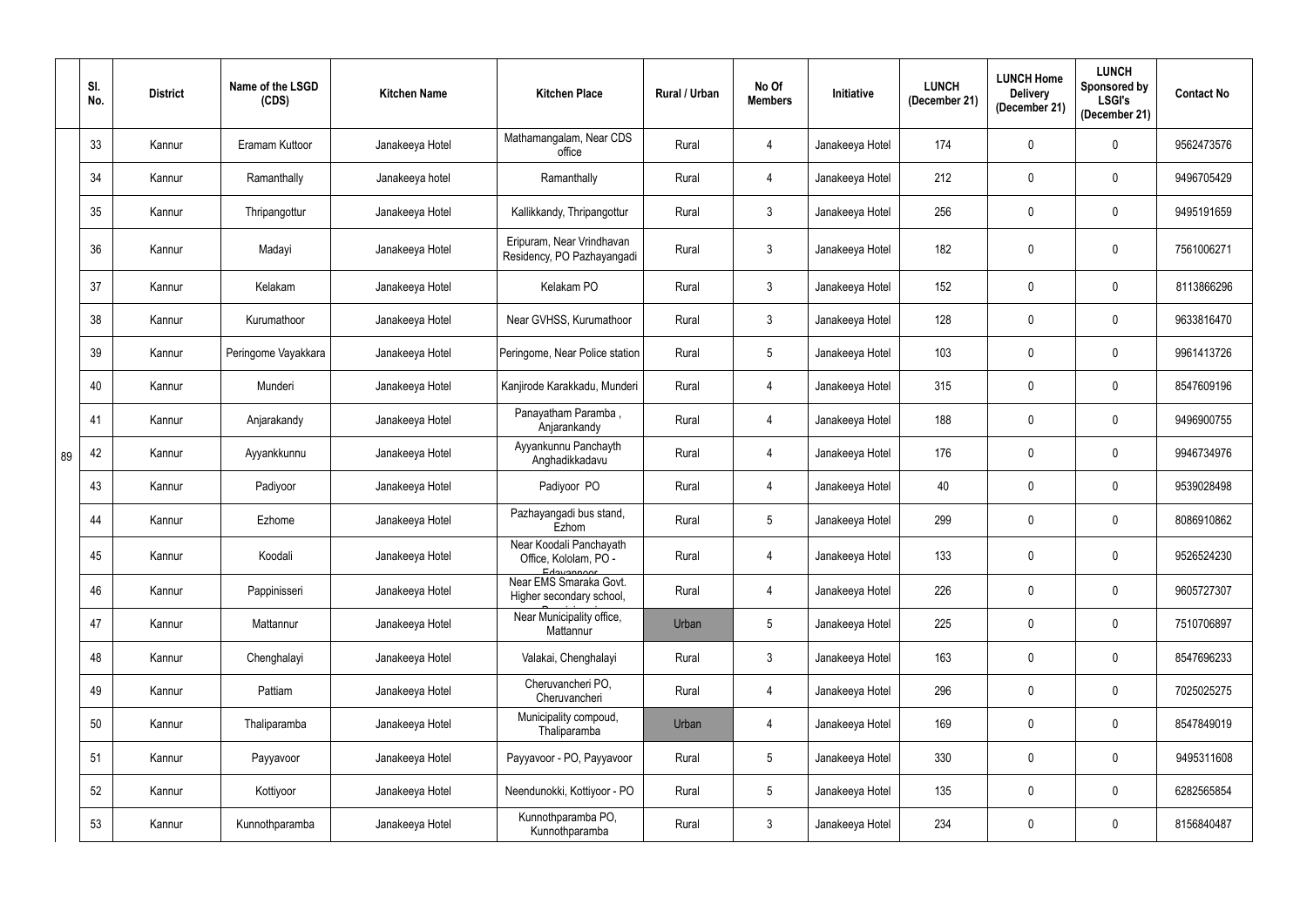|  | Sl. No. | District | Name of the LSGD (CDS) | Kitchen Name | Kitchen Place | Rural / Urban | No Of Members | Initiative | LUNCH (December 21) | LUNCH Home Delivery (December 21) | LUNCH Sponsored by LSGI's (December 21) | Contact No |
|---|---|---|---|---|---|---|---|---|---|---|---|---|
| 89 | 33 | Kannur | Eramam Kuttoor | Janakeeya Hotel | Mathamangalam, Near CDS office | Rural | 4 | Janakeeya Hotel | 174 | 0 | 0 | 9562473576 |
|  | 34 | Kannur | Ramanthally | Janakeeya hotel | Ramanthally | Rural | 4 | Janakeeya Hotel | 212 | 0 | 0 | 9496705429 |
|  | 35 | Kannur | Thripangottur | Janakeeya Hotel | Kallikkandy, Thripangottur | Rural | 3 | Janakeeya Hotel | 256 | 0 | 0 | 9495191659 |
|  | 36 | Kannur | Madayi | Janakeeya Hotel | Eripuram, Near Vrindhavan Residency, PO Pazhayangadi | Rural | 3 | Janakeeya Hotel | 182 | 0 | 0 | 7561006271 |
|  | 37 | Kannur | Kelakam | Janakeeya Hotel | Kelakam PO | Rural | 3 | Janakeeya Hotel | 152 | 0 | 0 | 8113866296 |
|  | 38 | Kannur | Kurumathoor | Janakeeya Hotel | Near GVHSS, Kurumathoor | Rural | 3 | Janakeeya Hotel | 128 | 0 | 0 | 9633816470 |
|  | 39 | Kannur | Peringome Vayakkara | Janakeeya Hotel | Peringome, Near Police station | Rural | 5 | Janakeeya Hotel | 103 | 0 | 0 | 9961413726 |
|  | 40 | Kannur | Munderi | Janakeeya Hotel | Kanjirode Karakkadu, Munderi | Rural | 4 | Janakeeya Hotel | 315 | 0 | 0 | 8547609196 |
|  | 41 | Kannur | Anjarakandy | Janakeeya Hotel | Panayatham Paramba , Anjarankandy | Rural | 4 | Janakeeya Hotel | 188 | 0 | 0 | 9496900755 |
|  | 42 | Kannur | Ayyankkunnu | Janakeeya Hotel | Ayyankunnu Panchayth Anghadikkadavu | Rural | 4 | Janakeeya Hotel | 176 | 0 | 0 | 9946734976 |
|  | 43 | Kannur | Padiyoor | Janakeeya Hotel | Padiyoor PO | Rural | 4 | Janakeeya Hotel | 40 | 0 | 0 | 9539028498 |
|  | 44 | Kannur | Ezhome | Janakeeya Hotel | Pazhayangadi bus stand, Ezhom | Rural | 5 | Janakeeya Hotel | 299 | 0 | 0 | 8086910862 |
|  | 45 | Kannur | Koodali | Janakeeya Hotel | Near Koodali Panchayath Office, Kololam, PO - Edayannoor | Rural | 4 | Janakeeya Hotel | 133 | 0 | 0 | 9526524230 |
|  | 46 | Kannur | Pappinisseri | Janakeeya Hotel | Near EMS Smaraka Govt. Higher secondary school, | Rural | 4 | Janakeeya Hotel | 226 | 0 | 0 | 9605727307 |
|  | 47 | Kannur | Mattannur | Janakeeya Hotel | Near Municipality office, Mattannur | Urban | 5 | Janakeeya Hotel | 225 | 0 | 0 | 7510706897 |
|  | 48 | Kannur | Chenghalayi | Janakeeya Hotel | Valakai, Chenghalayi | Rural | 3 | Janakeeya Hotel | 163 | 0 | 0 | 8547696233 |
|  | 49 | Kannur | Pattiam | Janakeeya Hotel | Cheruvancheri PO, Cheruvancheri | Rural | 4 | Janakeeya Hotel | 296 | 0 | 0 | 7025025275 |
|  | 50 | Kannur | Thaliparamba | Janakeeya Hotel | Municipality compoud, Thaliparamba | Urban | 4 | Janakeeya Hotel | 169 | 0 | 0 | 8547849019 |
|  | 51 | Kannur | Payyavoor | Janakeeya Hotel | Payyavoor - PO, Payyavoor | Rural | 5 | Janakeeya Hotel | 330 | 0 | 0 | 9495311608 |
|  | 52 | Kannur | Kottiyoor | Janakeeya Hotel | Neendunokki, Kottiyoor - PO | Rural | 5 | Janakeeya Hotel | 135 | 0 | 0 | 6282565854 |
|  | 53 | Kannur | Kunnothparamba | Janakeeya Hotel | Kunnothparamba PO, Kunnothparamba | Rural | 3 | Janakeeya Hotel | 234 | 0 | 0 | 8156840487 |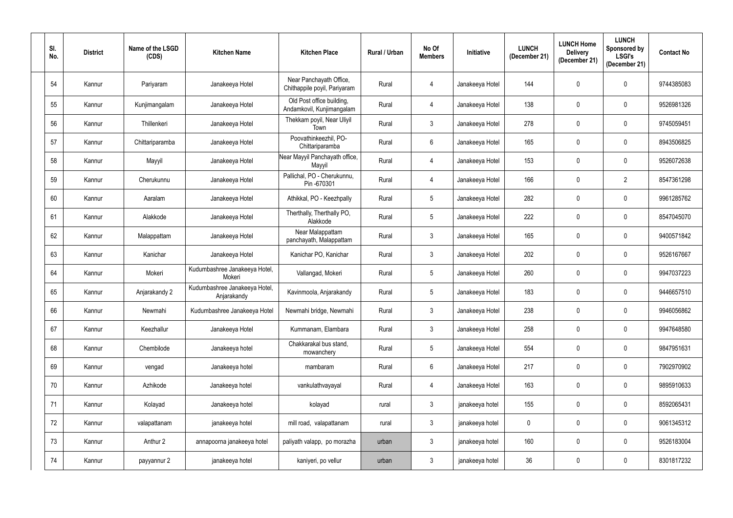| Sl. No. | District | Name of the LSGD (CDS) | Kitchen Name | Kitchen Place | Rural / Urban | No Of Members | Initiative | LUNCH (December 21) | LUNCH Home Delivery (December 21) | LUNCH Sponsored by LSGI's (December 21) | Contact No |
|---|---|---|---|---|---|---|---|---|---|---|---|
| 54 | Kannur | Pariyaram | Janakeeya Hotel | Near Panchayath Office, Chithappile poyil, Pariyaram | Rural | 4 | Janakeeya Hotel | 144 | 0 | 0 | 9744385083 |
| 55 | Kannur | Kunjimangalam | Janakeeya Hotel | Old Post office building, Andamkovil, Kunjimangalam | Rural | 4 | Janakeeya Hotel | 138 | 0 | 0 | 9526981326 |
| 56 | Kannur | Thillenkeri | Janakeeya Hotel | Thekkam poyil, Near Uliyil Town | Rural | 3 | Janakeeya Hotel | 278 | 0 | 0 | 9745059451 |
| 57 | Kannur | Chittariparamba | Janakeeya Hotel | Poovathinkeezhil, PO-Chittariparamba | Rural | 6 | Janakeeya Hotel | 165 | 0 | 0 | 8943506825 |
| 58 | Kannur | Mayyil | Janakeeya Hotel | Near Mayyil Panchayath office, Mayyil | Rural | 4 | Janakeeya Hotel | 153 | 0 | 0 | 9526072638 |
| 59 | Kannur | Cherukunnu | Janakeeya Hotel | Pallichal, PO - Cherukunnu, Pin -670301 | Rural | 4 | Janakeeya Hotel | 166 | 0 | 2 | 8547361298 |
| 60 | Kannur | Aaralam | Janakeeya Hotel | Athikkal, PO - Keezhpally | Rural | 5 | Janakeeya Hotel | 282 | 0 | 0 | 9961285762 |
| 61 | Kannur | Alakkode | Janakeeya Hotel | Therthally, Therthally PO, Alakkode | Rural | 5 | Janakeeya Hotel | 222 | 0 | 0 | 8547045070 |
| 62 | Kannur | Malappattam | Janakeeya Hotel | Near Malappattam panchayath, Malappattam | Rural | 3 | Janakeeya Hotel | 165 | 0 | 0 | 9400571842 |
| 63 | Kannur | Kanichar | Janakeeya Hotel | Kanichar PO, Kanichar | Rural | 3 | Janakeeya Hotel | 202 | 0 | 0 | 9526167667 |
| 64 | Kannur | Mokeri | Kudumbashree Janakeeya Hotel, Mokeri | Vallangad, Mokeri | Rural | 5 | Janakeeya Hotel | 260 | 0 | 0 | 9947037223 |
| 65 | Kannur | Anjarakandy 2 | Kudumbashree Janakeeya Hotel, Anjarakandy | Kavinmoola, Anjarakandy | Rural | 5 | Janakeeya Hotel | 183 | 0 | 0 | 9446657510 |
| 66 | Kannur | Newmahi | Kudumbashree Janakeeya Hotel | Newmahi bridge, Newmahi | Rural | 3 | Janakeeya Hotel | 238 | 0 | 0 | 9946056862 |
| 67 | Kannur | Keezhallur | Janakeeya Hotel | Kummanam, Elambara | Rural | 3 | Janakeeya Hotel | 258 | 0 | 0 | 9947648580 |
| 68 | Kannur | Chembilode | Janakeeya hotel | Chakkarakal bus stand, mowanchery | Rural | 5 | Janakeeya Hotel | 554 | 0 | 0 | 9847951631 |
| 69 | Kannur | vengad | Janakeeya hotel | mambaram | Rural | 6 | Janakeeya Hotel | 217 | 0 | 0 | 7902970902 |
| 70 | Kannur | Azhikode | Janakeeya hotel | vankulathvayayal | Rural | 4 | Janakeeya Hotel | 163 | 0 | 0 | 9895910633 |
| 71 | Kannur | Kolayad | Janakeeya hotel | kolayad | rural | 3 | janakeeya hotel | 155 | 0 | 0 | 8592065431 |
| 72 | Kannur | valapattanam | janakeeya hotel | mill road, valapattanam | rural | 3 | janakeeya hotel | 0 | 0 | 0 | 9061345312 |
| 73 | Kannur | Anthur 2 | annapoorna janakeeya hotel | paliyath valapp, po morazha | urban | 3 | janakeeya hotel | 160 | 0 | 0 | 9526183004 |
| 74 | Kannur | payyannur 2 | janakeeya hotel | kaniyeri, po vellur | urban | 3 | janakeeya hotel | 36 | 0 | 0 | 8301817232 |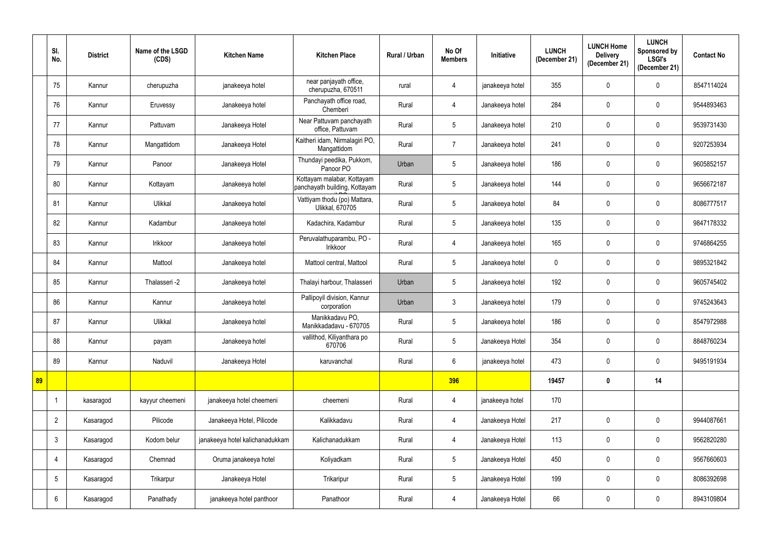| | Sl. No. | District | Name of the LSGD (CDS) | Kitchen Name | Kitchen Place | Rural / Urban | No Of Members | Initiative | LUNCH (December 21) | LUNCH Home Delivery (December 21) | LUNCH Sponsored by LSGI's (December 21) | Contact No |
|---|---|---|---|---|---|---|---|---|---|---|---|---|
| | 75 | Kannur | cherupuzha | janakeeya hotel | near panjayath office, cherupuzha, 670511 | rural | 4 | janakeeya hotel | 355 | 0 | 0 | 8547114024 |
| | 76 | Kannur | Eruvessy | Janakeeya hotel | Panchayath office road, Chemberi | Rural | 4 | Janakeeya hotel | 284 | 0 | 0 | 9544893463 |
| | 77 | Kannur | Pattuvam | Janakeeya Hotel | Near Pattuvam panchayath office, Pattuvam | Rural | 5 | Janakeeya hotel | 210 | 0 | 0 | 9539731430 |
| | 78 | Kannur | Mangattidom | Janakeeya Hotel | Kaitheri idam, Nirmalagiri PO, Mangattidom | Rural | 7 | Janakeeya hotel | 241 | 0 | 0 | 9207253934 |
| | 79 | Kannur | Panoor | Janakeeya Hotel | Thundayi peedika, Pukkom, Panoor PO | Urban | 5 | Janakeeya hotel | 186 | 0 | 0 | 9605852157 |
| | 80 | Kannur | Kottayam | Janakeeya hotel | Kottayam malabar, Kottayam panchayath building, Kottayam | Rural | 5 | Janakeeya hotel | 144 | 0 | 0 | 9656672187 |
| | 81 | Kannur | Ulikkal | Janakeeya hotel | Vattiyam thodu (po) Mattara, Ulikkal, 670705 | Rural | 5 | Janakeeya hotel | 84 | 0 | 0 | 8086777517 |
| | 82 | Kannur | Kadambur | Janakeeya hotel | Kadachira, Kadambur | Rural | 5 | Janakeeya hotel | 135 | 0 | 0 | 9847178332 |
| | 83 | Kannur | Irikkoor | Janakeeya hotel | Peruvalathuparambu, PO - Irikkoor | Rural | 4 | Janakeeya hotel | 165 | 0 | 0 | 9746864255 |
| | 84 | Kannur | Mattool | Janakeeya hotel | Mattool central, Mattool | Rural | 5 | Janakeeya hotel | 0 | 0 | 0 | 9895321842 |
| | 85 | Kannur | Thalasseri -2 | Janakeeya hotel | Thalayi harbour, Thalasseri | Urban | 5 | Janakeeya hotel | 192 | 0 | 0 | 9605745402 |
| | 86 | Kannur | Kannur | Janakeeya hotel | Pallipoyil division, Kannur corporation | Urban | 3 | Janakeeya hotel | 179 | 0 | 0 | 9745243643 |
| | 87 | Kannur | Ulikkal | Janakeeya hotel | Manikkadavu PO, Manikkadadavu - 670705 | Rural | 5 | Janakeeya hotel | 186 | 0 | 0 | 8547972988 |
| | 88 | Kannur | payam | Janakeeya hotel | vallithod, Kiliyanthara po 670706 | Rural | 5 | Janakeeya Hotel | 354 | 0 | 0 | 8848760234 |
| | 89 | Kannur | Naduvil | Janakeeya Hotel | karuvanchal | Rural | 6 | janakeeya hotel | 473 | 0 | 0 | 9495191934 |
| **89** | | | | | | | **396** | | **19457** | **0** | **14** | |
| | 1 | kasaragod | kayyur cheemeni | janakeeya hotel cheemeni | cheemeni | Rural | 4 | janakeeya hotel | 170 | | | |
| | 2 | Kasaragod | Pilicode | Janakeeya Hotel, Pilicode | Kalikkadavu | Rural | 4 | Janakeeya Hotel | 217 | 0 | 0 | 9944087661 |
| | 3 | Kasaragod | Kodom belur | janakeeya hotel kalichanadukkam | Kalichanadukkam | Rural | 4 | Janakeeya Hotel | 113 | 0 | 0 | 9562820280 |
| | 4 | Kasaragod | Chemnad | Oruma janakeeya hotel | Koliyadkam | Rural | 5 | Janakeeya Hotel | 450 | 0 | 0 | 9567660603 |
| | 5 | Kasaragod | Trikarpur | Janakeeya Hotel | Trikaripur | Rural | 5 | Janakeeya Hotel | 199 | 0 | 0 | 8086392698 |
| | 6 | Kasaragod | Panathady | janakeeya hotel panthoor | Panathoor | Rural | 4 | Janakeeya Hotel | 66 | 0 | 0 | 8943109804 |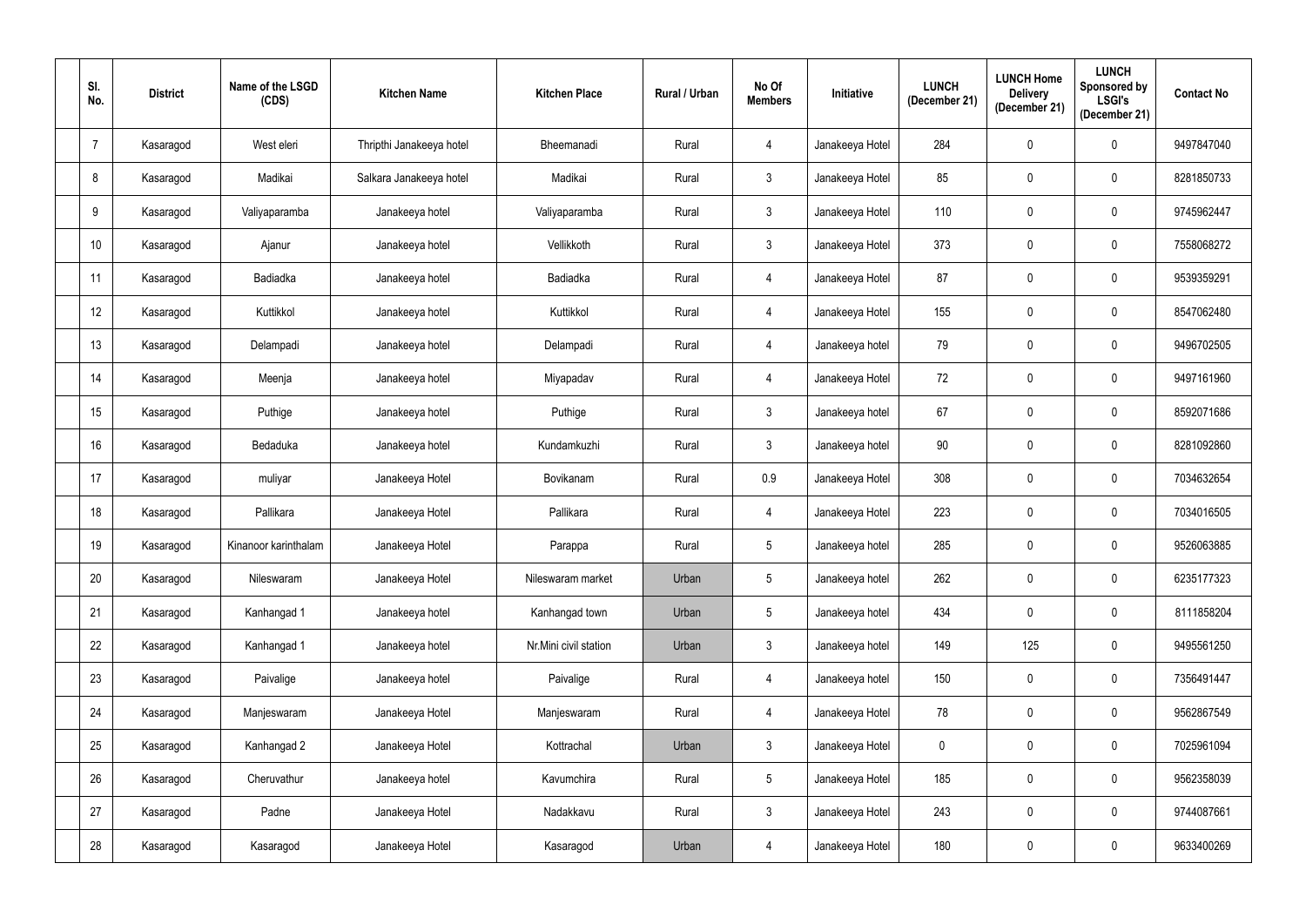| Sl. No. | District | Name of the LSGD (CDS) | Kitchen Name | Kitchen Place | Rural / Urban | No Of Members | Initiative | LUNCH (December 21) | LUNCH Home Delivery (December 21) | LUNCH Sponsored by LSGI's (December 21) | Contact No |
|---|---|---|---|---|---|---|---|---|---|---|---|
| 7 | Kasaragod | West eleri | Thripthi Janakeeya hotel | Bheemanadi | Rural | 4 | Janakeeya Hotel | 284 | 0 | 0 | 9497847040 |
| 8 | Kasaragod | Madikai | Salkara Janakeeya hotel | Madikai | Rural | 3 | Janakeeya Hotel | 85 | 0 | 0 | 8281850733 |
| 9 | Kasaragod | Valiyaparamba | Janakeeya hotel | Valiyaparamba | Rural | 3 | Janakeeya Hotel | 110 | 0 | 0 | 9745962447 |
| 10 | Kasaragod | Ajanur | Janakeeya hotel | Vellikkoth | Rural | 3 | Janakeeya Hotel | 373 | 0 | 0 | 7558068272 |
| 11 | Kasaragod | Badiadka | Janakeeya hotel | Badiadka | Rural | 4 | Janakeeya Hotel | 87 | 0 | 0 | 9539359291 |
| 12 | Kasaragod | Kuttikkol | Janakeeya hotel | Kuttikkol | Rural | 4 | Janakeeya Hotel | 155 | 0 | 0 | 8547062480 |
| 13 | Kasaragod | Delampadi | Janakeeya hotel | Delampadi | Rural | 4 | Janakeeya hotel | 79 | 0 | 0 | 9496702505 |
| 14 | Kasaragod | Meenja | Janakeeya hotel | Miyapadav | Rural | 4 | Janakeeya Hotel | 72 | 0 | 0 | 9497161960 |
| 15 | Kasaragod | Puthige | Janakeeya hotel | Puthige | Rural | 3 | Janakeeya hotel | 67 | 0 | 0 | 8592071686 |
| 16 | Kasaragod | Bedaduka | Janakeeya hotel | Kundamkuzhi | Rural | 3 | Janakeeya hotel | 90 | 0 | 0 | 8281092860 |
| 17 | Kasaragod | muliyar | Janakeeya Hotel | Bovikanam | Rural | 0.9 | Janakeeya Hotel | 308 | 0 | 0 | 7034632654 |
| 18 | Kasaragod | Pallikara | Janakeeya Hotel | Pallikara | Rural | 4 | Janakeeya Hotel | 223 | 0 | 0 | 7034016505 |
| 19 | Kasaragod | Kinanoor karinthalam | Janakeeya Hotel | Parappa | Rural | 5 | Janakeeya hotel | 285 | 0 | 0 | 9526063885 |
| 20 | Kasaragod | Nileswaram | Janakeeya Hotel | Nileswaram market | Urban | 5 | Janakeeya hotel | 262 | 0 | 0 | 6235177323 |
| 21 | Kasaragod | Kanhangad 1 | Janakeeya hotel | Kanhangad town | Urban | 5 | Janakeeya hotel | 434 | 0 | 0 | 8111858204 |
| 22 | Kasaragod | Kanhangad 1 | Janakeeya hotel | Nr.Mini civil station | Urban | 3 | Janakeeya hotel | 149 | 125 | 0 | 9495561250 |
| 23 | Kasaragod | Paivalige | Janakeeya hotel | Paivalige | Rural | 4 | Janakeeya hotel | 150 | 0 | 0 | 7356491447 |
| 24 | Kasaragod | Manjeswaram | Janakeeya Hotel | Manjeswaram | Rural | 4 | Janakeeya Hotel | 78 | 0 | 0 | 9562867549 |
| 25 | Kasaragod | Kanhangad 2 | Janakeeya Hotel | Kottrachal | Urban | 3 | Janakeeya Hotel | 0 | 0 | 0 | 7025961094 |
| 26 | Kasaragod | Cheruvathur | Janakeeya hotel | Kavumchira | Rural | 5 | Janakeeya Hotel | 185 | 0 | 0 | 9562358039 |
| 27 | Kasaragod | Padne | Janakeeya Hotel | Nadakkavu | Rural | 3 | Janakeeya Hotel | 243 | 0 | 0 | 9744087661 |
| 28 | Kasaragod | Kasaragod | Janakeeya Hotel | Kasaragod | Urban | 4 | Janakeeya Hotel | 180 | 0 | 0 | 9633400269 |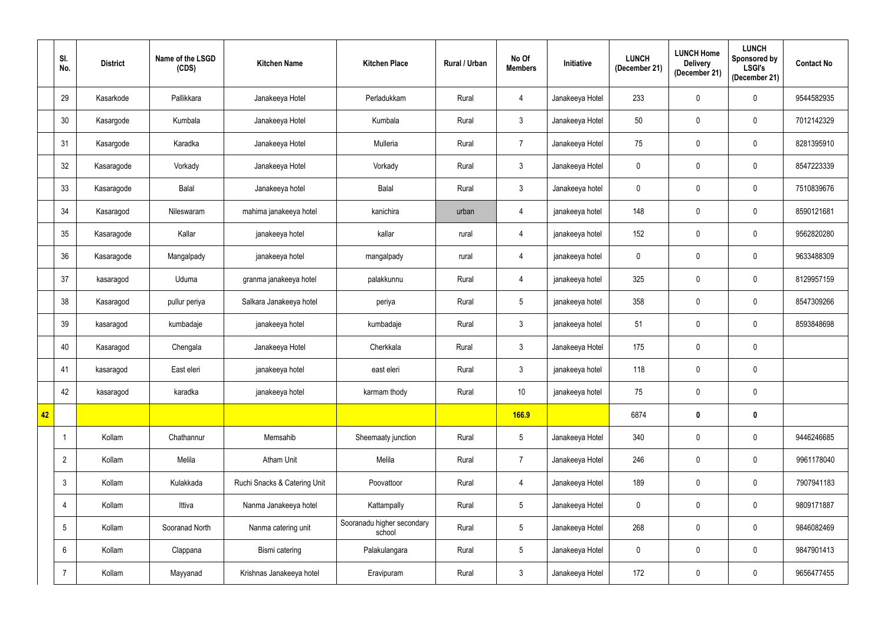|  | Sl. No. | District | Name of the LSGD (CDS) | Kitchen Name | Kitchen Place | Rural / Urban | No Of Members | Initiative | LUNCH (December 21) | LUNCH Home Delivery (December 21) | LUNCH Sponsored by LSGI's (December 21) | Contact No |
|---|---|---|---|---|---|---|---|---|---|---|---|---|
|  | 29 | Kasarkode | Pallikkara | Janakeeya Hotel | Perladukkam | Rural | 4 | Janakeeya Hotel | 233 | 0 | 0 | 9544582935 |
|  | 30 | Kasargode | Kumbala | Janakeeya Hotel | Kumbala | Rural | 3 | Janakeeya Hotel | 50 | 0 | 0 | 7012142329 |
|  | 31 | Kasargode | Karadka | Janakeeya Hotel | Mulleria | Rural | 7 | Janakeeya Hotel | 75 | 0 | 0 | 8281395910 |
|  | 32 | Kasaragode | Vorkady | Janakeeya Hotel | Vorkady | Rural | 3 | Janakeeya Hotel | 0 | 0 | 0 | 8547223339 |
|  | 33 | Kasaragode | Balal | Janakeeya hotel | Balal | Rural | 3 | Janakeeya hotel | 0 | 0 | 0 | 7510839676 |
|  | 34 | Kasaragod | Nileswaram | mahima janakeeya hotel | kanichira | urban | 4 | janakeeya hotel | 148 | 0 | 0 | 8590121681 |
|  | 35 | Kasaragode | Kallar | janakeeya hotel | kallar | rural | 4 | janakeeya hotel | 152 | 0 | 0 | 9562820280 |
|  | 36 | Kasaragode | Mangalpady | janakeeya hotel | mangalpady | rural | 4 | janakeeya hotel | 0 | 0 | 0 | 9633488309 |
|  | 37 | kasaragod | Uduma | granma janakeeya hotel | palakkunnu | Rural | 4 | janakeeya hotel | 325 | 0 | 0 | 8129957159 |
|  | 38 | Kasaragod | pullur periya | Salkara Janakeeya hotel | periya | Rural | 5 | janakeeya hotel | 358 | 0 | 0 | 8547309266 |
|  | 39 | kasaragod | kumbadaje | janakeeya hotel | kumbadaje | Rural | 3 | janakeeya hotel | 51 | 0 | 0 | 8593848698 |
|  | 40 | Kasaragod | Chengala | Janakeeya Hotel | Cherkkala | Rural | 3 | Janakeeya Hotel | 175 | 0 | 0 |  |
|  | 41 | kasaragod | East eleri | janakeeya hotel | east eleri | Rural | 3 | janakeeya hotel | 118 | 0 | 0 |  |
|  | 42 | kasaragod | karadka | janakeeya hotel | karmam thody | Rural | 10 | janakeeya hotel | 75 | 0 | 0 |  |
| **42** |  |  |  |  |  |  | **166.9** |  | 6874 | **0** | **0** |  |
|  | 1 | Kollam | Chathannur | Memsahib | Sheemaaty junction | Rural | 5 | Janakeeya Hotel | 340 | 0 | 0 | 9446246685 |
|  | 2 | Kollam | Melila | Atham Unit | Melila | Rural | 7 | Janakeeya Hotel | 246 | 0 | 0 | 9961178040 |
|  | 3 | Kollam | Kulakkada | Ruchi Snacks & Catering Unit | Poovattoor | Rural | 4 | Janakeeya Hotel | 189 | 0 | 0 | 7907941183 |
|  | 4 | Kollam | Ittiva | Nanma Janakeeya hotel | Kattampally | Rural | 5 | Janakeeya Hotel | 0 | 0 | 0 | 9809171887 |
|  | 5 | Kollam | Sooranad North | Nanma catering unit | Sooranadu higher secondary school | Rural | 5 | Janakeeya Hotel | 268 | 0 | 0 | 9846082469 |
|  | 6 | Kollam | Clappana | Bismi catering | Palakulangara | Rural | 5 | Janakeeya Hotel | 0 | 0 | 0 | 9847901413 |
|  | 7 | Kollam | Mayyanad | Krishnas Janakeeya hotel | Eravipuram | Rural | 3 | Janakeeya Hotel | 172 | 0 | 0 | 9656477455 |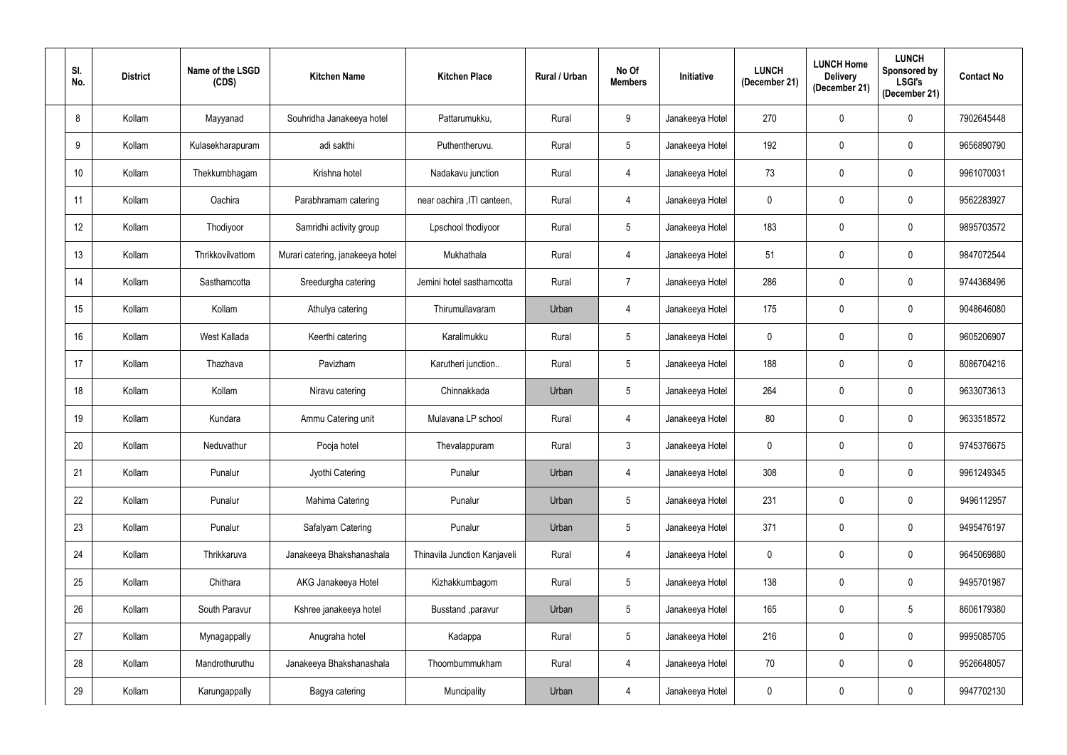| Sl. No. | District | Name of the LSGD (CDS) | Kitchen Name | Kitchen Place | Rural / Urban | No Of Members | Initiative | LUNCH (December 21) | LUNCH Home Delivery (December 21) | LUNCH Sponsored by LSGI's (December 21) | Contact No |
|---|---|---|---|---|---|---|---|---|---|---|---|
| 8 | Kollam | Mayyanad | Souhridha Janakeeya hotel | Pattarumukku, | Rural | 9 | Janakeeya Hotel | 270 | 0 | 0 | 7902645448 |
| 9 | Kollam | Kulasekharapuram | adi sakthi | Puthentheruvu. | Rural | 5 | Janakeeya Hotel | 192 | 0 | 0 | 9656890790 |
| 10 | Kollam | Thekkumbhagam | Krishna hotel | Nadakavu junction | Rural | 4 | Janakeeya Hotel | 73 | 0 | 0 | 9961070031 |
| 11 | Kollam | Oachira | Parabhramam catering | near oachira ,ITI canteen, | Rural | 4 | Janakeeya Hotel | 0 | 0 | 0 | 9562283927 |
| 12 | Kollam | Thodiyoor | Samridhi activity group | Lpschool thodiyoor | Rural | 5 | Janakeeya Hotel | 183 | 0 | 0 | 9895703572 |
| 13 | Kollam | Thrikkovilvattom | Murari catering, janakeeya hotel | Mukhathala | Rural | 4 | Janakeeya Hotel | 51 | 0 | 0 | 9847072544 |
| 14 | Kollam | Sasthamcotta | Sreedurgha catering | Jemini hotel sasthamcotta | Rural | 7 | Janakeeya Hotel | 286 | 0 | 0 | 9744368496 |
| 15 | Kollam | Kollam | Athulya catering | Thirumullavaram | Urban | 4 | Janakeeya Hotel | 175 | 0 | 0 | 9048646080 |
| 16 | Kollam | West Kallada | Keerthi catering | Karalimukku | Rural | 5 | Janakeeya Hotel | 0 | 0 | 0 | 9605206907 |
| 17 | Kollam | Thazhava | Pavizham | Karutheri junction.. | Rural | 5 | Janakeeya Hotel | 188 | 0 | 0 | 8086704216 |
| 18 | Kollam | Kollam | Niravu catering | Chinnakkada | Urban | 5 | Janakeeya Hotel | 264 | 0 | 0 | 9633073613 |
| 19 | Kollam | Kundara | Ammu Catering unit | Mulavana LP school | Rural | 4 | Janakeeya Hotel | 80 | 0 | 0 | 9633518572 |
| 20 | Kollam | Neduvathur | Pooja hotel | Thevalappuram | Rural | 3 | Janakeeya Hotel | 0 | 0 | 0 | 9745376675 |
| 21 | Kollam | Punalur | Jyothi Catering | Punalur | Urban | 4 | Janakeeya Hotel | 308 | 0 | 0 | 9961249345 |
| 22 | Kollam | Punalur | Mahima Catering | Punalur | Urban | 5 | Janakeeya Hotel | 231 | 0 | 0 | 9496112957 |
| 23 | Kollam | Punalur | Safalyam Catering | Punalur | Urban | 5 | Janakeeya Hotel | 371 | 0 | 0 | 9495476197 |
| 24 | Kollam | Thrikkaruva | Janakeeya Bhakshanashala | Thinavila Junction Kanjaveli | Rural | 4 | Janakeeya Hotel | 0 | 0 | 0 | 9645069880 |
| 25 | Kollam | Chithara | AKG Janakeeya Hotel | Kizhakkumbagom | Rural | 5 | Janakeeya Hotel | 138 | 0 | 0 | 9495701987 |
| 26 | Kollam | South Paravur | Kshree janakeeya hotel | Busstand ,paravur | Urban | 5 | Janakeeya Hotel | 165 | 0 | 5 | 8606179380 |
| 27 | Kollam | Mynagappally | Anugraha hotel | Kadappa | Rural | 5 | Janakeeya Hotel | 216 | 0 | 0 | 9995085705 |
| 28 | Kollam | Mandrothuruthu | Janakeeya Bhakshanashala | Thoombummukham | Rural | 4 | Janakeeya Hotel | 70 | 0 | 0 | 9526648057 |
| 29 | Kollam | Karungappally | Bagya catering | Muncipality | Urban | 4 | Janakeeya Hotel | 0 | 0 | 0 | 9947702130 |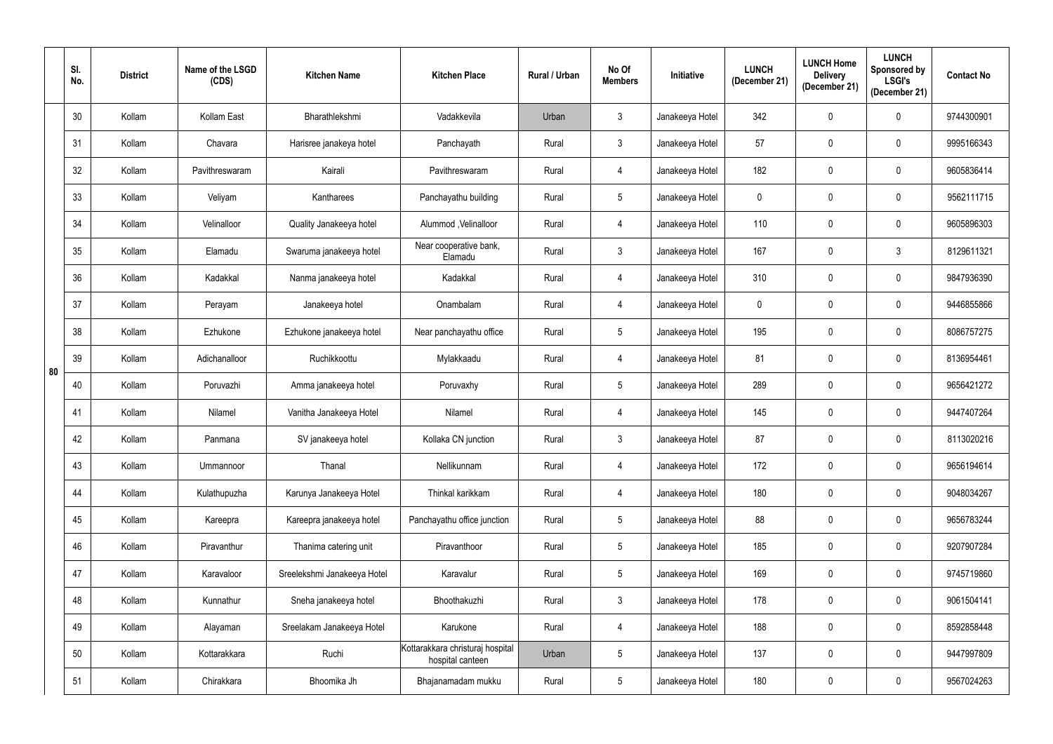| | Sl. No. | District | Name of the LSGD (CDS) | Kitchen Name | Kitchen Place | Rural / Urban | No Of Members | Initiative | LUNCH (December 21) | LUNCH Home Delivery (December 21) | LUNCH Sponsored by LSGI's (December 21) | Contact No |
|---|---|---|---|---|---|---|---|---|---|---|---|---|
| 80 | 30 | Kollam | Kollam East | Bharathlekshmi | Vadakkevila | Urban | 3 | Janakeeya Hotel | 342 | 0 | 0 | 9744300901 |
| | 31 | Kollam | Chavara | Harisree janakeya hotel | Panchayath | Rural | 3 | Janakeeya Hotel | 57 | 0 | 0 | 9995166343 |
| | 32 | Kollam | Pavithreswaram | Kairali | Pavithreswaram | Rural | 4 | Janakeeya Hotel | 182 | 0 | 0 | 9605836414 |
| | 33 | Kollam | Veliyam | Kantharees | Panchayathu building | Rural | 5 | Janakeeya Hotel | 0 | 0 | 0 | 9562111715 |
| | 34 | Kollam | Velinalloor | Quality Janakeeya hotel | Alummod ,Velinalloor | Rural | 4 | Janakeeya Hotel | 110 | 0 | 0 | 9605896303 |
| | 35 | Kollam | Elamadu | Swaruma janakeeya hotel | Near cooperative bank, Elamadu | Rural | 3 | Janakeeya Hotel | 167 | 0 | 3 | 8129611321 |
| | 36 | Kollam | Kadakkal | Nanma janakeeya hotel | Kadakkal | Rural | 4 | Janakeeya Hotel | 310 | 0 | 0 | 9847936390 |
| | 37 | Kollam | Perayam | Janakeeya hotel | Onambalam | Rural | 4 | Janakeeya Hotel | 0 | 0 | 0 | 9446855866 |
| | 38 | Kollam | Ezhukone | Ezhukone janakeeya hotel | Near panchayathu office | Rural | 5 | Janakeeya Hotel | 195 | 0 | 0 | 8086757275 |
| | 39 | Kollam | Adichanalloor | Ruchikkoottu | Mylakkaadu | Rural | 4 | Janakeeya Hotel | 81 | 0 | 0 | 8136954461 |
| | 40 | Kollam | Poruvazhi | Amma janakeeya hotel | Poruvaxhy | Rural | 5 | Janakeeya Hotel | 289 | 0 | 0 | 9656421272 |
| | 41 | Kollam | Nilamel | Vanitha Janakeeya Hotel | Nilamel | Rural | 4 | Janakeeya Hotel | 145 | 0 | 0 | 9447407264 |
| | 42 | Kollam | Panmana | SV janakeeya hotel | Kollaka CN junction | Rural | 3 | Janakeeya Hotel | 87 | 0 | 0 | 8113020216 |
| | 43 | Kollam | Ummannoor | Thanal | Nellikunnam | Rural | 4 | Janakeeya Hotel | 172 | 0 | 0 | 9656194614 |
| | 44 | Kollam | Kulathupuzha | Karunya Janakeeya Hotel | Thinkal karikkam | Rural | 4 | Janakeeya Hotel | 180 | 0 | 0 | 9048034267 |
| | 45 | Kollam | Kareepra | Kareepra janakeeya hotel | Panchayathu office junction | Rural | 5 | Janakeeya Hotel | 88 | 0 | 0 | 9656783244 |
| | 46 | Kollam | Piravanthur | Thanima catering unit | Piravanthoor | Rural | 5 | Janakeeya Hotel | 185 | 0 | 0 | 9207907284 |
| | 47 | Kollam | Karavaloor | Sreelekshmi Janakeeya Hotel | Karavalur | Rural | 5 | Janakeeya Hotel | 169 | 0 | 0 | 9745719860 |
| | 48 | Kollam | Kunnathur | Sneha janakeeya hotel | Bhoothakuzhi | Rural | 3 | Janakeeya Hotel | 178 | 0 | 0 | 9061504141 |
| | 49 | Kollam | Alayaman | Sreelakam Janakeeya Hotel | Karukone | Rural | 4 | Janakeeya Hotel | 188 | 0 | 0 | 8592858448 |
| | 50 | Kollam | Kottarakkara | Ruchi | Kottarakkara christuraj hospital hospital canteen | Urban | 5 | Janakeeya Hotel | 137 | 0 | 0 | 9447997809 |
| | 51 | Kollam | Chirakkara | Bhoomika Jh | Bhajanamadam mukku | Rural | 5 | Janakeeya Hotel | 180 | 0 | 0 | 9567024263 |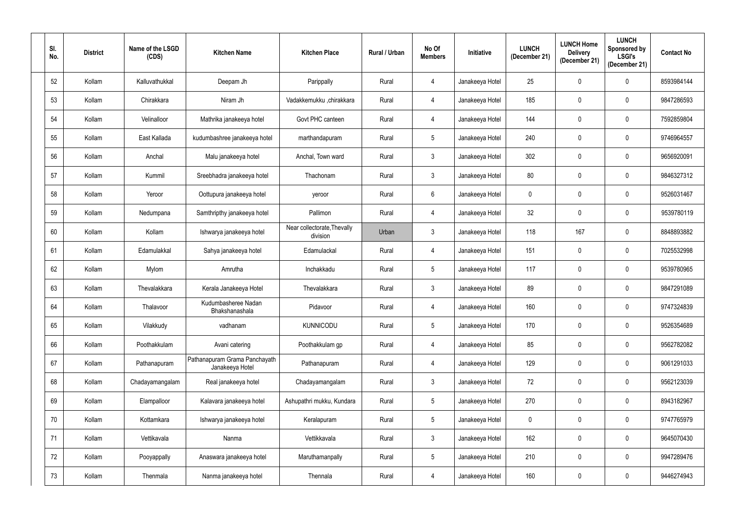| Sl. No. | District | Name of the LSGD (CDS) | Kitchen Name | Kitchen Place | Rural / Urban | No Of Members | Initiative | LUNCH (December 21) | LUNCH Home Delivery (December 21) | LUNCH Sponsored by LSGI's (December 21) | Contact No |
|---|---|---|---|---|---|---|---|---|---|---|---|
| 52 | Kollam | Kalluvathukkal | Deepam Jh | Parippally | Rural | 4 | Janakeeya Hotel | 25 | 0 | 0 | 8593984144 |
| 53 | Kollam | Chirakkara | Niram Jh | Vadakkemukku ,chirakkara | Rural | 4 | Janakeeya Hotel | 185 | 0 | 0 | 9847286593 |
| 54 | Kollam | Velinalloor | Mathrika janakeeya hotel | Govt PHC canteen | Rural | 4 | Janakeeya Hotel | 144 | 0 | 0 | 7592859804 |
| 55 | Kollam | East Kallada | kudumbashree janakeeya hotel | marthandapuram | Rural | 5 | Janakeeya Hotel | 240 | 0 | 0 | 9746964557 |
| 56 | Kollam | Anchal | Malu janakeeya hotel | Anchal, Town ward | Rural | 3 | Janakeeya Hotel | 302 | 0 | 0 | 9656920091 |
| 57 | Kollam | Kummil | Sreebhadra janakeeya hotel | Thachonam | Rural | 3 | Janakeeya Hotel | 80 | 0 | 0 | 9846327312 |
| 58 | Kollam | Yeroor | Oottupura janakeeya hotel | yeroor | Rural | 6 | Janakeeya Hotel | 0 | 0 | 0 | 9526031467 |
| 59 | Kollam | Nedumpana | Samthripthy janakeeya hotel | Pallimon | Rural | 4 | Janakeeya Hotel | 32 | 0 | 0 | 9539780119 |
| 60 | Kollam | Kollam | Ishwarya janakeeya hotel | Near collectorate,Thevally division | Urban | 3 | Janakeeya Hotel | 118 | 167 | 0 | 8848893882 |
| 61 | Kollam | Edamulakkal | Sahya janakeeya hotel | Edamulackal | Rural | 4 | Janakeeya Hotel | 151 | 0 | 0 | 7025532998 |
| 62 | Kollam | Mylom | Amrutha | Inchakkadu | Rural | 5 | Janakeeya Hotel | 117 | 0 | 0 | 9539780965 |
| 63 | Kollam | Thevalakkara | Kerala Janakeeya Hotel | Thevalakkara | Rural | 3 | Janakeeya Hotel | 89 | 0 | 0 | 9847291089 |
| 64 | Kollam | Thalavoor | Kudumbasheree Nadan Bhakshanashala | Pidavoor | Rural | 4 | Janakeeya Hotel | 160 | 0 | 0 | 9747324839 |
| 65 | Kollam | Vilakkudy | vadhanam | KUNNICODU | Rural | 5 | Janakeeya Hotel | 170 | 0 | 0 | 9526354689 |
| 66 | Kollam | Poothakkulam | Avani catering | Poothakkulam gp | Rural | 4 | Janakeeya Hotel | 85 | 0 | 0 | 9562782082 |
| 67 | Kollam | Pathanapuram | Pathanapuram Grama Panchayath Janakeeya Hotel | Pathanapuram | Rural | 4 | Janakeeya Hotel | 129 | 0 | 0 | 9061291033 |
| 68 | Kollam | Chadayamangalam | Real janakeeya hotel | Chadayamangalam | Rural | 3 | Janakeeya Hotel | 72 | 0 | 0 | 9562123039 |
| 69 | Kollam | Elampalloor | Kalavara janakeeya hotel | Ashupathri mukku, Kundara | Rural | 5 | Janakeeya Hotel | 270 | 0 | 0 | 8943182967 |
| 70 | Kollam | Kottamkara | Ishwarya janakeeya hotel | Keralapuram | Rural | 5 | Janakeeya Hotel | 0 | 0 | 0 | 9747765979 |
| 71 | Kollam | Vettikavala | Nanma | Vettikkavala | Rural | 3 | Janakeeya Hotel | 162 | 0 | 0 | 9645070430 |
| 72 | Kollam | Pooyappally | Anaswara janakeeya hotel | Maruthamanpally | Rural | 5 | Janakeeya Hotel | 210 | 0 | 0 | 9947289476 |
| 73 | Kollam | Thenmala | Nanma janakeeya hotel | Thennala | Rural | 4 | Janakeeya Hotel | 160 | 0 | 0 | 9446274943 |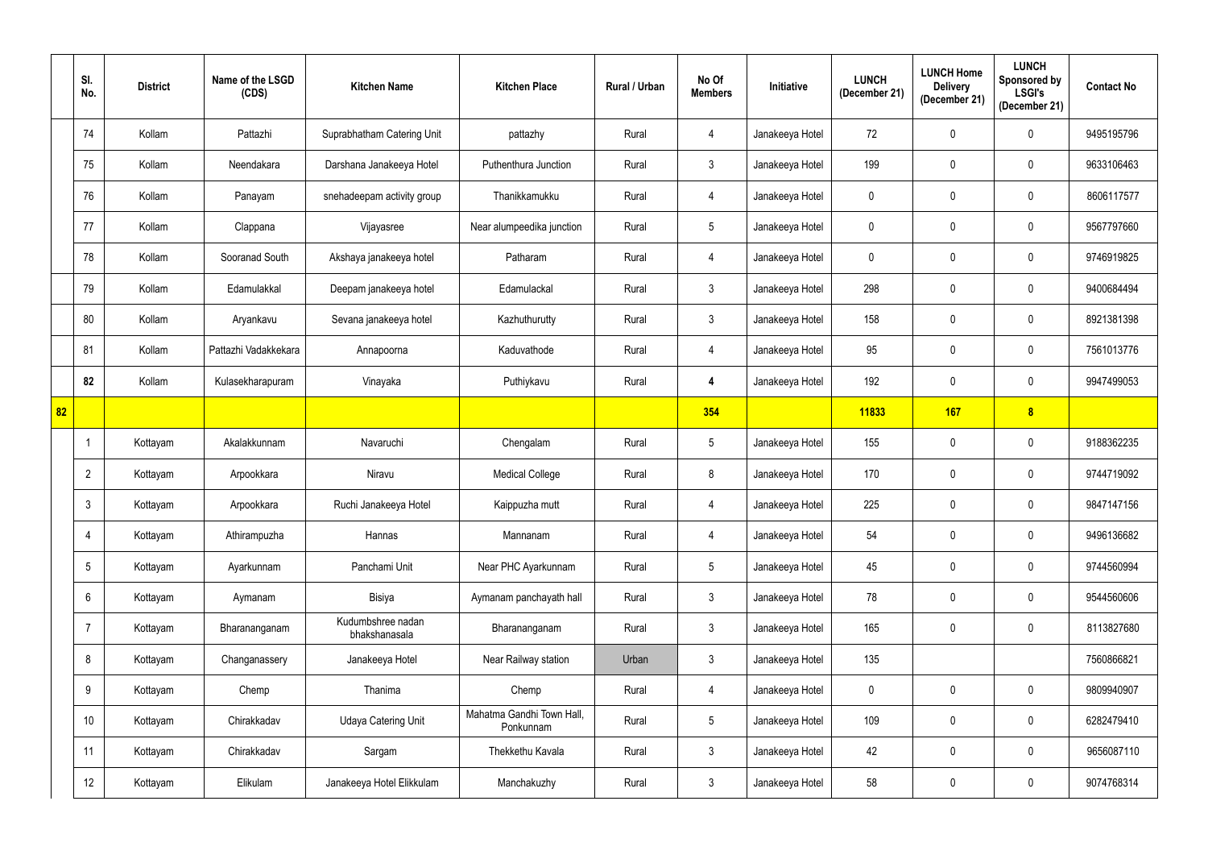| | Sl. No. | District | Name of the LSGD (CDS) | Kitchen Name | Kitchen Place | Rural / Urban | No Of Members | Initiative | LUNCH (December 21) | LUNCH Home Delivery (December 21) | LUNCH Sponsored by LSGI's (December 21) | Contact No |
|---|---|---|---|---|---|---|---|---|---|---|---|---|
| | 74 | Kollam | Pattazhi | Suprabhatham Catering Unit | pattazhy | Rural | 4 | Janakeeya Hotel | 72 | 0 | 0 | 9495195796 |
| | 75 | Kollam | Neendakara | Darshana Janakeeya Hotel | Puthenthura Junction | Rural | 3 | Janakeeya Hotel | 199 | 0 | 0 | 9633106463 |
| | 76 | Kollam | Panayam | snehadeepam activity group | Thanikkamukku | Rural | 4 | Janakeeya Hotel | 0 | 0 | 0 | 8606117577 |
| | 77 | Kollam | Clappana | Vijayasree | Near alumpeedika junction | Rural | 5 | Janakeeya Hotel | 0 | 0 | 0 | 9567797660 |
| | 78 | Kollam | Sooranad South | Akshaya janakeeya hotel | Patharam | Rural | 4 | Janakeeya Hotel | 0 | 0 | 0 | 9746919825 |
| | 79 | Kollam | Edamulakkal | Deepam janakeeya hotel | Edamulackal | Rural | 3 | Janakeeya Hotel | 298 | 0 | 0 | 9400684494 |
| | 80 | Kollam | Aryankavu | Sevana janakeeya hotel | Kazhuthurutty | Rural | 3 | Janakeeya Hotel | 158 | 0 | 0 | 8921381398 |
| | 81 | Kollam | Pattazhi Vadakkekara | Annapoorna | Kaduvathode | Rural | 4 | Janakeeya Hotel | 95 | 0 | 0 | 7561013776 |
| | **82** | Kollam | Kulasekharapuram | Vinayaka | Puthiykavu | Rural | **4** | Janakeeya Hotel | 192 | 0 | 0 | 9947499053 |
| **82** | | | | | | | **354** | | **11833** | **167** | **8** | |
| | 1 | Kottayam | Akalakkunnam | Navaruchi | Chengalam | Rural | 5 | Janakeeya Hotel | 155 | 0 | 0 | 9188362235 |
| | 2 | Kottayam | Arpookkara | Niravu | Medical College | Rural | 8 | Janakeeya Hotel | 170 | 0 | 0 | 9744719092 |
| | 3 | Kottayam | Arpookkara | Ruchi Janakeeya Hotel | Kaippuzha mutt | Rural | 4 | Janakeeya Hotel | 225 | 0 | 0 | 9847147156 |
| | 4 | Kottayam | Athirampuzha | Hannas | Mannanam | Rural | 4 | Janakeeya Hotel | 54 | 0 | 0 | 9496136682 |
| | 5 | Kottayam | Ayarkunnam | Panchami Unit | Near PHC Ayarkunnam | Rural | 5 | Janakeeya Hotel | 45 | 0 | 0 | 9744560994 |
| | 6 | Kottayam | Aymanam | Bisiya | Aymanam panchayath hall | Rural | 3 | Janakeeya Hotel | 78 | 0 | 0 | 9544560606 |
| | 7 | Kottayam | Bharananganam | Kudumbshree nadan bhakshanasala | Bharananganam | Rural | 3 | Janakeeya Hotel | 165 | 0 | 0 | 8113827680 |
| | 8 | Kottayam | Changanassery | Janakeeya Hotel | Near Railway station | Urban | 3 | Janakeeya Hotel | 135 | | | 7560866821 |
| | 9 | Kottayam | Chemp | Thanima | Chemp | Rural | 4 | Janakeeya Hotel | 0 | 0 | 0 | 9809940907 |
| | 10 | Kottayam | Chirakkadav | Udaya Catering Unit | Mahatma Gandhi Town Hall, Ponkunnam | Rural | 5 | Janakeeya Hotel | 109 | 0 | 0 | 6282479410 |
| | 11 | Kottayam | Chirakkadav | Sargam | Thekkethu Kavala | Rural | 3 | Janakeeya Hotel | 42 | 0 | 0 | 9656087110 |
| | 12 | Kottayam | Elikulam | Janakeeya Hotel Elikkulam | Manchakuzhy | Rural | 3 | Janakeeya Hotel | 58 | 0 | 0 | 9074768314 |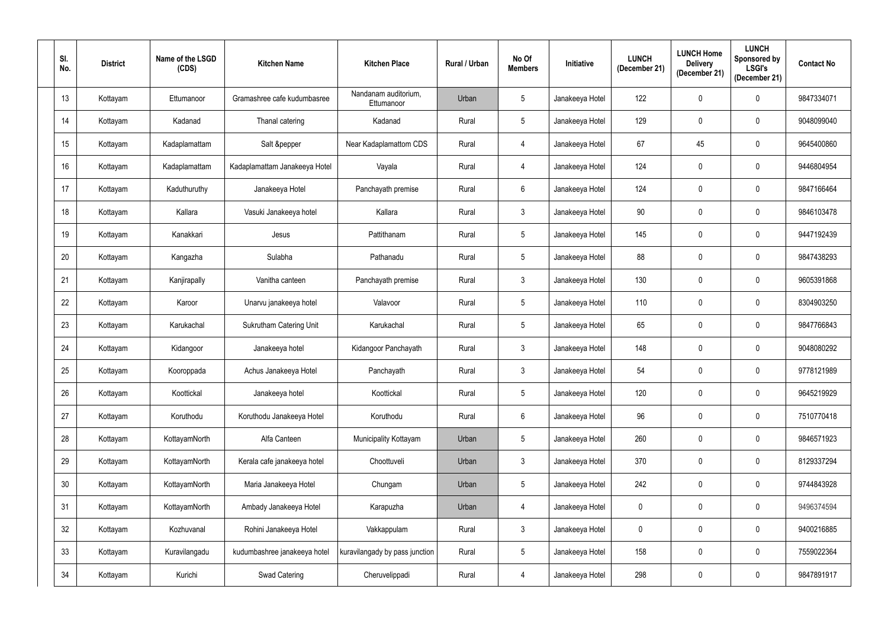| Sl. No. | District | Name of the LSGD (CDS) | Kitchen Name | Kitchen Place | Rural / Urban | No Of Members | Initiative | LUNCH (December 21) | LUNCH Home Delivery (December 21) | LUNCH Sponsored by LSGI's (December 21) | Contact No |
|---|---|---|---|---|---|---|---|---|---|---|---|
| 13 | Kottayam | Ettumanoor | Gramashree cafe kudumbasree | Nandanam auditorium, Ettumanoor | Urban | 5 | Janakeeya Hotel | 122 | 0 | 0 | 9847334071 |
| 14 | Kottayam | Kadanad | Thanal catering | Kadanad | Rural | 5 | Janakeeya Hotel | 129 | 0 | 0 | 9048099040 |
| 15 | Kottayam | Kadaplamattam | Salt &pepper | Near Kadaplamattom CDS | Rural | 4 | Janakeeya Hotel | 67 | 45 | 0 | 9645400860 |
| 16 | Kottayam | Kadaplamattam | Kadaplamattam Janakeeya Hotel | Vayala | Rural | 4 | Janakeeya Hotel | 124 | 0 | 0 | 9446804954 |
| 17 | Kottayam | Kaduthuruthy | Janakeeya Hotel | Panchayath premise | Rural | 6 | Janakeeya Hotel | 124 | 0 | 0 | 9847166464 |
| 18 | Kottayam | Kallara | Vasuki Janakeeya hotel | Kallara | Rural | 3 | Janakeeya Hotel | 90 | 0 | 0 | 9846103478 |
| 19 | Kottayam | Kanakkari | Jesus | Pattithanam | Rural | 5 | Janakeeya Hotel | 145 | 0 | 0 | 9447192439 |
| 20 | Kottayam | Kangazha | Sulabha | Pathanadu | Rural | 5 | Janakeeya Hotel | 88 | 0 | 0 | 9847438293 |
| 21 | Kottayam | Kanjirapally | Vanitha canteen | Panchayath premise | Rural | 3 | Janakeeya Hotel | 130 | 0 | 0 | 9605391868 |
| 22 | Kottayam | Karoor | Unarvu janakeeya hotel | Valavoor | Rural | 5 | Janakeeya Hotel | 110 | 0 | 0 | 8304903250 |
| 23 | Kottayam | Karukachal | Sukrutham Catering Unit | Karukachal | Rural | 5 | Janakeeya Hotel | 65 | 0 | 0 | 9847766843 |
| 24 | Kottayam | Kidangoor | Janakeeya hotel | Kidangoor Panchayath | Rural | 3 | Janakeeya Hotel | 148 | 0 | 0 | 9048080292 |
| 25 | Kottayam | Kooroppada | Achus Janakeeya Hotel | Panchayath | Rural | 3 | Janakeeya Hotel | 54 | 0 | 0 | 9778121989 |
| 26 | Kottayam | Koottickal | Janakeeya hotel | Koottickal | Rural | 5 | Janakeeya Hotel | 120 | 0 | 0 | 9645219929 |
| 27 | Kottayam | Koruthodu | Koruthodu Janakeeya Hotel | Koruthodu | Rural | 6 | Janakeeya Hotel | 96 | 0 | 0 | 7510770418 |
| 28 | Kottayam | KottayamNorth | Alfa Canteen | Municipality Kottayam | Urban | 5 | Janakeeya Hotel | 260 | 0 | 0 | 9846571923 |
| 29 | Kottayam | KottayamNorth | Kerala cafe janakeeya hotel | Choottuveli | Urban | 3 | Janakeeya Hotel | 370 | 0 | 0 | 8129337294 |
| 30 | Kottayam | KottayamNorth | Maria Janakeeya Hotel | Chungam | Urban | 5 | Janakeeya Hotel | 242 | 0 | 0 | 9744843928 |
| 31 | Kottayam | KottayamNorth | Ambady Janakeeya Hotel | Karapuzha | Urban | 4 | Janakeeya Hotel | 0 | 0 | 0 | 9496374594 |
| 32 | Kottayam | Kozhuvanal | Rohini Janakeeya Hotel | Vakkappulam | Rural | 3 | Janakeeya Hotel | 0 | 0 | 0 | 9400216885 |
| 33 | Kottayam | Kuravilangadu | kudumbashree janakeeya hotel | kuravilangady by pass junction | Rural | 5 | Janakeeya Hotel | 158 | 0 | 0 | 7559022364 |
| 34 | Kottayam | Kurichi | Swad Catering | Cheruvelippadi | Rural | 4 | Janakeeya Hotel | 298 | 0 | 0 | 9847891917 |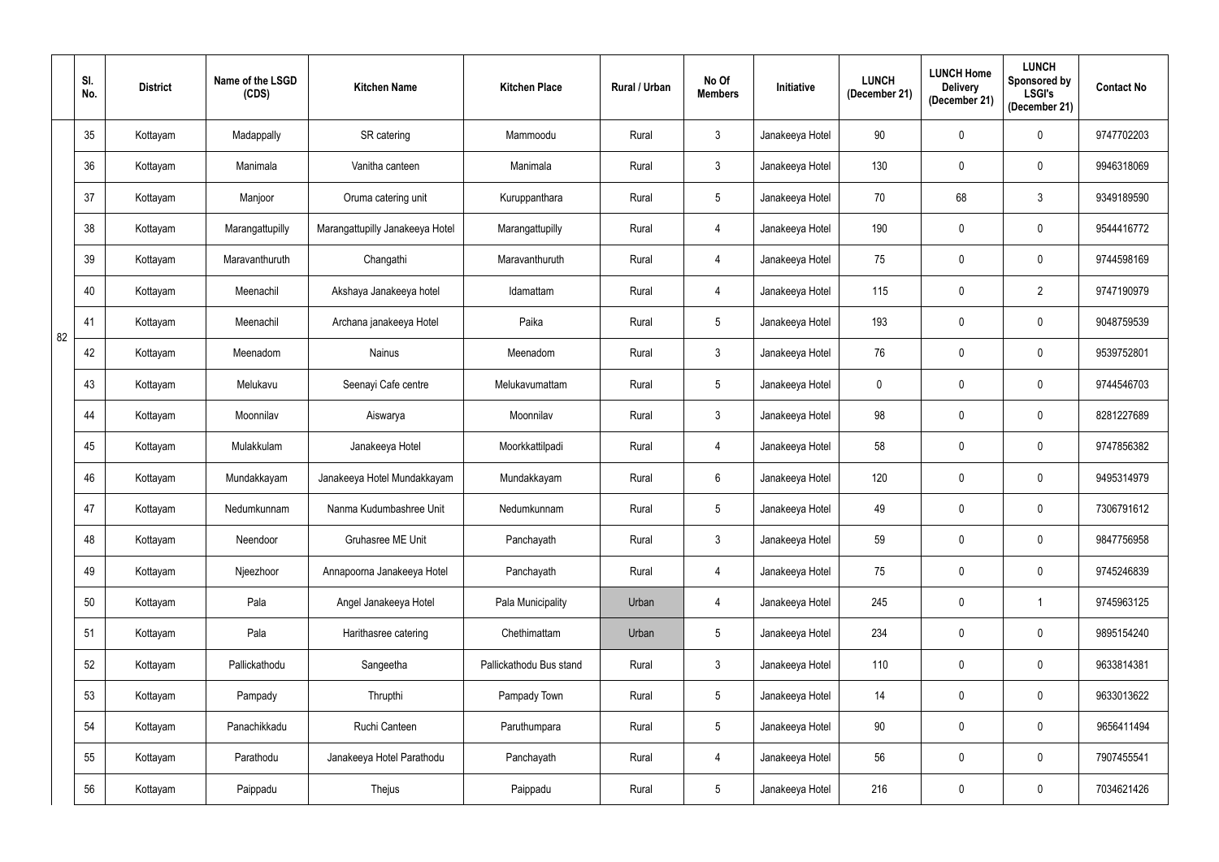| | Sl. No. | District | Name of the LSGD (CDS) | Kitchen Name | Kitchen Place | Rural / Urban | No Of Members | Initiative | LUNCH (December 21) | LUNCH Home Delivery (December 21) | LUNCH Sponsored by LSGI's (December 21) | Contact No |
|---|---|---|---|---|---|---|---|---|---|---|---|---|
| 82 | 35 | Kottayam | Madappally | SR catering | Mammoodu | Rural | 3 | Janakeeya Hotel | 90 | 0 | 0 | 9747702203 |
| | 36 | Kottayam | Manimala | Vanitha canteen | Manimala | Rural | 3 | Janakeeya Hotel | 130 | 0 | 0 | 9946318069 |
| | 37 | Kottayam | Manjoor | Oruma catering unit | Kuruppanthara | Rural | 5 | Janakeeya Hotel | 70 | 68 | 3 | 9349189590 |
| | 38 | Kottayam | Marangattupilly | Marangattupilly Janakeeya Hotel | Marangattupilly | Rural | 4 | Janakeeya Hotel | 190 | 0 | 0 | 9544416772 |
| | 39 | Kottayam | Maravanthuruth | Changathi | Maravanthuruth | Rural | 4 | Janakeeya Hotel | 75 | 0 | 0 | 9744598169 |
| | 40 | Kottayam | Meenachil | Akshaya Janakeeya hotel | Idamattam | Rural | 4 | Janakeeya Hotel | 115 | 0 | 2 | 9747190979 |
| | 41 | Kottayam | Meenachil | Archana janakeeya Hotel | Paika | Rural | 5 | Janakeeya Hotel | 193 | 0 | 0 | 9048759539 |
| | 42 | Kottayam | Meenadom | Nainus | Meenadom | Rural | 3 | Janakeeya Hotel | 76 | 0 | 0 | 9539752801 |
| | 43 | Kottayam | Melukavu | Seenayi Cafe centre | Melukavumattam | Rural | 5 | Janakeeya Hotel | 0 | 0 | 0 | 9744546703 |
| | 44 | Kottayam | Moonnilav | Aiswarya | Moonnilav | Rural | 3 | Janakeeya Hotel | 98 | 0 | 0 | 8281227689 |
| | 45 | Kottayam | Mulakkulam | Janakeeya Hotel | Moorkkattilpadi | Rural | 4 | Janakeeya Hotel | 58 | 0 | 0 | 9747856382 |
| | 46 | Kottayam | Mundakkayam | Janakeeya Hotel Mundakkayam | Mundakkayam | Rural | 6 | Janakeeya Hotel | 120 | 0 | 0 | 9495314979 |
| | 47 | Kottayam | Nedumkunnam | Nanma Kudumbashree Unit | Nedumkunnam | Rural | 5 | Janakeeya Hotel | 49 | 0 | 0 | 7306791612 |
| | 48 | Kottayam | Neendoor | Gruhasree ME Unit | Panchayath | Rural | 3 | Janakeeya Hotel | 59 | 0 | 0 | 9847756958 |
| | 49 | Kottayam | Njeezhoor | Annapoorna Janakeeya Hotel | Panchayath | Rural | 4 | Janakeeya Hotel | 75 | 0 | 0 | 9745246839 |
| | 50 | Kottayam | Pala | Angel Janakeeya Hotel | Pala Municipality | Urban | 4 | Janakeeya Hotel | 245 | 0 | 1 | 9745963125 |
| | 51 | Kottayam | Pala | Harithasree catering | Chethimattam | Urban | 5 | Janakeeya Hotel | 234 | 0 | 0 | 9895154240 |
| | 52 | Kottayam | Pallickathodu | Sangeetha | Pallickathodu Bus stand | Rural | 3 | Janakeeya Hotel | 110 | 0 | 0 | 9633814381 |
| | 53 | Kottayam | Pampady | Thrupthi | Pampady Town | Rural | 5 | Janakeeya Hotel | 14 | 0 | 0 | 9633013622 |
| | 54 | Kottayam | Panachikkadu | Ruchi Canteen | Paruthumpara | Rural | 5 | Janakeeya Hotel | 90 | 0 | 0 | 9656411494 |
| | 55 | Kottayam | Parathodu | Janakeeya Hotel Parathodu | Panchayath | Rural | 4 | Janakeeya Hotel | 56 | 0 | 0 | 7907455541 |
| | 56 | Kottayam | Paippadu | Thejus | Paippadu | Rural | 5 | Janakeeya Hotel | 216 | 0 | 0 | 7034621426 |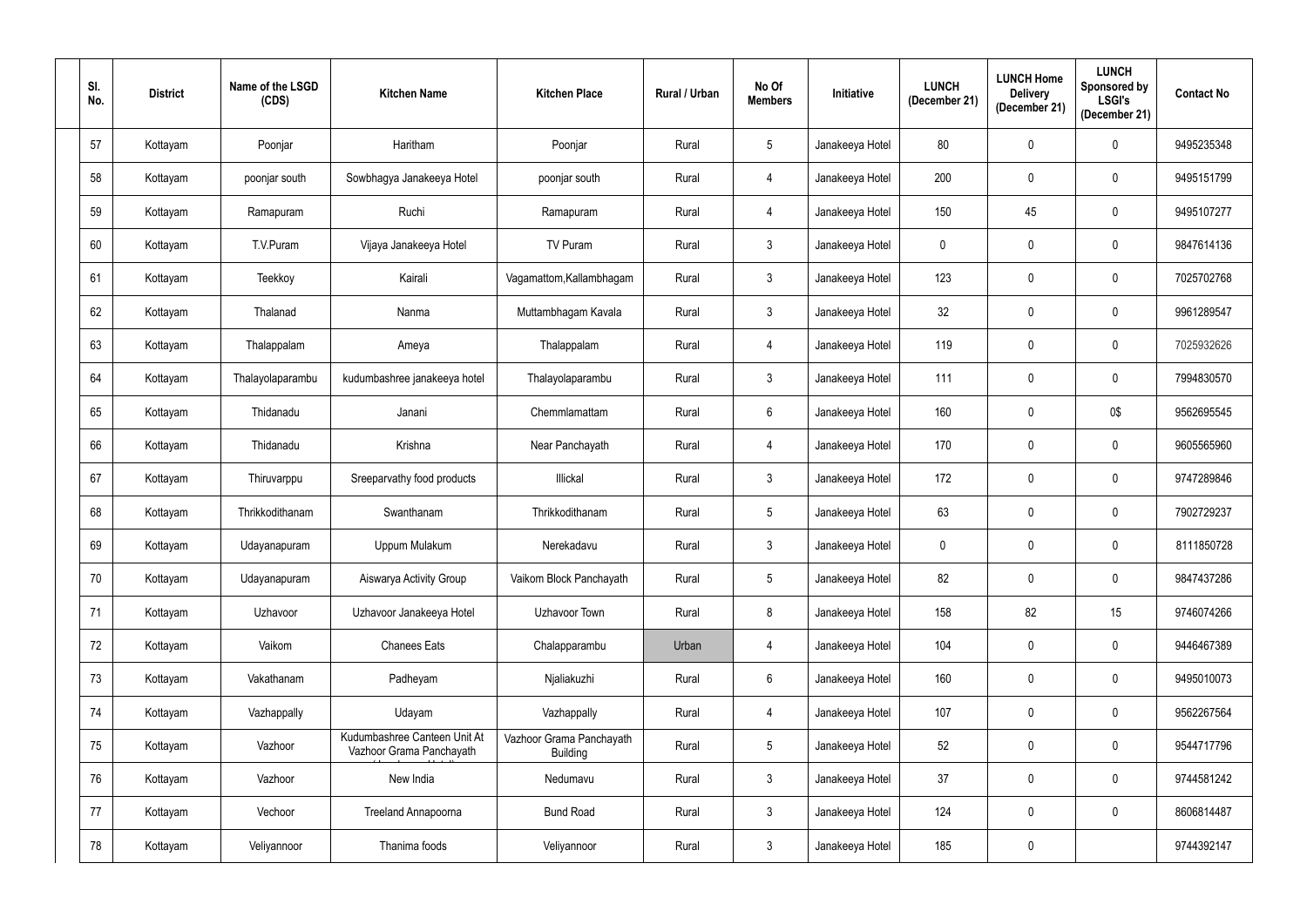| Sl. No. | District | Name of the LSGD (CDS) | Kitchen Name | Kitchen Place | Rural / Urban | No Of Members | Initiative | LUNCH (December 21) | LUNCH Home Delivery (December 21) | LUNCH Sponsored by LSGI's (December 21) | Contact No |
|---|---|---|---|---|---|---|---|---|---|---|---|
| 57 | Kottayam | Poonjar | Haritham | Poonjar | Rural | 5 | Janakeeya Hotel | 80 | 0 | 0 | 9495235348 |
| 58 | Kottayam | poonjar south | Sowbhagya Janakeeya Hotel | poonjar south | Rural | 4 | Janakeeya Hotel | 200 | 0 | 0 | 9495151799 |
| 59 | Kottayam | Ramapuram | Ruchi | Ramapuram | Rural | 4 | Janakeeya Hotel | 150 | 45 | 0 | 9495107277 |
| 60 | Kottayam | T.V.Puram | Vijaya Janakeeya Hotel | TV Puram | Rural | 3 | Janakeeya Hotel | 0 | 0 | 0 | 9847614136 |
| 61 | Kottayam | Teekkoy | Kairali | Vagamattom,Kallambhagam | Rural | 3 | Janakeeya Hotel | 123 | 0 | 0 | 7025702768 |
| 62 | Kottayam | Thalanad | Nanma | Muttambhagam Kavala | Rural | 3 | Janakeeya Hotel | 32 | 0 | 0 | 9961289547 |
| 63 | Kottayam | Thalappalam | Ameya | Thalappalam | Rural | 4 | Janakeeya Hotel | 119 | 0 | 0 | 7025932626 |
| 64 | Kottayam | Thalayolaparambu | kudumbashree janakeeya hotel | Thalayolaparambu | Rural | 3 | Janakeeya Hotel | 111 | 0 | 0 | 7994830570 |
| 65 | Kottayam | Thidanadu | Janani | Chemmlamattam | Rural | 6 | Janakeeya Hotel | 160 | 0 | 0$ | 9562695545 |
| 66 | Kottayam | Thidanadu | Krishna | Near Panchayath | Rural | 4 | Janakeeya Hotel | 170 | 0 | 0 | 9605565960 |
| 67 | Kottayam | Thiruvarppu | Sreeparvathy food products | Illickal | Rural | 3 | Janakeeya Hotel | 172 | 0 | 0 | 9747289846 |
| 68 | Kottayam | Thrikkodithanam | Swanthanam | Thrikkodithanam | Rural | 5 | Janakeeya Hotel | 63 | 0 | 0 | 7902729237 |
| 69 | Kottayam | Udayanapuram | Uppum Mulakum | Nerekadavu | Rural | 3 | Janakeeya Hotel | 0 | 0 | 0 | 8111850728 |
| 70 | Kottayam | Udayanapuram | Aiswarya Activity Group | Vaikom Block Panchayath | Rural | 5 | Janakeeya Hotel | 82 | 0 | 0 | 9847437286 |
| 71 | Kottayam | Uzhavoor | Uzhavoor Janakeeya Hotel | Uzhavoor Town | Rural | 8 | Janakeeya Hotel | 158 | 82 | 15 | 9746074266 |
| 72 | Kottayam | Vaikom | Chanees Eats | Chalapparambu | Urban | 4 | Janakeeya Hotel | 104 | 0 | 0 | 9446467389 |
| 73 | Kottayam | Vakathanam | Padheyam | Njaliakuzhi | Rural | 6 | Janakeeya Hotel | 160 | 0 | 0 | 9495010073 |
| 74 | Kottayam | Vazhappally | Udayam | Vazhappally | Rural | 4 | Janakeeya Hotel | 107 | 0 | 0 | 9562267564 |
| 75 | Kottayam | Vazhoor | Kudumbashree Canteen Unit At Vazhoor Grama Panchayath | Vazhoor Grama Panchayath Building | Rural | 5 | Janakeeya Hotel | 52 | 0 | 0 | 9544717796 |
| 76 | Kottayam | Vazhoor | New India | Nedumavu | Rural | 3 | Janakeeya Hotel | 37 | 0 | 0 | 9744581242 |
| 77 | Kottayam | Vechoor | Treeland Annapoorna | Bund Road | Rural | 3 | Janakeeya Hotel | 124 | 0 | 0 | 8606814487 |
| 78 | Kottayam | Veliyannoor | Thanima foods | Veliyannoor | Rural | 3 | Janakeeya Hotel | 185 | 0 | | 9744392147 |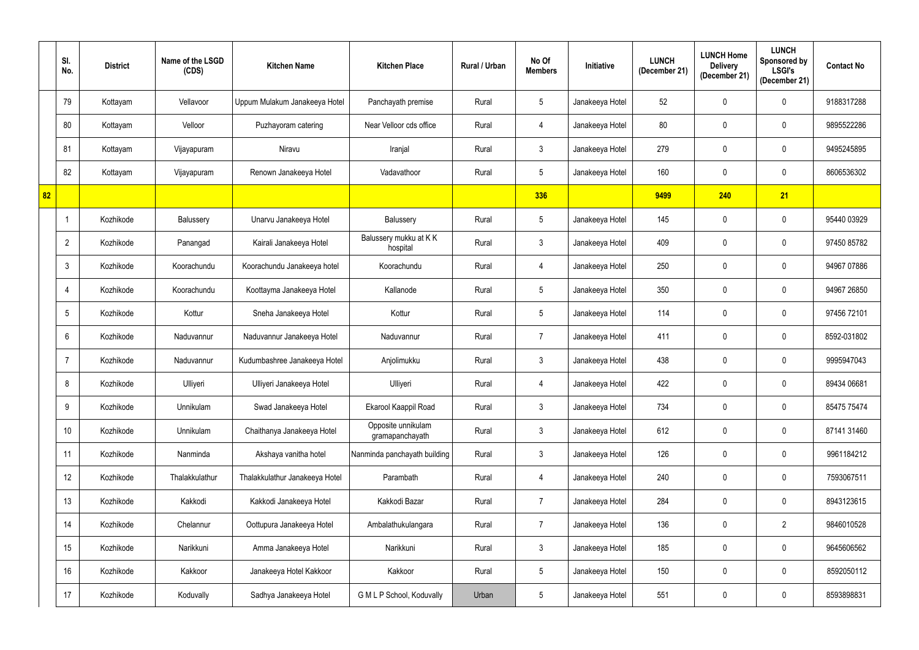| | Sl. No. | District | Name of the LSGD (CDS) | Kitchen Name | Kitchen Place | Rural / Urban | No Of Members | Initiative | LUNCH (December 21) | LUNCH Home Delivery (December 21) | LUNCH Sponsored by LSGI's (December 21) | Contact No |
|---|---|---|---|---|---|---|---|---|---|---|---|---|
| | 79 | Kottayam | Vellavoor | Uppum Mulakum Janakeeya Hotel | Panchayath premise | Rural | 5 | Janakeeya Hotel | 52 | 0 | 0 | 9188317288 |
| | 80 | Kottayam | Velloor | Puzhayoram catering | Near Velloor cds office | Rural | 4 | Janakeeya Hotel | 80 | 0 | 0 | 9895522286 |
| | 81 | Kottayam | Vijayapuram | Niravu | Iranjal | Rural | 3 | Janakeeya Hotel | 279 | 0 | 0 | 9495245895 |
| | 82 | Kottayam | Vijayapuram | Renown Janakeeya Hotel | Vadavathoor | Rural | 5 | Janakeeya Hotel | 160 | 0 | 0 | 8606536302 |
| **82** | | | | | | | **336** | | **9499** | **240** | **21** | |
| | 1 | Kozhikode | Balussery | Unarvu Janakeeya Hotel | Balussery | Rural | 5 | Janakeeya Hotel | 145 | 0 | 0 | 95440 03929 |
| | 2 | Kozhikode | Panangad | Kairali Janakeeya Hotel | Balussery mukku at K K hospital | Rural | 3 | Janakeeya Hotel | 409 | 0 | 0 | 97450 85782 |
| | 3 | Kozhikode | Koorachundu | Koorachundu Janakeeya hotel | Koorachundu | Rural | 4 | Janakeeya Hotel | 250 | 0 | 0 | 94967 07886 |
| | 4 | Kozhikode | Koorachundu | Koottayma Janakeeya Hotel | Kallanode | Rural | 5 | Janakeeya Hotel | 350 | 0 | 0 | 94967 26850 |
| | 5 | Kozhikode | Kottur | Sneha Janakeeya Hotel | Kottur | Rural | 5 | Janakeeya Hotel | 114 | 0 | 0 | 97456 72101 |
| | 6 | Kozhikode | Naduvannur | Naduvannur Janakeeya Hotel | Naduvannur | Rural | 7 | Janakeeya Hotel | 411 | 0 | 0 | 8592-031802 |
| | 7 | Kozhikode | Naduvannur | Kudumbashree Janakeeya Hotel | Anjolimukku | Rural | 3 | Janakeeya Hotel | 438 | 0 | 0 | 9995947043 |
| | 8 | Kozhikode | Ulliyeri | Ulliyeri Janakeeya Hotel | Ulliyeri | Rural | 4 | Janakeeya Hotel | 422 | 0 | 0 | 89434 06681 |
| | 9 | Kozhikode | Unnikulam | Swad Janakeeya Hotel | Ekarool Kaappil Road | Rural | 3 | Janakeeya Hotel | 734 | 0 | 0 | 85475 75474 |
| | 10 | Kozhikode | Unnikulam | Chaithanya Janakeeya Hotel | Opposite unnikulam gramapanchayath | Rural | 3 | Janakeeya Hotel | 612 | 0 | 0 | 87141 31460 |
| | 11 | Kozhikode | Nanminda | Akshaya vanitha hotel | Nanminda panchayath building | Rural | 3 | Janakeeya Hotel | 126 | 0 | 0 | 9961184212 |
| | 12 | Kozhikode | Thalakkulathur | Thalakkulathur Janakeeya Hotel | Parambath | Rural | 4 | Janakeeya Hotel | 240 | 0 | 0 | 7593067511 |
| | 13 | Kozhikode | Kakkodi | Kakkodi Janakeeya Hotel | Kakkodi Bazar | Rural | 7 | Janakeeya Hotel | 284 | 0 | 0 | 8943123615 |
| | 14 | Kozhikode | Chelannur | Oottupura Janakeeya Hotel | Ambalathukulangara | Rural | 7 | Janakeeya Hotel | 136 | 0 | 2 | 9846010528 |
| | 15 | Kozhikode | Narikkuni | Amma Janakeeya Hotel | Narikkuni | Rural | 3 | Janakeeya Hotel | 185 | 0 | 0 | 9645606562 |
| | 16 | Kozhikode | Kakkoor | Janakeeya Hotel Kakkoor | Kakkoor | Rural | 5 | Janakeeya Hotel | 150 | 0 | 0 | 8592050112 |
| | 17 | Kozhikode | Koduvally | Sadhya Janakeeya Hotel | G M L P School, Koduvally | Urban | 5 | Janakeeya Hotel | 551 | 0 | 0 | 8593898831 |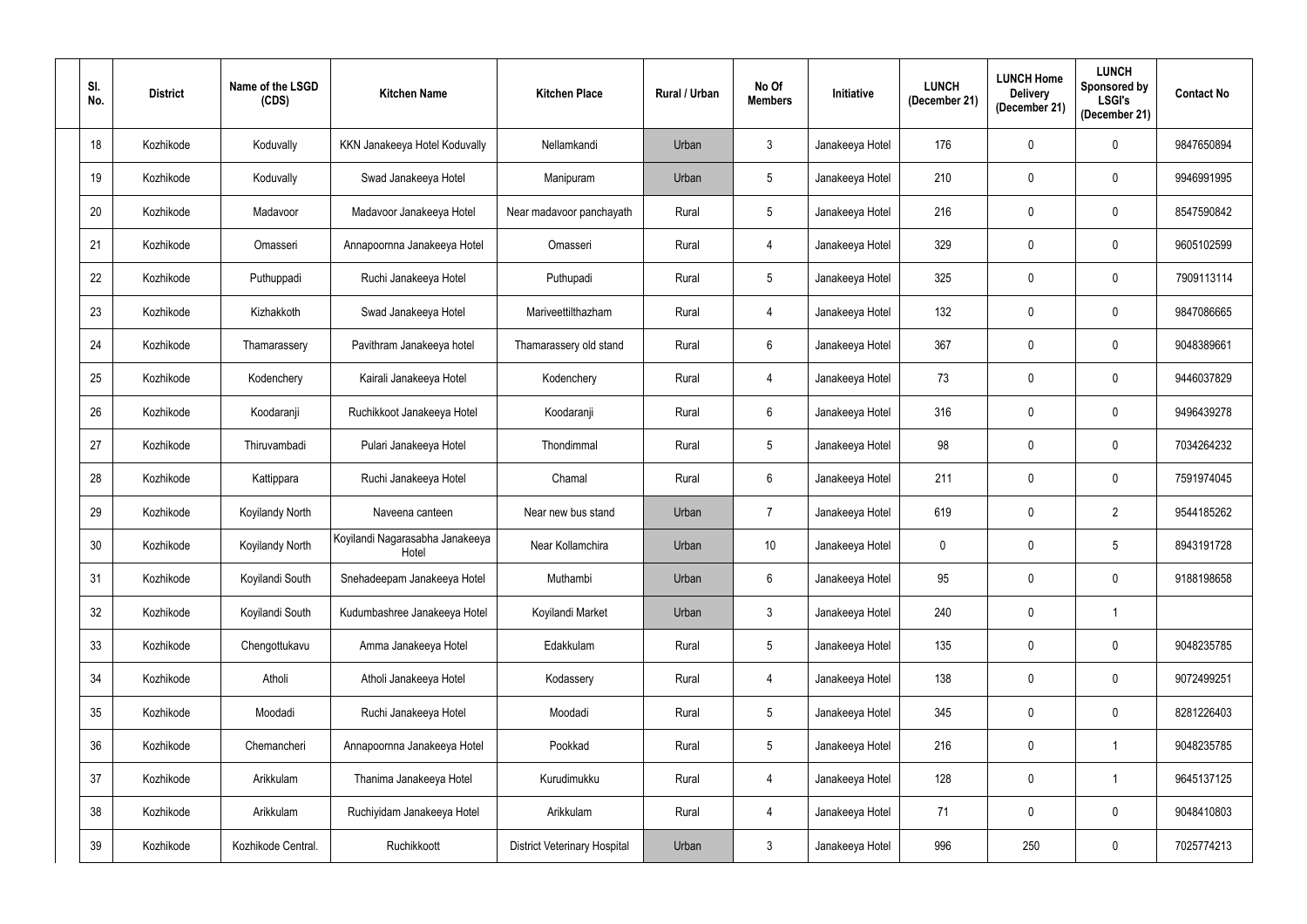| Sl. No. | District | Name of the LSGD (CDS) | Kitchen Name | Kitchen Place | Rural / Urban | No Of Members | Initiative | LUNCH (December 21) | LUNCH Home Delivery (December 21) | LUNCH Sponsored by LSGI's (December 21) | Contact No |
|---|---|---|---|---|---|---|---|---|---|---|---|
| 18 | Kozhikode | Koduvally | KKN Janakeeya Hotel Koduvally | Nellamkandi | Urban | 3 | Janakeeya Hotel | 176 | 0 | 0 | 9847650894 |
| 19 | Kozhikode | Koduvally | Swad Janakeeya Hotel | Manipuram | Urban | 5 | Janakeeya Hotel | 210 | 0 | 0 | 9946991995 |
| 20 | Kozhikode | Madavoor | Madavoor Janakeeya Hotel | Near madavoor panchayath | Rural | 5 | Janakeeya Hotel | 216 | 0 | 0 | 8547590842 |
| 21 | Kozhikode | Omasseri | Annapoornna Janakeeya Hotel | Omasseri | Rural | 4 | Janakeeya Hotel | 329 | 0 | 0 | 9605102599 |
| 22 | Kozhikode | Puthuppadi | Ruchi Janakeeya Hotel | Puthupadi | Rural | 5 | Janakeeya Hotel | 325 | 0 | 0 | 7909113114 |
| 23 | Kozhikode | Kizhakkoth | Swad Janakeeya Hotel | Mariveettilthazham | Rural | 4 | Janakeeya Hotel | 132 | 0 | 0 | 9847086665 |
| 24 | Kozhikode | Thamarassery | Pavithram Janakeeya hotel | Thamarassery old stand | Rural | 6 | Janakeeya Hotel | 367 | 0 | 0 | 9048389661 |
| 25 | Kozhikode | Kodenchery | Kairali Janakeeya Hotel | Kodenchery | Rural | 4 | Janakeeya Hotel | 73 | 0 | 0 | 9446037829 |
| 26 | Kozhikode | Koodaranji | Ruchikkoot Janakeeya Hotel | Koodaranji | Rural | 6 | Janakeeya Hotel | 316 | 0 | 0 | 9496439278 |
| 27 | Kozhikode | Thiruvambadi | Pulari Janakeeya Hotel | Thondimmal | Rural | 5 | Janakeeya Hotel | 98 | 0 | 0 | 7034264232 |
| 28 | Kozhikode | Kattippara | Ruchi Janakeeya Hotel | Chamal | Rural | 6 | Janakeeya Hotel | 211 | 0 | 0 | 7591974045 |
| 29 | Kozhikode | Koyilandy North | Naveena canteen | Near new bus stand | Urban | 7 | Janakeeya Hotel | 619 | 0 | 2 | 9544185262 |
| 30 | Kozhikode | Koyilandy North | Koyilandi Nagarasabha Janakeeya Hotel | Near Kollamchira | Urban | 10 | Janakeeya Hotel | 0 | 0 | 5 | 8943191728 |
| 31 | Kozhikode | Koyilandi South | Snehadeepam Janakeeya Hotel | Muthambi | Urban | 6 | Janakeeya Hotel | 95 | 0 | 0 | 9188198658 |
| 32 | Kozhikode | Koyilandi South | Kudumbashree Janakeeya Hotel | Koyilandi Market | Urban | 3 | Janakeeya Hotel | 240 | 0 | 1 | |
| 33 | Kozhikode | Chengottukavu | Amma Janakeeya Hotel | Edakkulam | Rural | 5 | Janakeeya Hotel | 135 | 0 | 0 | 9048235785 |
| 34 | Kozhikode | Atholi | Atholi Janakeeya Hotel | Kodassery | Rural | 4 | Janakeeya Hotel | 138 | 0 | 0 | 9072499251 |
| 35 | Kozhikode | Moodadi | Ruchi Janakeeya Hotel | Moodadi | Rural | 5 | Janakeeya Hotel | 345 | 0 | 0 | 8281226403 |
| 36 | Kozhikode | Chemancheri | Annapoornna Janakeeya Hotel | Pookkad | Rural | 5 | Janakeeya Hotel | 216 | 0 | 1 | 9048235785 |
| 37 | Kozhikode | Arikkulam | Thanima Janakeeya Hotel | Kurudimukku | Rural | 4 | Janakeeya Hotel | 128 | 0 | 1 | 9645137125 |
| 38 | Kozhikode | Arikkulam | Ruchiyidam Janakeeya Hotel | Arikkulam | Rural | 4 | Janakeeya Hotel | 71 | 0 | 0 | 9048410803 |
| 39 | Kozhikode | Kozhikode Central. | Ruchikkoott | District Veterinary Hospital | Urban | 3 | Janakeeya Hotel | 996 | 250 | 0 | 7025774213 |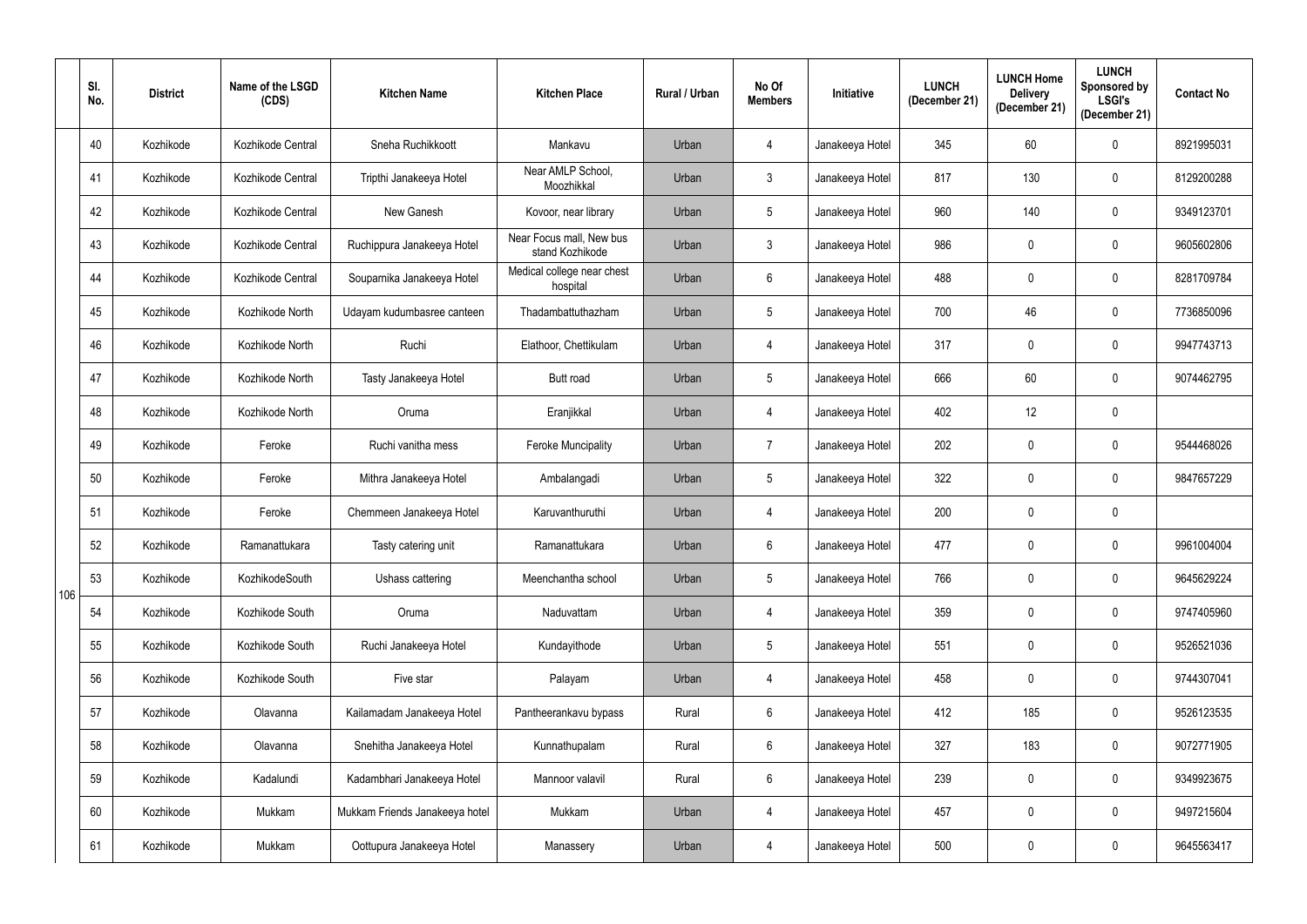| | Sl. No. | District | Name of the LSGD (CDS) | Kitchen Name | Kitchen Place | Rural / Urban | No Of Members | Initiative | LUNCH (December 21) | LUNCH Home Delivery (December 21) | LUNCH Sponsored by LSGI's (December 21) | Contact No |
|---|---|---|---|---|---|---|---|---|---|---|---|---|
| 106 | 40 | Kozhikode | Kozhikode Central | Sneha Ruchikkoott | Mankavu | Urban | 4 | Janakeeya Hotel | 345 | 60 | 0 | 8921995031 |
| | 41 | Kozhikode | Kozhikode Central | Tripthi Janakeeya Hotel | Near AMLP School, Moozhikkal | Urban | 3 | Janakeeya Hotel | 817 | 130 | 0 | 8129200288 |
| | 42 | Kozhikode | Kozhikode Central | New Ganesh | Kovoor, near library | Urban | 5 | Janakeeya Hotel | 960 | 140 | 0 | 9349123701 |
| | 43 | Kozhikode | Kozhikode Central | Ruchippura Janakeeya Hotel | Near Focus mall, New bus stand Kozhikode | Urban | 3 | Janakeeya Hotel | 986 | 0 | 0 | 9605602806 |
| | 44 | Kozhikode | Kozhikode Central | Souparnika Janakeeya Hotel | Medical college near chest hospital | Urban | 6 | Janakeeya Hotel | 488 | 0 | 0 | 8281709784 |
| | 45 | Kozhikode | Kozhikode North | Udayam kudumbasree canteen | Thadambattuthazham | Urban | 5 | Janakeeya Hotel | 700 | 46 | 0 | 7736850096 |
| | 46 | Kozhikode | Kozhikode North | Ruchi | Elathoor, Chettikulam | Urban | 4 | Janakeeya Hotel | 317 | 0 | 0 | 9947743713 |
| | 47 | Kozhikode | Kozhikode North | Tasty Janakeeya Hotel | Butt road | Urban | 5 | Janakeeya Hotel | 666 | 60 | 0 | 9074462795 |
| | 48 | Kozhikode | Kozhikode North | Oruma | Eranjikkal | Urban | 4 | Janakeeya Hotel | 402 | 12 | 0 | |
| | 49 | Kozhikode | Feroke | Ruchi vanitha mess | Feroke Muncipality | Urban | 7 | Janakeeya Hotel | 202 | 0 | 0 | 9544468026 |
| | 50 | Kozhikode | Feroke | Mithra Janakeeya Hotel | Ambalangadi | Urban | 5 | Janakeeya Hotel | 322 | 0 | 0 | 9847657229 |
| | 51 | Kozhikode | Feroke | Chemmeen Janakeeya Hotel | Karuvanthuruthi | Urban | 4 | Janakeeya Hotel | 200 | 0 | 0 | |
| | 52 | Kozhikode | Ramanattukara | Tasty catering unit | Ramanattukara | Urban | 6 | Janakeeya Hotel | 477 | 0 | 0 | 9961004004 |
| | 53 | Kozhikode | KozhikodeSouth | Ushass cattering | Meenchantha school | Urban | 5 | Janakeeya Hotel | 766 | 0 | 0 | 9645629224 |
| | 54 | Kozhikode | Kozhikode South | Oruma | Naduvattam | Urban | 4 | Janakeeya Hotel | 359 | 0 | 0 | 9747405960 |
| | 55 | Kozhikode | Kozhikode South | Ruchi Janakeeya Hotel | Kundayithode | Urban | 5 | Janakeeya Hotel | 551 | 0 | 0 | 9526521036 |
| | 56 | Kozhikode | Kozhikode South | Five star | Palayam | Urban | 4 | Janakeeya Hotel | 458 | 0 | 0 | 9744307041 |
| | 57 | Kozhikode | Olavanna | Kailamadam Janakeeya Hotel | Pantheerankavu bypass | Rural | 6 | Janakeeya Hotel | 412 | 185 | 0 | 9526123535 |
| | 58 | Kozhikode | Olavanna | Snehitha Janakeeya Hotel | Kunnathupalam | Rural | 6 | Janakeeya Hotel | 327 | 183 | 0 | 9072771905 |
| | 59 | Kozhikode | Kadalundi | Kadambhari Janakeeya Hotel | Mannoor valavil | Rural | 6 | Janakeeya Hotel | 239 | 0 | 0 | 9349923675 |
| | 60 | Kozhikode | Mukkam | Mukkam Friends Janakeeya hotel | Mukkam | Urban | 4 | Janakeeya Hotel | 457 | 0 | 0 | 9497215604 |
| | 61 | Kozhikode | Mukkam | Oottupura Janakeeya Hotel | Manassery | Urban | 4 | Janakeeya Hotel | 500 | 0 | 0 | 9645563417 |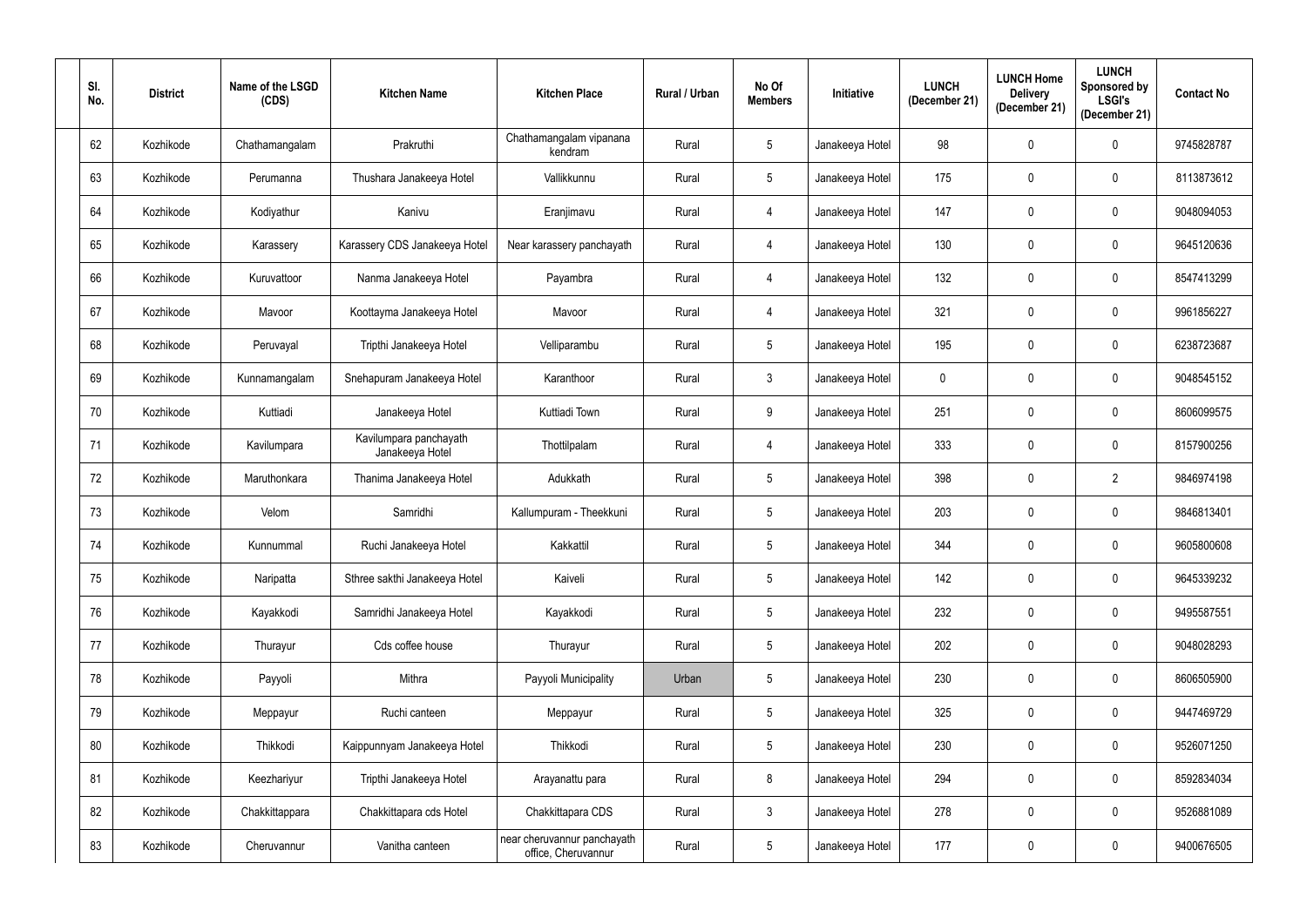| Sl. No. | District | Name of the LSGD (CDS) | Kitchen Name | Kitchen Place | Rural / Urban | No Of Members | Initiative | LUNCH (December 21) | LUNCH Home Delivery (December 21) | LUNCH Sponsored by LSGI's (December 21) | Contact No |
|---|---|---|---|---|---|---|---|---|---|---|---|
| 62 | Kozhikode | Chathamangalam | Prakruthi | Chathamangalam vipanana kendram | Rural | 5 | Janakeeya Hotel | 98 | 0 | 0 | 9745828787 |
| 63 | Kozhikode | Perumanna | Thushara Janakeeya Hotel | Vallikkunnu | Rural | 5 | Janakeeya Hotel | 175 | 0 | 0 | 8113873612 |
| 64 | Kozhikode | Kodiyathur | Kanivu | Eranjimavu | Rural | 4 | Janakeeya Hotel | 147 | 0 | 0 | 9048094053 |
| 65 | Kozhikode | Karassery | Karassery CDS Janakeeya Hotel | Near karassery panchayath | Rural | 4 | Janakeeya Hotel | 130 | 0 | 0 | 9645120636 |
| 66 | Kozhikode | Kuruvattoor | Nanma Janakeeya Hotel | Payambra | Rural | 4 | Janakeeya Hotel | 132 | 0 | 0 | 8547413299 |
| 67 | Kozhikode | Mavoor | Koottayma Janakeeya Hotel | Mavoor | Rural | 4 | Janakeeya Hotel | 321 | 0 | 0 | 9961856227 |
| 68 | Kozhikode | Peruvayal | Tripthi Janakeeya Hotel | Velliparambu | Rural | 5 | Janakeeya Hotel | 195 | 0 | 0 | 6238723687 |
| 69 | Kozhikode | Kunnamangalam | Snehapuram Janakeeya Hotel | Karanthoor | Rural | 3 | Janakeeya Hotel | 0 | 0 | 0 | 9048545152 |
| 70 | Kozhikode | Kuttiadi | Janakeeya Hotel | Kuttiadi Town | Rural | 9 | Janakeeya Hotel | 251 | 0 | 0 | 8606099575 |
| 71 | Kozhikode | Kavilumpara | Kavilumpara panchayath Janakeeya Hotel | Thottilpalam | Rural | 4 | Janakeeya Hotel | 333 | 0 | 0 | 8157900256 |
| 72 | Kozhikode | Maruthonkara | Thanima Janakeeya Hotel | Adukkath | Rural | 5 | Janakeeya Hotel | 398 | 0 | 2 | 9846974198 |
| 73 | Kozhikode | Velom | Samridhi | Kallumpuram - Theekkuni | Rural | 5 | Janakeeya Hotel | 203 | 0 | 0 | 9846813401 |
| 74 | Kozhikode | Kunnummal | Ruchi Janakeeya Hotel | Kakkattil | Rural | 5 | Janakeeya Hotel | 344 | 0 | 0 | 9605800608 |
| 75 | Kozhikode | Naripatta | Sthree sakthi Janakeeya Hotel | Kaiveli | Rural | 5 | Janakeeya Hotel | 142 | 0 | 0 | 9645339232 |
| 76 | Kozhikode | Kayakkodi | Samridhi Janakeeya Hotel | Kayakkodi | Rural | 5 | Janakeeya Hotel | 232 | 0 | 0 | 9495587551 |
| 77 | Kozhikode | Thurayur | Cds coffee house | Thurayur | Rural | 5 | Janakeeya Hotel | 202 | 0 | 0 | 9048028293 |
| 78 | Kozhikode | Payyoli | Mithra | Payyoli Municipality | Urban | 5 | Janakeeya Hotel | 230 | 0 | 0 | 8606505900 |
| 79 | Kozhikode | Meppayur | Ruchi canteen | Meppayur | Rural | 5 | Janakeeya Hotel | 325 | 0 | 0 | 9447469729 |
| 80 | Kozhikode | Thikkodi | Kaippunnyam Janakeeya Hotel | Thikkodi | Rural | 5 | Janakeeya Hotel | 230 | 0 | 0 | 9526071250 |
| 81 | Kozhikode | Keezhariyur | Tripthi Janakeeya Hotel | Arayanattu para | Rural | 8 | Janakeeya Hotel | 294 | 0 | 0 | 8592834034 |
| 82 | Kozhikode | Chakkittappara | Chakkittapara cds Hotel | Chakkittapara CDS | Rural | 3 | Janakeeya Hotel | 278 | 0 | 0 | 9526881089 |
| 83 | Kozhikode | Cheruvannur | Vanitha canteen | near cheruvannur panchayath office, Cheruvannur | Rural | 5 | Janakeeya Hotel | 177 | 0 | 0 | 9400676505 |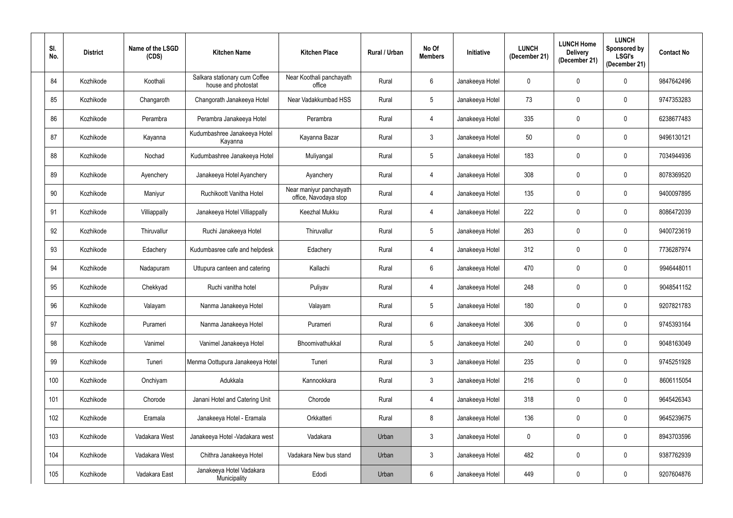| Sl. No. | District | Name of the LSGD (CDS) | Kitchen Name | Kitchen Place | Rural / Urban | No Of Members | Initiative | LUNCH (December 21) | LUNCH Home Delivery (December 21) | LUNCH Sponsored by LSGI's (December 21) | Contact No |
|---|---|---|---|---|---|---|---|---|---|---|---|
| 84 | Kozhikode | Koothali | Salkara stationary cum Coffee house and photostat | Near Koothali panchayath office | Rural | 6 | Janakeeya Hotel | 0 | 0 | 0 | 9847642496 |
| 85 | Kozhikode | Changaroth | Changorath Janakeeya Hotel | Near Vadakkumbad HSS | Rural | 5 | Janakeeya Hotel | 73 | 0 | 0 | 9747353283 |
| 86 | Kozhikode | Perambra | Perambra Janakeeya Hotel | Perambra | Rural | 4 | Janakeeya Hotel | 335 | 0 | 0 | 6238677483 |
| 87 | Kozhikode | Kayanna | Kudumbashree Janakeeya Hotel Kayanna | Kayanna Bazar | Rural | 3 | Janakeeya Hotel | 50 | 0 | 0 | 9496130121 |
| 88 | Kozhikode | Nochad | Kudumbashree Janakeeya Hotel | Muliyangal | Rural | 5 | Janakeeya Hotel | 183 | 0 | 0 | 7034944936 |
| 89 | Kozhikode | Ayenchery | Janakeeya Hotel Ayanchery | Ayanchery | Rural | 4 | Janakeeya Hotel | 308 | 0 | 0 | 8078369520 |
| 90 | Kozhikode | Maniyur | Ruchikoott Vanitha Hotel | Near maniyur panchayath office, Navodaya stop | Rural | 4 | Janakeeya Hotel | 135 | 0 | 0 | 9400097895 |
| 91 | Kozhikode | Villiappally | Janakeeya Hotel Villiappally | Keezhal Mukku | Rural | 4 | Janakeeya Hotel | 222 | 0 | 0 | 8086472039 |
| 92 | Kozhikode | Thiruvallur | Ruchi Janakeeya Hotel | Thiruvallur | Rural | 5 | Janakeeya Hotel | 263 | 0 | 0 | 9400723619 |
| 93 | Kozhikode | Edachery | Kudumbasree cafe and helpdesk | Edachery | Rural | 4 | Janakeeya Hotel | 312 | 0 | 0 | 7736287974 |
| 94 | Kozhikode | Nadapuram | Uttupura canteen and catering | Kallachi | Rural | 6 | Janakeeya Hotel | 470 | 0 | 0 | 9946448011 |
| 95 | Kozhikode | Chekkyad | Ruchi vanitha hotel | Puliyav | Rural | 4 | Janakeeya Hotel | 248 | 0 | 0 | 9048541152 |
| 96 | Kozhikode | Valayam | Nanma Janakeeya Hotel | Valayam | Rural | 5 | Janakeeya Hotel | 180 | 0 | 0 | 9207821783 |
| 97 | Kozhikode | Purameri | Nanma Janakeeya Hotel | Purameri | Rural | 6 | Janakeeya Hotel | 306 | 0 | 0 | 9745393164 |
| 98 | Kozhikode | Vanimel | Vanimel Janakeeya Hotel | Bhoomivathukkal | Rural | 5 | Janakeeya Hotel | 240 | 0 | 0 | 9048163049 |
| 99 | Kozhikode | Tuneri | Menma Oottupura Janakeeya Hotel | Tuneri | Rural | 3 | Janakeeya Hotel | 235 | 0 | 0 | 9745251928 |
| 100 | Kozhikode | Onchiyam | Adukkala | Kannookkara | Rural | 3 | Janakeeya Hotel | 216 | 0 | 0 | 8606115054 |
| 101 | Kozhikode | Chorode | Janani Hotel and Catering Unit | Chorode | Rural | 4 | Janakeeya Hotel | 318 | 0 | 0 | 9645426343 |
| 102 | Kozhikode | Eramala | Janakeeya Hotel - Eramala | Orkkatteri | Rural | 8 | Janakeeya Hotel | 136 | 0 | 0 | 9645239675 |
| 103 | Kozhikode | Vadakara West | Janakeeya Hotel -Vadakara west | Vadakara | Urban | 3 | Janakeeya Hotel | 0 | 0 | 0 | 8943703596 |
| 104 | Kozhikode | Vadakara West | Chithra Janakeeya Hotel | Vadakara New bus stand | Urban | 3 | Janakeeya Hotel | 482 | 0 | 0 | 9387762939 |
| 105 | Kozhikode | Vadakara East | Janakeeya Hotel Vadakara Municipality | Edodi | Urban | 6 | Janakeeya Hotel | 449 | 0 | 0 | 9207604876 |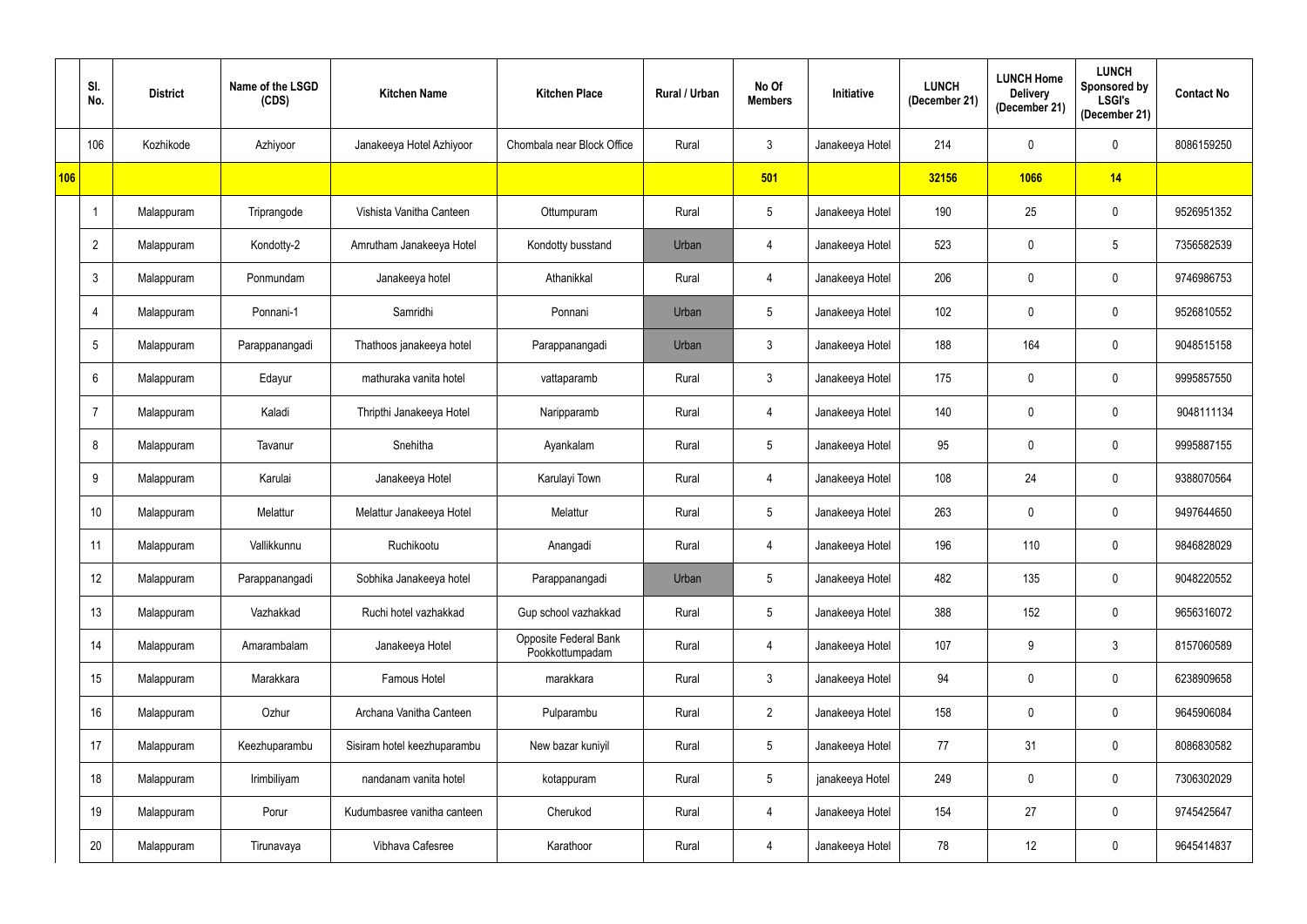|  | Sl. No. | District | Name of the LSGD (CDS) | Kitchen Name | Kitchen Place | Rural / Urban | No Of Members | Initiative | LUNCH (December 21) | LUNCH Home Delivery (December 21) | LUNCH Sponsored by LSGI's (December 21) | Contact No |
|---|---|---|---|---|---|---|---|---|---|---|---|---|
|  | 106 | Kozhikode | Azhiyoor | Janakeeya Hotel Azhiyoor | Chombala near Block Office | Rural | 3 | Janakeeya Hotel | 214 | 0 | 0 | 8086159250 |
| **106** |  |  |  |  |  |  | **501** |  | **32156** | **1066** | **14** |  |
|  | 1 | Malappuram | Triprangode | Vishista Vanitha Canteen | Ottumpuram | Rural | 5 | Janakeeya Hotel | 190 | 25 | 0 | 9526951352 |
|  | 2 | Malappuram | Kondotty-2 | Amrutham Janakeeya Hotel | Kondotty busstand | Urban | 4 | Janakeeya Hotel | 523 | 0 | 5 | 7356582539 |
|  | 3 | Malappuram | Ponmundam | Janakeeya hotel | Athanikkal | Rural | 4 | Janakeeya Hotel | 206 | 0 | 0 | 9746986753 |
|  | 4 | Malappuram | Ponnani-1 | Samridhi | Ponnani | Urban | 5 | Janakeeya Hotel | 102 | 0 | 0 | 9526810552 |
|  | 5 | Malappuram | Parappanangadi | Thathoos janakeeya hotel | Parappanangadi | Urban | 3 | Janakeeya Hotel | 188 | 164 | 0 | 9048515158 |
|  | 6 | Malappuram | Edayur | mathuraka vanita hotel | vattaparamb | Rural | 3 | Janakeeya Hotel | 175 | 0 | 0 | 9995857550 |
|  | 7 | Malappuram | Kaladi | Thripthi Janakeeya Hotel | Naripparamb | Rural | 4 | Janakeeya Hotel | 140 | 0 | 0 | 9048111134 |
|  | 8 | Malappuram | Tavanur | Snehitha | Ayankalam | Rural | 5 | Janakeeya Hotel | 95 | 0 | 0 | 9995887155 |
|  | 9 | Malappuram | Karulai | Janakeeya Hotel | Karulayi Town | Rural | 4 | Janakeeya Hotel | 108 | 24 | 0 | 9388070564 |
|  | 10 | Malappuram | Melattur | Melattur Janakeeya Hotel | Melattur | Rural | 5 | Janakeeya Hotel | 263 | 0 | 0 | 9497644650 |
|  | 11 | Malappuram | Vallikkunnu | Ruchikootu | Anangadi | Rural | 4 | Janakeeya Hotel | 196 | 110 | 0 | 9846828029 |
|  | 12 | Malappuram | Parappanangadi | Sobhika Janakeeya hotel | Parappanangadi | Urban | 5 | Janakeeya Hotel | 482 | 135 | 0 | 9048220552 |
|  | 13 | Malappuram | Vazhakkad | Ruchi hotel vazhakkad | Gup school vazhakkad | Rural | 5 | Janakeeya Hotel | 388 | 152 | 0 | 9656316072 |
|  | 14 | Malappuram | Amarambalam | Janakeeya Hotel | Opposite Federal Bank Pookkottumpadam | Rural | 4 | Janakeeya Hotel | 107 | 9 | 3 | 8157060589 |
|  | 15 | Malappuram | Marakkara | Famous Hotel | marakkara | Rural | 3 | Janakeeya Hotel | 94 | 0 | 0 | 6238909658 |
|  | 16 | Malappuram | Ozhur | Archana Vanitha Canteen | Pulparambu | Rural | 2 | Janakeeya Hotel | 158 | 0 | 0 | 9645906084 |
|  | 17 | Malappuram | Keezhuparambu | Sisiram hotel keezhuparambu | New bazar kuniyil | Rural | 5 | Janakeeya Hotel | 77 | 31 | 0 | 8086830582 |
|  | 18 | Malappuram | Irimbiliyam | nandanam vanita hotel | kotappuram | Rural | 5 | janakeeya Hotel | 249 | 0 | 0 | 7306302029 |
|  | 19 | Malappuram | Porur | Kudumbasree vanitha canteen | Cherukod | Rural | 4 | Janakeeya Hotel | 154 | 27 | 0 | 9745425647 |
|  | 20 | Malappuram | Tirunavaya | Vibhava Cafesree | Karathoor | Rural | 4 | Janakeeya Hotel | 78 | 12 | 0 | 9645414837 |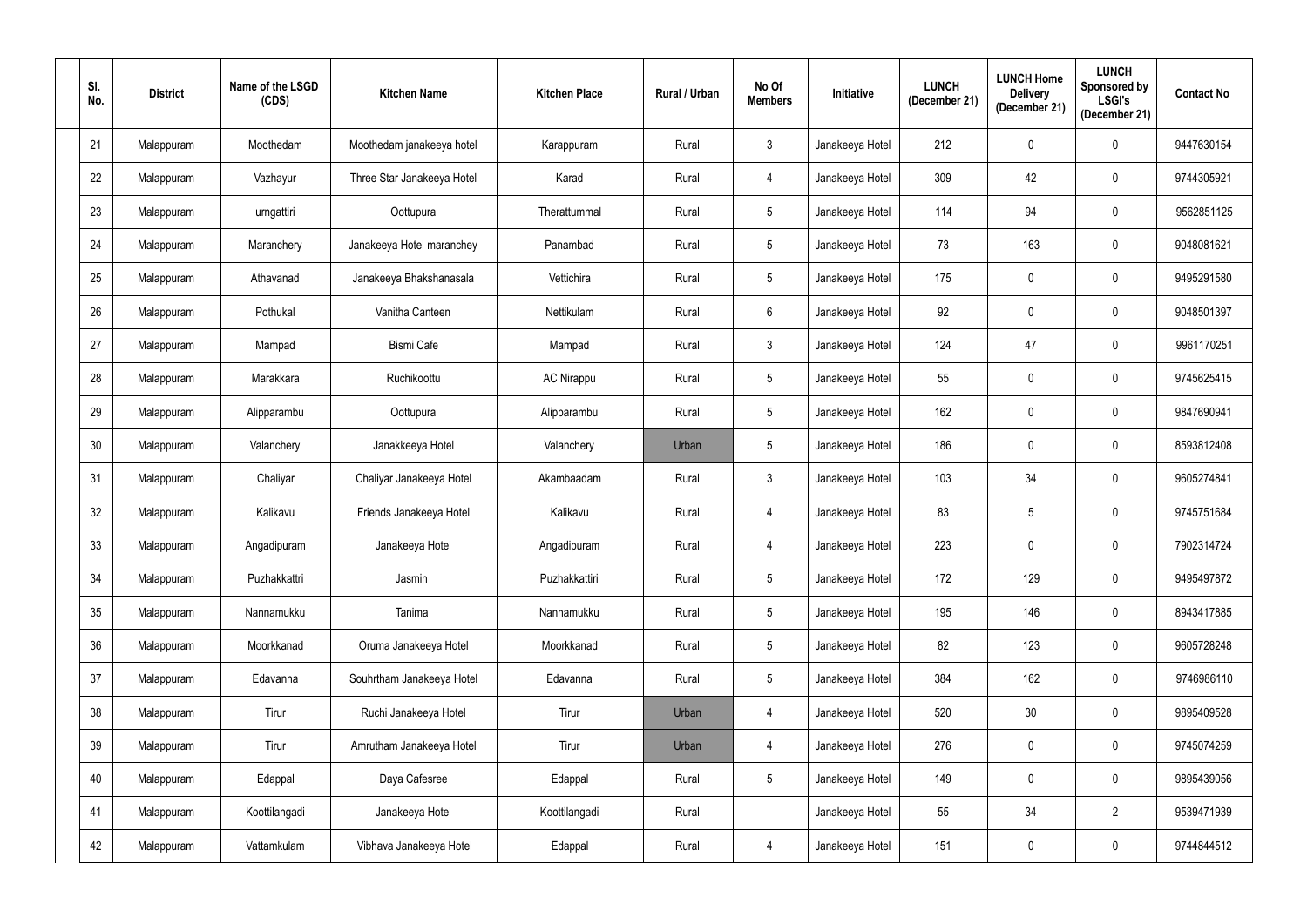| Sl. No. | District | Name of the LSGD (CDS) | Kitchen Name | Kitchen Place | Rural / Urban | No Of Members | Initiative | LUNCH (December 21) | LUNCH Home Delivery (December 21) | LUNCH Sponsored by LSGI's (December 21) | Contact No |
|---|---|---|---|---|---|---|---|---|---|---|---|
| 21 | Malappuram | Moothedam | Moothedam janakeeya hotel | Karappuram | Rural | 3 | Janakeeya Hotel | 212 | 0 | 0 | 9447630154 |
| 22 | Malappuram | Vazhayur | Three Star Janakeeya Hotel | Karad | Rural | 4 | Janakeeya Hotel | 309 | 42 | 0 | 9744305921 |
| 23 | Malappuram | urngattiri | Oottupura | Therattummal | Rural | 5 | Janakeeya Hotel | 114 | 94 | 0 | 9562851125 |
| 24 | Malappuram | Maranchery | Janakeeya Hotel maranchey | Panambad | Rural | 5 | Janakeeya Hotel | 73 | 163 | 0 | 9048081621 |
| 25 | Malappuram | Athavanad | Janakeeya Bhakshanasala | Vettichira | Rural | 5 | Janakeeya Hotel | 175 | 0 | 0 | 9495291580 |
| 26 | Malappuram | Pothukal | Vanitha Canteen | Nettikulam | Rural | 6 | Janakeeya Hotel | 92 | 0 | 0 | 9048501397 |
| 27 | Malappuram | Mampad | Bismi Cafe | Mampad | Rural | 3 | Janakeeya Hotel | 124 | 47 | 0 | 9961170251 |
| 28 | Malappuram | Marakkara | Ruchikoottu | AC Nirappu | Rural | 5 | Janakeeya Hotel | 55 | 0 | 0 | 9745625415 |
| 29 | Malappuram | Alipparambu | Oottupura | Alipparambu | Rural | 5 | Janakeeya Hotel | 162 | 0 | 0 | 9847690941 |
| 30 | Malappuram | Valanchery | Janakkeeya Hotel | Valanchery | Urban | 5 | Janakeeya Hotel | 186 | 0 | 0 | 8593812408 |
| 31 | Malappuram | Chaliyar | Chaliyar Janakeeya Hotel | Akambaadam | Rural | 3 | Janakeeya Hotel | 103 | 34 | 0 | 9605274841 |
| 32 | Malappuram | Kalikavu | Friends Janakeeya Hotel | Kalikavu | Rural | 4 | Janakeeya Hotel | 83 | 5 | 0 | 9745751684 |
| 33 | Malappuram | Angadipuram | Janakeeya Hotel | Angadipuram | Rural | 4 | Janakeeya Hotel | 223 | 0 | 0 | 7902314724 |
| 34 | Malappuram | Puzhakkattri | Jasmin | Puzhakkattiri | Rural | 5 | Janakeeya Hotel | 172 | 129 | 0 | 9495497872 |
| 35 | Malappuram | Nannamukku | Tanima | Nannamukku | Rural | 5 | Janakeeya Hotel | 195 | 146 | 0 | 8943417885 |
| 36 | Malappuram | Moorkkanad | Oruma Janakeeya Hotel | Moorkkanad | Rural | 5 | Janakeeya Hotel | 82 | 123 | 0 | 9605728248 |
| 37 | Malappuram | Edavanna | Souhrtham Janakeeya Hotel | Edavanna | Rural | 5 | Janakeeya Hotel | 384 | 162 | 0 | 9746986110 |
| 38 | Malappuram | Tirur | Ruchi Janakeeya Hotel | Tirur | Urban | 4 | Janakeeya Hotel | 520 | 30 | 0 | 9895409528 |
| 39 | Malappuram | Tirur | Amrutham Janakeeya Hotel | Tirur | Urban | 4 | Janakeeya Hotel | 276 | 0 | 0 | 9745074259 |
| 40 | Malappuram | Edappal | Daya Cafesree | Edappal | Rural | 5 | Janakeeya Hotel | 149 | 0 | 0 | 9895439056 |
| 41 | Malappuram | Koottilangadi | Janakeeya Hotel | Koottilangadi | Rural |  | Janakeeya Hotel | 55 | 34 | 2 | 9539471939 |
| 42 | Malappuram | Vattamkulam | Vibhava Janakeeya Hotel | Edappal | Rural | 4 | Janakeeya Hotel | 151 | 0 | 0 | 9744844512 |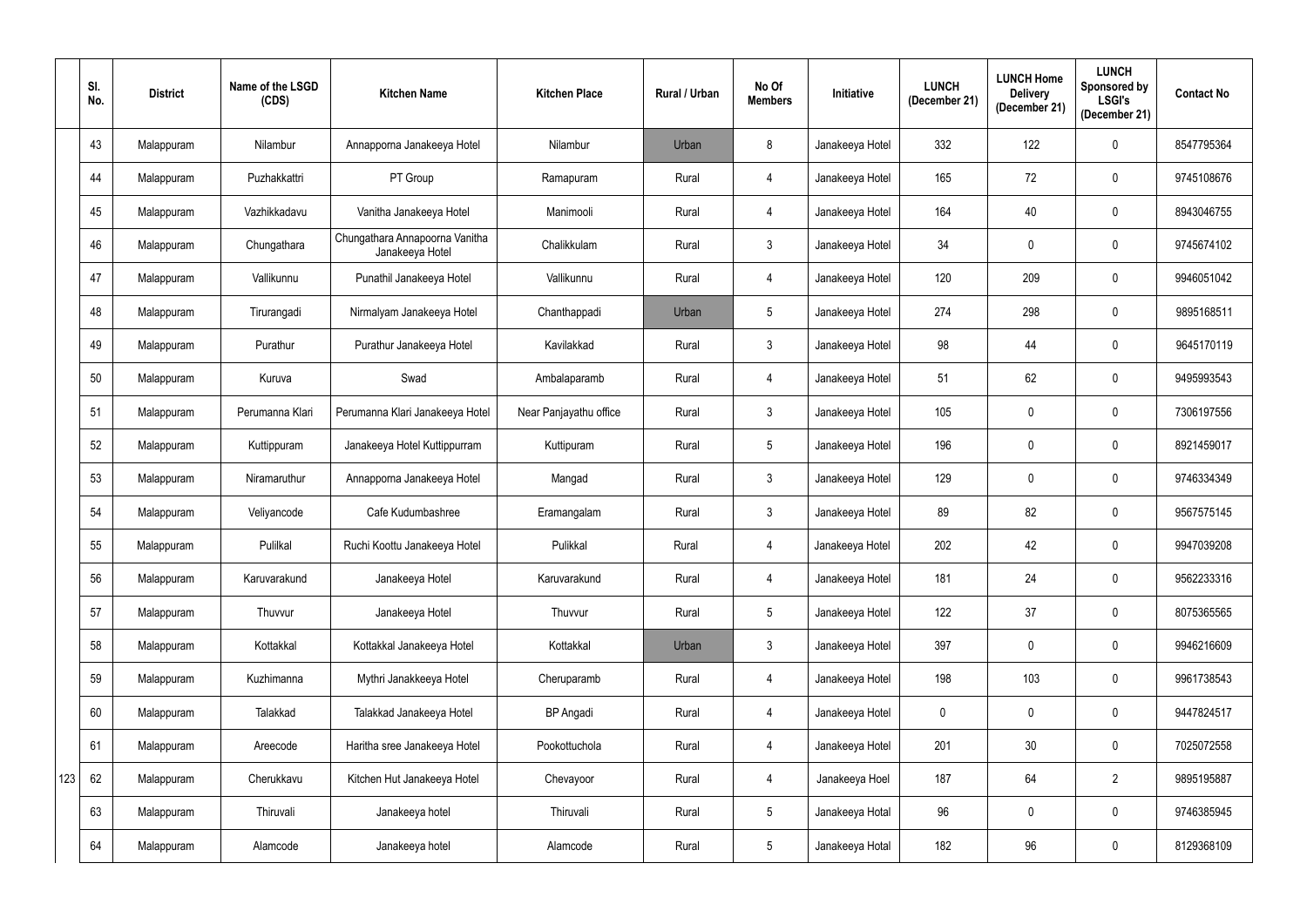| | Sl. No. | District | Name of the LSGD (CDS) | Kitchen Name | Kitchen Place | Rural / Urban | No Of Members | Initiative | LUNCH (December 21) | LUNCH Home Delivery (December 21) | LUNCH Sponsored by LSGI's (December 21) | Contact No |
|---|---|---|---|---|---|---|---|---|---|---|---|---|
| | 43 | Malappuram | Nilambur | Annapporna Janakeeya Hotel | Nilambur | Urban | 8 | Janakeeya Hotel | 332 | 122 | 0 | 8547795364 |
| | 44 | Malappuram | Puzhakkattri | PT Group | Ramapuram | Rural | 4 | Janakeeya Hotel | 165 | 72 | 0 | 9745108676 |
| | 45 | Malappuram | Vazhikkadavu | Vanitha Janakeeya Hotel | Manimooli | Rural | 4 | Janakeeya Hotel | 164 | 40 | 0 | 8943046755 |
| | 46 | Malappuram | Chungathara | Chungathara Annapoorna Vanitha Janakeeya Hotel | Chalikkulam | Rural | 3 | Janakeeya Hotel | 34 | 0 | 0 | 9745674102 |
| | 47 | Malappuram | Vallikunnu | Punathil Janakeeya Hotel | Vallikunnu | Rural | 4 | Janakeeya Hotel | 120 | 209 | 0 | 9946051042 |
| | 48 | Malappuram | Tirurangadi | Nirmalyam Janakeeya Hotel | Chanthappadi | Urban | 5 | Janakeeya Hotel | 274 | 298 | 0 | 9895168511 |
| | 49 | Malappuram | Purathur | Purathur Janakeeya Hotel | Kavilakkad | Rural | 3 | Janakeeya Hotel | 98 | 44 | 0 | 9645170119 |
| | 50 | Malappuram | Kuruva | Swad | Ambalaparamb | Rural | 4 | Janakeeya Hotel | 51 | 62 | 0 | 9495993543 |
| | 51 | Malappuram | Perumanna Klari | Perumanna Klari Janakeeya Hotel | Near Panjayathu office | Rural | 3 | Janakeeya Hotel | 105 | 0 | 0 | 7306197556 |
| | 52 | Malappuram | Kuttippuram | Janakeeya Hotel Kuttippurram | Kuttipuram | Rural | 5 | Janakeeya Hotel | 196 | 0 | 0 | 8921459017 |
| | 53 | Malappuram | Niramaruthur | Annapporna Janakeeya Hotel | Mangad | Rural | 3 | Janakeeya Hotel | 129 | 0 | 0 | 9746334349 |
| | 54 | Malappuram | Veliyancode | Cafe Kudumbashree | Eramangalam | Rural | 3 | Janakeeya Hotel | 89 | 82 | 0 | 9567575145 |
| | 55 | Malappuram | Pulilkal | Ruchi Koottu Janakeeya Hotel | Pulikkal | Rural | 4 | Janakeeya Hotel | 202 | 42 | 0 | 9947039208 |
| | 56 | Malappuram | Karuvarakund | Janakeeya Hotel | Karuvarakund | Rural | 4 | Janakeeya Hotel | 181 | 24 | 0 | 9562233316 |
| | 57 | Malappuram | Thuvvur | Janakeeya Hotel | Thuvvur | Rural | 5 | Janakeeya Hotel | 122 | 37 | 0 | 8075365565 |
| | 58 | Malappuram | Kottakkal | Kottakkal Janakeeya Hotel | Kottakkal | Urban | 3 | Janakeeya Hotel | 397 | 0 | 0 | 9946216609 |
| | 59 | Malappuram | Kuzhimanna | Mythri Janakkeeya Hotel | Cheruparamb | Rural | 4 | Janakeeya Hotel | 198 | 103 | 0 | 9961738543 |
| | 60 | Malappuram | Talakkad | Talakkad Janakeeya Hotel | BP Angadi | Rural | 4 | Janakeeya Hotel | 0 | 0 | 0 | 9447824517 |
| | 61 | Malappuram | Areecode | Haritha sree Janakeeya Hotel | Pookottuchola | Rural | 4 | Janakeeya Hotel | 201 | 30 | 0 | 7025072558 |
| 123 | 62 | Malappuram | Cherukkavu | Kitchen Hut Janakeeya Hotel | Chevayoor | Rural | 4 | Janakeeya Hoel | 187 | 64 | 2 | 9895195887 |
| | 63 | Malappuram | Thiruvali | Janakeeya hotel | Thiruvali | Rural | 5 | Janakeeya Hotal | 96 | 0 | 0 | 9746385945 |
| | 64 | Malappuram | Alamcode | Janakeeya hotel | Alamcode | Rural | 5 | Janakeeya Hotal | 182 | 96 | 0 | 8129368109 |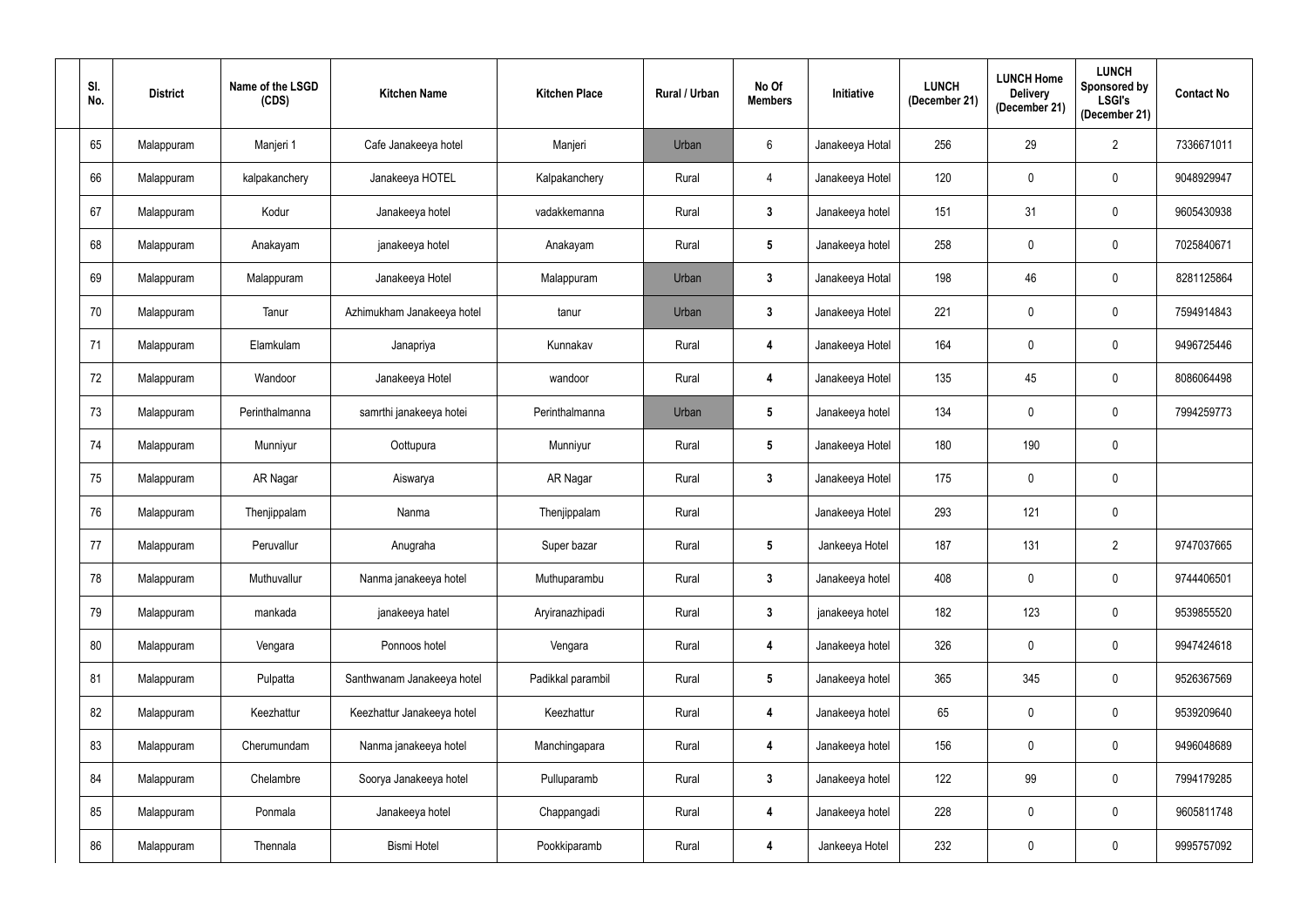| Sl. No. | District | Name of the LSGD (CDS) | Kitchen Name | Kitchen Place | Rural / Urban | No Of Members | Initiative | LUNCH (December 21) | LUNCH Home Delivery (December 21) | LUNCH Sponsored by LSGI's (December 21) | Contact No |
|---|---|---|---|---|---|---|---|---|---|---|---|
| 65 | Malappuram | Manjeri 1 | Cafe Janakeeya hotel | Manjeri | Urban | 6 | Janakeeya Hotal | 256 | 29 | 2 | 7336671011 |
| 66 | Malappuram | kalpakanchery | Janakeeya HOTEL | Kalpakanchery | Rural | 4 | Janakeeya Hotel | 120 | 0 | 0 | 9048929947 |
| 67 | Malappuram | Kodur | Janakeeya hotel | vadakkemanna | Rural | 3 | Janakeeya hotel | 151 | 31 | 0 | 9605430938 |
| 68 | Malappuram | Anakayam | janakeeya hotel | Anakayam | Rural | 5 | Janakeeya hotel | 258 | 0 | 0 | 7025840671 |
| 69 | Malappuram | Malappuram | Janakeeya Hotel | Malappuram | Urban | 3 | Janakeeya Hotal | 198 | 46 | 0 | 8281125864 |
| 70 | Malappuram | Tanur | Azhimukham Janakeeya hotel | tanur | Urban | 3 | Janakeeya Hotel | 221 | 0 | 0 | 7594914843 |
| 71 | Malappuram | Elamkulam | Janapriya | Kunnakav | Rural | 4 | Janakeeya Hotel | 164 | 0 | 0 | 9496725446 |
| 72 | Malappuram | Wandoor | Janakeeya Hotel | wandoor | Rural | 4 | Janakeeya Hotel | 135 | 45 | 0 | 8086064498 |
| 73 | Malappuram | Perinthalmanna | samrthi janakeeya hotei | Perinthalmanna | Urban | 5 | Janakeeya hotel | 134 | 0 | 0 | 7994259773 |
| 74 | Malappuram | Munniyur | Oottupura | Munniyur | Rural | 5 | Janakeeya Hotel | 180 | 190 | 0 | |
| 75 | Malappuram | AR Nagar | Aiswarya | AR Nagar | Rural | 3 | Janakeeya Hotel | 175 | 0 | 0 | |
| 76 | Malappuram | Thenjippalam | Nanma | Thenjippalam | Rural | | Janakeeya Hotel | 293 | 121 | 0 | |
| 77 | Malappuram | Peruvallur | Anugraha | Super bazar | Rural | 5 | Jankeeya Hotel | 187 | 131 | 2 | 9747037665 |
| 78 | Malappuram | Muthuvallur | Nanma janakeeya hotel | Muthuparambu | Rural | 3 | Janakeeya hotel | 408 | 0 | 0 | 9744406501 |
| 79 | Malappuram | mankada | janakeeya hatel | Aryiranazhipadi | Rural | 3 | janakeeya hotel | 182 | 123 | 0 | 9539855520 |
| 80 | Malappuram | Vengara | Ponnoos hotel | Vengara | Rural | 4 | Janakeeya hotel | 326 | 0 | 0 | 9947424618 |
| 81 | Malappuram | Pulpatta | Santhwanam Janakeeya hotel | Padikkal parambil | Rural | 5 | Janakeeya hotel | 365 | 345 | 0 | 9526367569 |
| 82 | Malappuram | Keezhattur | Keezhattur Janakeeya hotel | Keezhattur | Rural | 4 | Janakeeya hotel | 65 | 0 | 0 | 9539209640 |
| 83 | Malappuram | Cherumundam | Nanma janakeeya hotel | Manchingapara | Rural | 4 | Janakeeya hotel | 156 | 0 | 0 | 9496048689 |
| 84 | Malappuram | Chelambre | Soorya Janakeeya hotel | Pulluparamb | Rural | 3 | Janakeeya hotel | 122 | 99 | 0 | 7994179285 |
| 85 | Malappuram | Ponmala | Janakeeya hotel | Chappangadi | Rural | 4 | Janakeeya hotel | 228 | 0 | 0 | 9605811748 |
| 86 | Malappuram | Thennala | Bismi Hotel | Pookkiparamb | Rural | 4 | Jankeeya Hotel | 232 | 0 | 0 | 9995757092 |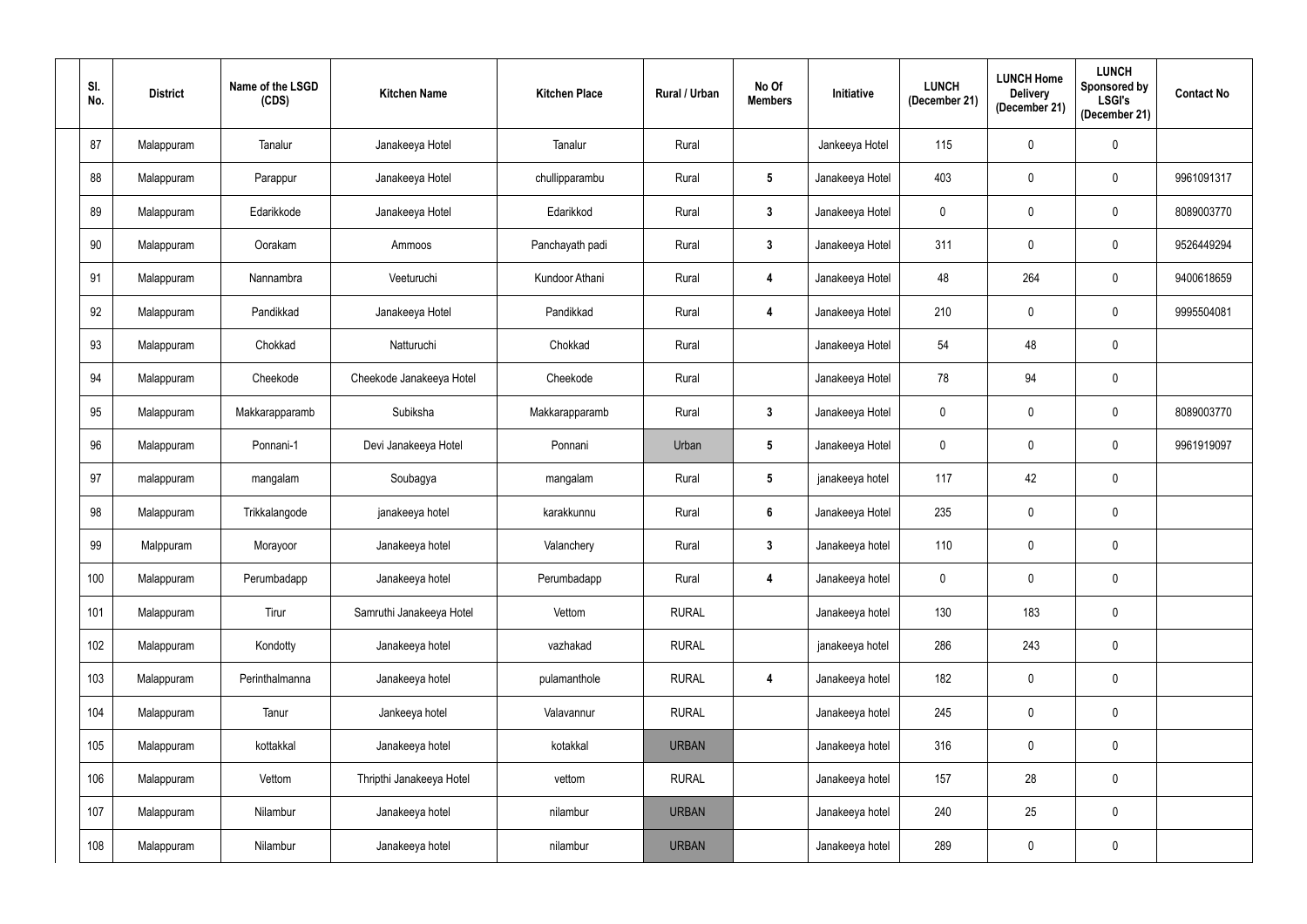| Sl. No. | District | Name of the LSGD (CDS) | Kitchen Name | Kitchen Place | Rural / Urban | No Of Members | Initiative | LUNCH (December 21) | LUNCH Home Delivery (December 21) | LUNCH Sponsored by LSGI's (December 21) | Contact No |
|---|---|---|---|---|---|---|---|---|---|---|---|
| 87 | Malappuram | Tanalur | Janakeeya Hotel | Tanalur | Rural | | Jankeeya Hotel | 115 | 0 | 0 | |
| 88 | Malappuram | Parappur | Janakeeya Hotel | chullipparambu | Rural | 5 | Janakeeya Hotel | 403 | 0 | 0 | 9961091317 |
| 89 | Malappuram | Edarikkode | Janakeeya Hotel | Edarikkod | Rural | 3 | Janakeeya Hotel | 0 | 0 | 0 | 8089003770 |
| 90 | Malappuram | Oorakam | Ammoos | Panchayath padi | Rural | 3 | Janakeeya Hotel | 311 | 0 | 0 | 9526449294 |
| 91 | Malappuram | Nannambra | Veeturuchi | Kundoor Athani | Rural | 4 | Janakeeya Hotel | 48 | 264 | 0 | 9400618659 |
| 92 | Malappuram | Pandikkad | Janakeeya Hotel | Pandikkad | Rural | 4 | Janakeeya Hotel | 210 | 0 | 0 | 9995504081 |
| 93 | Malappuram | Chokkad | Natturuchi | Chokkad | Rural | | Janakeeya Hotel | 54 | 48 | 0 | |
| 94 | Malappuram | Cheekode | Cheekode Janakeeya Hotel | Cheekode | Rural | | Janakeeya Hotel | 78 | 94 | 0 | |
| 95 | Malappuram | Makkarapparamb | Subiksha | Makkarapparamb | Rural | 3 | Janakeeya Hotel | 0 | 0 | 0 | 8089003770 |
| 96 | Malappuram | Ponnani-1 | Devi Janakeeya Hotel | Ponnani | Urban | 5 | Janakeeya Hotel | 0 | 0 | 0 | 9961919097 |
| 97 | malappuram | mangalam | Soubagya | mangalam | Rural | 5 | janakeeya hotel | 117 | 42 | 0 | |
| 98 | Malappuram | Trikkalangode | janakeeya hotel | karakkunnu | Rural | 6 | Janakeeya Hotel | 235 | 0 | 0 | |
| 99 | Malppuram | Morayoor | Janakeeya hotel | Valanchery | Rural | 3 | Janakeeya hotel | 110 | 0 | 0 | |
| 100 | Malappuram | Perumbadapp | Janakeeya hotel | Perumbadapp | Rural | 4 | Janakeeya hotel | 0 | 0 | 0 | |
| 101 | Malappuram | Tirur | Samruthi Janakeeya Hotel | Vettom | RURAL | | Janakeeya hotel | 130 | 183 | 0 | |
| 102 | Malappuram | Kondotty | Janakeeya hotel | vazhakad | RURAL | | janakeeya hotel | 286 | 243 | 0 | |
| 103 | Malappuram | Perinthalmanna | Janakeeya hotel | pulamanthole | RURAL | 4 | Janakeeya hotel | 182 | 0 | 0 | |
| 104 | Malappuram | Tanur | Jankeeya hotel | Valavannur | RURAL | | Janakeeya hotel | 245 | 0 | 0 | |
| 105 | Malappuram | kottakkal | Janakeeya hotel | kotakkal | URBAN | | Janakeeya hotel | 316 | 0 | 0 | |
| 106 | Malappuram | Vettom | Thripthi Janakeeya Hotel | vettom | RURAL | | Janakeeya hotel | 157 | 28 | 0 | |
| 107 | Malappuram | Nilambur | Janakeeya hotel | nilambur | URBAN | | Janakeeya hotel | 240 | 25 | 0 | |
| 108 | Malappuram | Nilambur | Janakeeya hotel | nilambur | URBAN | | Janakeeya hotel | 289 | 0 | 0 | |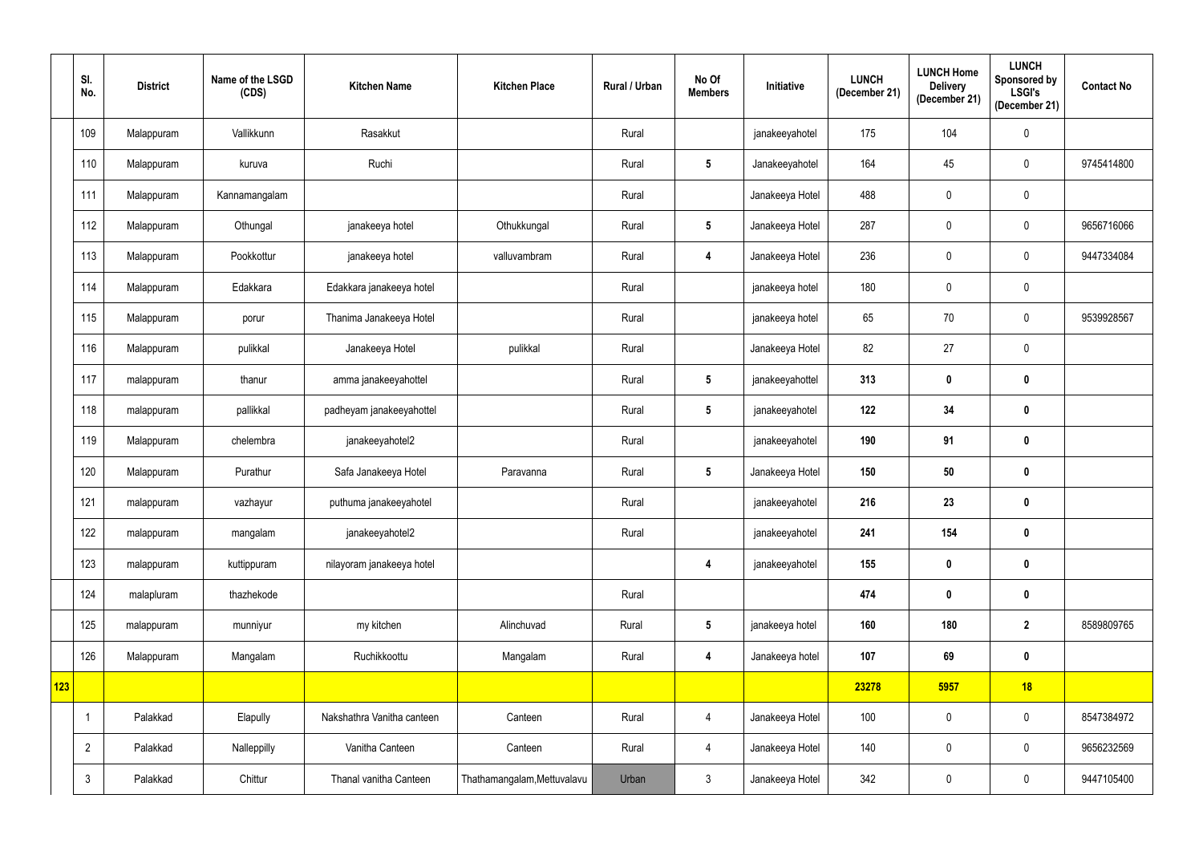| | Sl. No. | District | Name of the LSGD (CDS) | Kitchen Name | Kitchen Place | Rural / Urban | No Of Members | Initiative | LUNCH (December 21) | LUNCH Home Delivery (December 21) | LUNCH Sponsored by LSGI's (December 21) | Contact No |
|---|---|---|---|---|---|---|---|---|---|---|---|---|
| | 109 | Malappuram | Vallikkunn | Rasakkut | | Rural | | janakeeyahotel | 175 | 104 | 0 | |
| | 110 | Malappuram | kuruva | Ruchi | | Rural | 5 | Janakeeyahotel | 164 | 45 | 0 | 9745414800 |
| | 111 | Malappuram | Kannamangalam | | | Rural | | Janakeeya Hotel | 488 | 0 | 0 | |
| | 112 | Malappuram | Othungal | janakeeya hotel | Othukkungal | Rural | 5 | Janakeeya Hotel | 287 | 0 | 0 | 9656716066 |
| | 113 | Malappuram | Pookkottur | janakeeya hotel | valluvambram | Rural | 4 | Janakeeya Hotel | 236 | 0 | 0 | 9447334084 |
| | 114 | Malappuram | Edakkara | Edakkara janakeeya hotel | | Rural | | janakeeya hotel | 180 | 0 | 0 | |
| | 115 | Malappuram | porur | Thanima Janakeeya Hotel | | Rural | | janakeeya hotel | 65 | 70 | 0 | 9539928567 |
| | 116 | Malappuram | pulikkal | Janakeeya Hotel | pulikkal | Rural | | Janakeeya Hotel | 82 | 27 | 0 | |
| | 117 | malappuram | thanur | amma janakeeyahottel | | Rural | 5 | janakeeyahottel | 313 | 0 | 0 | |
| | 118 | malappuram | pallikkal | padheyam janakeeyahottel | | Rural | 5 | janakeeyahotel | 122 | 34 | 0 | |
| | 119 | Malappuram | chelembra | janakeeyahotel2 | | Rural | | janakeeyahotel | 190 | 91 | 0 | |
| | 120 | Malappuram | Purathur | Safa Janakeeya Hotel | Paravanna | Rural | 5 | Janakeeya Hotel | 150 | 50 | 0 | |
| | 121 | malappuram | vazhayur | puthuma janakeeyahotel | | Rural | | janakeeyahotel | 216 | 23 | 0 | |
| | 122 | malappuram | mangalam | janakeeyahotel2 | | Rural | | janakeeyahotel | 241 | 154 | 0 | |
| | 123 | malappuram | kuttippuram | nilayoram janakeeya hotel | | | 4 | janakeeyahotel | 155 | 0 | 0 | |
| | 124 | malapluram | thazhekode | | | Rural | | | 474 | 0 | 0 | |
| | 125 | malappuram | munniyur | my kitchen | Alinchuvad | Rural | 5 | janakeeya hotel | 160 | 180 | 2 | 8589809765 |
| | 126 | Malappuram | Mangalam | Ruchikkoottu | Mangalam | Rural | 4 | Janakeeya hotel | 107 | 69 | 0 | |
| **123** | | | | | | | | | **23278** | **5957** | **18** | |
| | 1 | Palakkad | Elapully | Nakshathra Vanitha canteen | Canteen | Rural | 4 | Janakeeya Hotel | 100 | 0 | 0 | 8547384972 |
| | 2 | Palakkad | Nalleppilly | Vanitha Canteen | Canteen | Rural | 4 | Janakeeya Hotel | 140 | 0 | 0 | 9656232569 |
| | 3 | Palakkad | Chittur | Thanal vanitha Canteen | Thathamangalam,Mettuvalavu | Urban | 3 | Janakeeya Hotel | 342 | 0 | 0 | 9447105400 |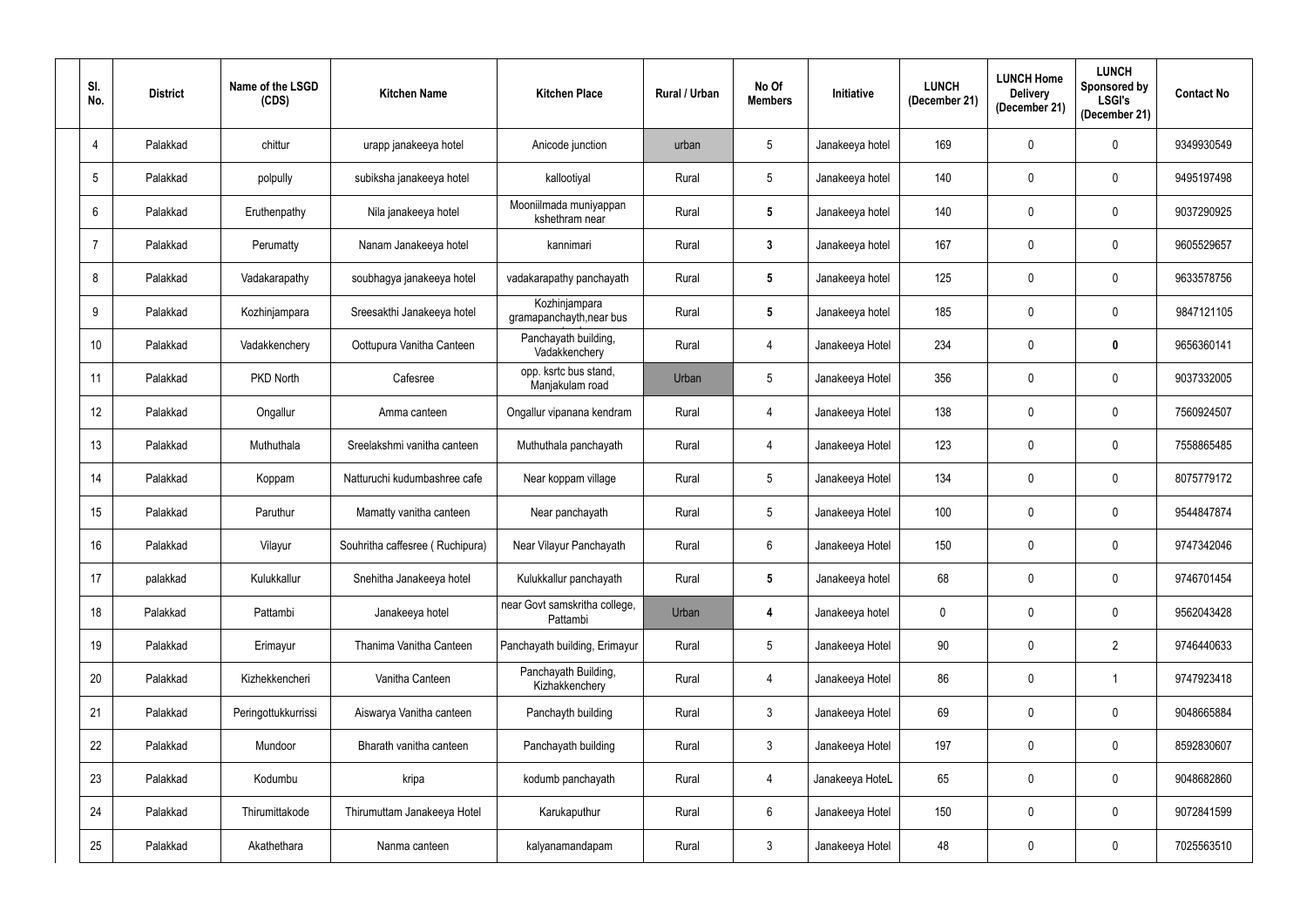| Sl. No. | District | Name of the LSGD (CDS) | Kitchen Name | Kitchen Place | Rural / Urban | No Of Members | Initiative | LUNCH (December 21) | LUNCH Home Delivery (December 21) | LUNCH Sponsored by LSGI's (December 21) | Contact No |
|---|---|---|---|---|---|---|---|---|---|---|---|
| 4 | Palakkad | chittur | urapp janakeeya hotel | Anicode junction | urban | 5 | Janakeeya hotel | 169 | 0 | 0 | 9349930549 |
| 5 | Palakkad | polpully | subiksha janakeeya hotel | kallootiyal | Rural | 5 | Janakeeya hotel | 140 | 0 | 0 | 9495197498 |
| 6 | Palakkad | Eruthenpathy | Nila janakeeya hotel | Mooniilmada muniyappan kshethram near | Rural | **5** | Janakeeya hotel | 140 | 0 | 0 | 9037290925 |
| 7 | Palakkad | Perumatty | Nanam Janakeeya hotel | kannimari | Rural | **3** | Janakeeya hotel | 167 | 0 | 0 | 9605529657 |
| 8 | Palakkad | Vadakarapathy | soubhagya janakeeya hotel | vadakarapathy panchayath | Rural | **5** | Janakeeya hotel | 125 | 0 | 0 | 9633578756 |
| 9 | Palakkad | Kozhinjampara | Sreesakthi Janakeeya hotel | Kozhinjampara gramapanchayth,near bus | Rural | **5** | Janakeeya hotel | 185 | 0 | 0 | 9847121105 |
| 10 | Palakkad | Vadakkenchery | Oottupura Vanitha Canteen | Panchayath building, Vadakkenchery | Rural | 4 | Janakeeya Hotel | 234 | 0 | **0** | 9656360141 |
| 11 | Palakkad | PKD North | Cafesree | opp. ksrtc bus stand, Manjakulam road | Urban | 5 | Janakeeya Hotel | 356 | 0 | 0 | 9037332005 |
| 12 | Palakkad | Ongallur | Amma canteen | Ongallur vipanana kendram | Rural | 4 | Janakeeya Hotel | 138 | 0 | 0 | 7560924507 |
| 13 | Palakkad | Muthuthala | Sreelakshmi vanitha canteen | Muthuthala panchayath | Rural | 4 | Janakeeya Hotel | 123 | 0 | 0 | 7558865485 |
| 14 | Palakkad | Koppam | Natturuchi kudumbashree cafe | Near koppam village | Rural | 5 | Janakeeya Hotel | 134 | 0 | 0 | 8075779172 |
| 15 | Palakkad | Paruthur | Mamatty vanitha canteen | Near panchayath | Rural | 5 | Janakeeya Hotel | 100 | 0 | 0 | 9544847874 |
| 16 | Palakkad | Vilayur | Souhritha caffesree ( Ruchipura) | Near Vilayur Panchayath | Rural | 6 | Janakeeya Hotel | 150 | 0 | 0 | 9747342046 |
| 17 | palakkad | Kulukkallur | Snehitha Janakeeya hotel | Kulukkallur panchayath | Rural | **5** | Janakeeya hotel | 68 | 0 | 0 | 9746701454 |
| 18 | Palakkad | Pattambi | Janakeeya hotel | near Govt samskritha college, Pattambi | Urban | **4** | Janakeeya hotel | 0 | 0 | 0 | 9562043428 |
| 19 | Palakkad | Erimayur | Thanima Vanitha Canteen | Panchayath building, Erimayur | Rural | 5 | Janakeeya Hotel | 90 | 0 | 2 | 9746440633 |
| 20 | Palakkad | Kizhekkencheri | Vanitha Canteen | Panchayath Building, Kizhakkenchery | Rural | 4 | Janakeeya Hotel | 86 | 0 | 1 | 9747923418 |
| 21 | Palakkad | Peringottukkurrissi | Aiswarya Vanitha canteen | Panchayth building | Rural | 3 | Janakeeya Hotel | 69 | 0 | 0 | 9048665884 |
| 22 | Palakkad | Mundoor | Bharath vanitha canteen | Panchayath building | Rural | 3 | Janakeeya Hotel | 197 | 0 | 0 | 8592830607 |
| 23 | Palakkad | Kodumbu | kripa | kodumb panchayath | Rural | 4 | Janakeeya HoteL | 65 | 0 | 0 | 9048682860 |
| 24 | Palakkad | Thirumittakode | Thirumuttam Janakeeya Hotel | Karukaputhur | Rural | 6 | Janakeeya Hotel | 150 | 0 | 0 | 9072841599 |
| 25 | Palakkad | Akathethara | Nanma canteen | kalyanamandapam | Rural | 3 | Janakeeya Hotel | 48 | 0 | 0 | 7025563510 |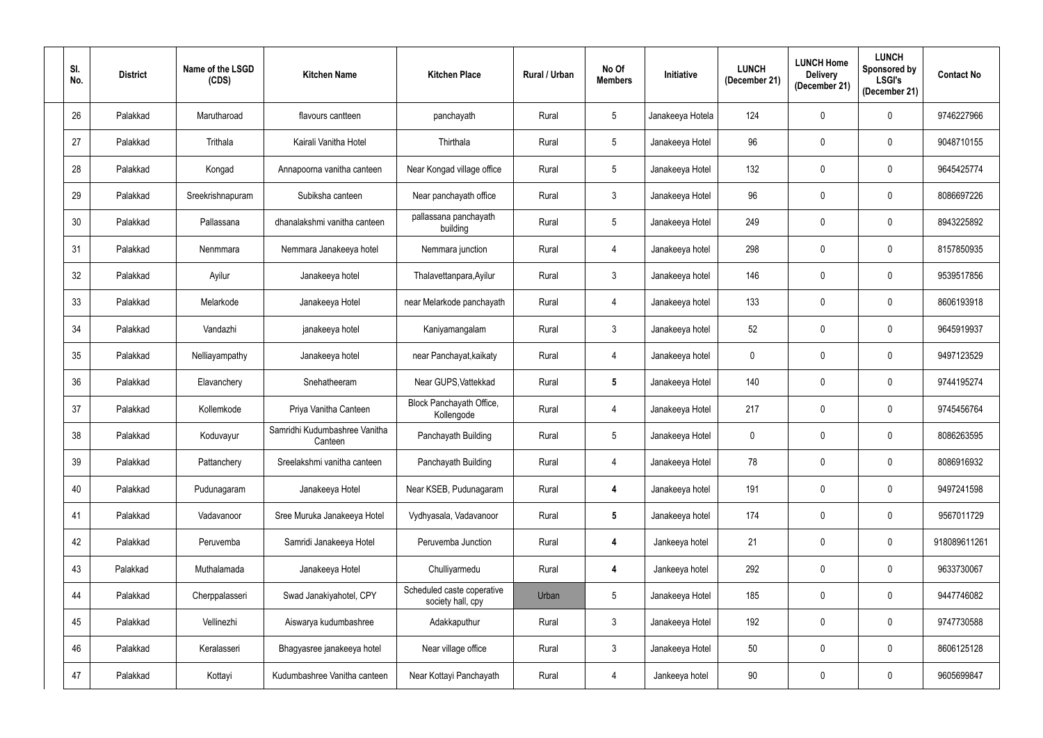| Sl. No. | District | Name of the LSGD (CDS) | Kitchen Name | Kitchen Place | Rural / Urban | No Of Members | Initiative | LUNCH (December 21) | LUNCH Home Delivery (December 21) | LUNCH Sponsored by LSGI's (December 21) | Contact No |
|---|---|---|---|---|---|---|---|---|---|---|---|
| 26 | Palakkad | Marutharoad | flavours cantteen | panchayath | Rural | 5 | Janakeeya Hotela | 124 | 0 | 0 | 9746227966 |
| 27 | Palakkad | Trithala | Kairali Vanitha Hotel | Thirthala | Rural | 5 | Janakeeya Hotel | 96 | 0 | 0 | 9048710155 |
| 28 | Palakkad | Kongad | Annapoorna vanitha canteen | Near Kongad village office | Rural | 5 | Janakeeya Hotel | 132 | 0 | 0 | 9645425774 |
| 29 | Palakkad | Sreekrishnapuram | Subiksha canteen | Near panchayath office | Rural | 3 | Janakeeya Hotel | 96 | 0 | 0 | 8086697226 |
| 30 | Palakkad | Pallassana | dhanalakshmi vanitha canteen | pallassana panchayath building | Rural | 5 | Janakeeya Hotel | 249 | 0 | 0 | 8943225892 |
| 31 | Palakkad | Nenmmara | Nemmara Janakeeya hotel | Nemmara junction | Rural | 4 | Janakeeya hotel | 298 | 0 | 0 | 8157850935 |
| 32 | Palakkad | Ayilur | Janakeeya hotel | Thalavettanpara,Ayilur | Rural | 3 | Janakeeya hotel | 146 | 0 | 0 | 9539517856 |
| 33 | Palakkad | Melarkode | Janakeeya Hotel | near Melarkode panchayath | Rural | 4 | Janakeeya hotel | 133 | 0 | 0 | 8606193918 |
| 34 | Palakkad | Vandazhi | janakeeya hotel | Kaniyamangalam | Rural | 3 | Janakeeya hotel | 52 | 0 | 0 | 9645919937 |
| 35 | Palakkad | Nelliayampathy | Janakeeya hotel | near Panchayat,kaikaty | Rural | 4 | Janakeeya hotel | 0 | 0 | 0 | 9497123529 |
| 36 | Palakkad | Elavanchery | Snehatheeram | Near GUPS,Vattekkad | Rural | **5** | Janakeeya Hotel | 140 | 0 | 0 | 9744195274 |
| 37 | Palakkad | Kollemkode | Priya Vanitha Canteen | Block Panchayath Office, Kollengode | Rural | 4 | Janakeeya Hotel | 217 | 0 | 0 | 9745456764 |
| 38 | Palakkad | Koduvayur | Samridhi Kudumbashree Vanitha Canteen | Panchayath Building | Rural | 5 | Janakeeya Hotel | 0 | 0 | 0 | 8086263595 |
| 39 | Palakkad | Pattanchery | Sreelakshmi vanitha canteen | Panchayath Building | Rural | 4 | Janakeeya Hotel | 78 | 0 | 0 | 8086916932 |
| 40 | Palakkad | Pudunagaram | Janakeeya Hotel | Near KSEB, Pudunagaram | Rural | **4** | Janakeeya hotel | 191 | 0 | 0 | 9497241598 |
| 41 | Palakkad | Vadavanoor | Sree Muruka Janakeeya Hotel | Vydhyasala, Vadavanoor | Rural | **5** | Janakeeya hotel | 174 | 0 | 0 | 9567011729 |
| 42 | Palakkad | Peruvemba | Samridi Janakeeya Hotel | Peruvemba Junction | Rural | **4** | Jankeeya hotel | 21 | 0 | 0 | 918089611261 |
| 43 | Palakkad | Muthalamada | Janakeeya Hotel | Chulliyarmedu | Rural | **4** | Jankeeya hotel | 292 | 0 | 0 | 9633730067 |
| 44 | Palakkad | Cherppalasseri | Swad Janakiyahotel, CPY | Scheduled caste coperative society hall, cpy | Urban | 5 | Janakeeya Hotel | 185 | 0 | 0 | 9447746082 |
| 45 | Palakkad | Vellinezhi | Aiswarya kudumbashree | Adakkaputhur | Rural | 3 | Janakeeya Hotel | 192 | 0 | 0 | 9747730588 |
| 46 | Palakkad | Keralasseri | Bhagyasree janakeeya hotel | Near village office | Rural | 3 | Janakeeya Hotel | 50 | 0 | 0 | 8606125128 |
| 47 | Palakkad | Kottayi | Kudumbashree Vanitha canteen | Near Kottayi Panchayath | Rural | 4 | Jankeeya hotel | 90 | 0 | 0 | 9605699847 |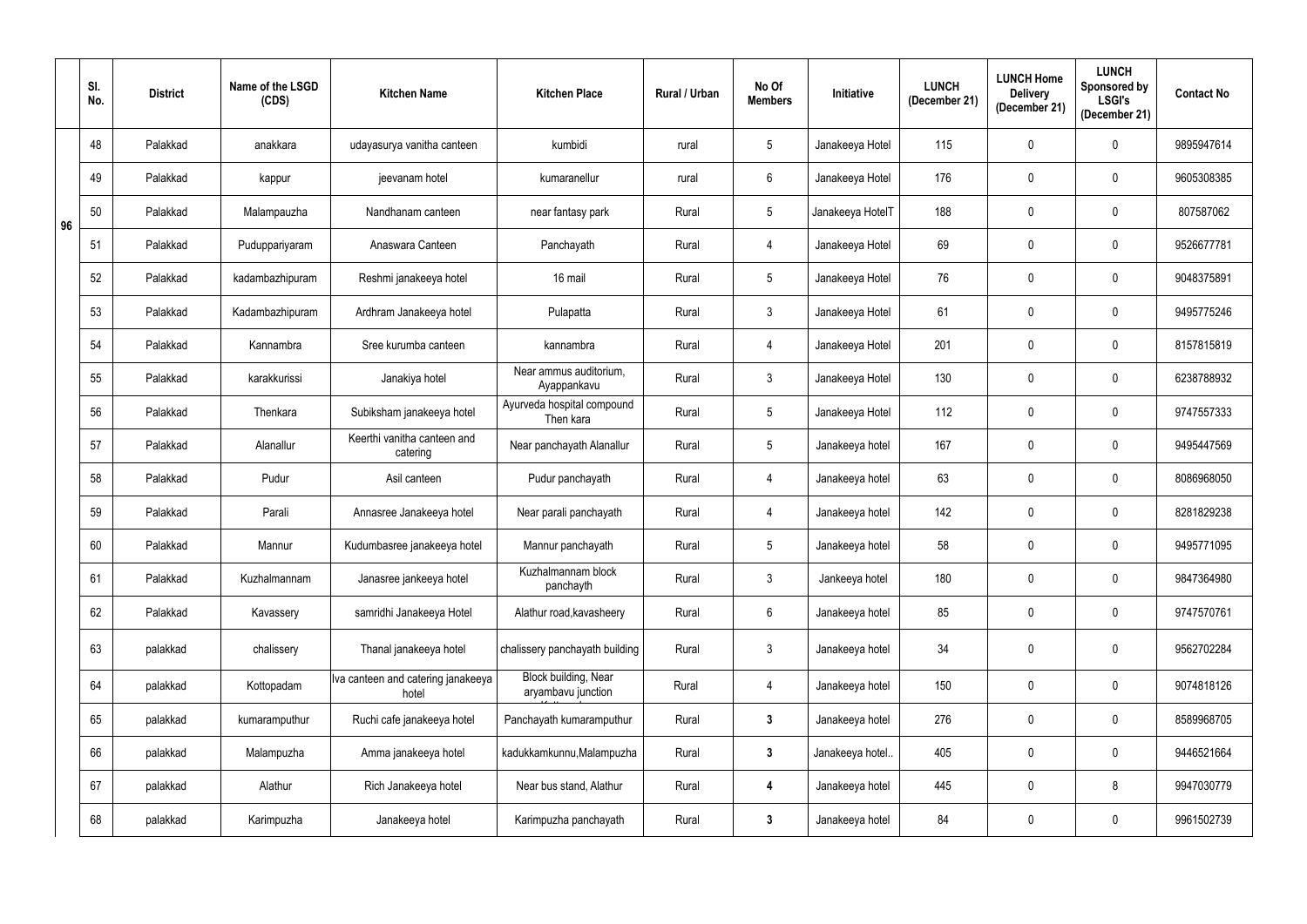|  | Sl. No. | District | Name of the LSGD (CDS) | Kitchen Name | Kitchen Place | Rural / Urban | No Of Members | Initiative | LUNCH (December 21) | LUNCH Home Delivery (December 21) | LUNCH Sponsored by LSGI's (December 21) | Contact No |
|---|---|---|---|---|---|---|---|---|---|---|---|---|
| 96 | 48 | Palakkad | anakkara | udayasurya vanitha canteen | kumbidi | rural | 5 | Janakeeya Hotel | 115 | 0 | 0 | 9895947614 |
|  | 49 | Palakkad | kappur | jeevanam hotel | kumaranellur | rural | 6 | Janakeeya Hotel | 176 | 0 | 0 | 9605308385 |
|  | 50 | Palakkad | Malampauzha | Nandhanam canteen | near fantasy park | Rural | 5 | Janakeeya HotelT | 188 | 0 | 0 | 807587062 |
|  | 51 | Palakkad | Puduppariyaram | Anaswara Canteen | Panchayath | Rural | 4 | Janakeeya Hotel | 69 | 0 | 0 | 9526677781 |
|  | 52 | Palakkad | kadambazhipuram | Reshmi janakeeya hotel | 16 mail | Rural | 5 | Janakeeya Hotel | 76 | 0 | 0 | 9048375891 |
|  | 53 | Palakkad | Kadambazhipuram | Ardhram Janakeeya hotel | Pulapatta | Rural | 3 | Janakeeya Hotel | 61 | 0 | 0 | 9495775246 |
|  | 54 | Palakkad | Kannambra | Sree kurumba canteen | kannambra | Rural | 4 | Janakeeya Hotel | 201 | 0 | 0 | 8157815819 |
|  | 55 | Palakkad | karakkurissi | Janakiya hotel | Near ammus auditorium, Ayappankavu | Rural | 3 | Janakeeya Hotel | 130 | 0 | 0 | 6238788932 |
|  | 56 | Palakkad | Thenkara | Subiksham janakeeya hotel | Ayurveda hospital compound Then kara | Rural | 5 | Janakeeya Hotel | 112 | 0 | 0 | 9747557333 |
|  | 57 | Palakkad | Alanallur | Keerthi vanitha canteen and catering | Near panchayath Alanallur | Rural | 5 | Janakeeya hotel | 167 | 0 | 0 | 9495447569 |
|  | 58 | Palakkad | Pudur | Asil canteen | Pudur panchayath | Rural | 4 | Janakeeya hotel | 63 | 0 | 0 | 8086968050 |
|  | 59 | Palakkad | Parali | Annasree Janakeeya hotel | Near parali panchayath | Rural | 4 | Janakeeya hotel | 142 | 0 | 0 | 8281829238 |
|  | 60 | Palakkad | Mannur | Kudumbasree janakeeya hotel | Mannur panchayath | Rural | 5 | Janakeeya hotel | 58 | 0 | 0 | 9495771095 |
|  | 61 | Palakkad | Kuzhalmannam | Janasree jankeeya hotel | Kuzhalmannam block panchayth | Rural | 3 | Jankeeya hotel | 180 | 0 | 0 | 9847364980 |
|  | 62 | Palakkad | Kavassery | samridhi Janakeeya Hotel | Alathur road,kavasheery | Rural | 6 | Janakeeya hotel | 85 | 0 | 0 | 9747570761 |
|  | 63 | palakkad | chalissery | Thanal janakeeya hotel | chalissery panchayath building | Rural | 3 | Janakeeya hotel | 34 | 0 | 0 | 9562702284 |
|  | 64 | palakkad | Kottopadam | Iva canteen and catering janakeeya hotel | Block building, Near aryambavu junction | Rural | 4 | Janakeeya hotel | 150 | 0 | 0 | 9074818126 |
|  | 65 | palakkad | kumaramputhur | Ruchi cafe janakeeya hotel | Panchayath kumaramputhur | Rural | **3** | Janakeeya hotel | 276 | 0 | 0 | 8589968705 |
|  | 66 | palakkad | Malampuzha | Amma janakeeya hotel | kadukkamkunnu,Malampuzha | Rural | **3** | Janakeeya hotel.. | 405 | 0 | 0 | 9446521664 |
|  | 67 | palakkad | Alathur | Rich Janakeeya hotel | Near bus stand, Alathur | Rural | **4** | Janakeeya hotel | 445 | 0 | 8 | 9947030779 |
|  | 68 | palakkad | Karimpuzha | Janakeeya hotel | Karimpuzha panchayath | Rural | **3** | Janakeeya hotel | 84 | 0 | 0 | 9961502739 |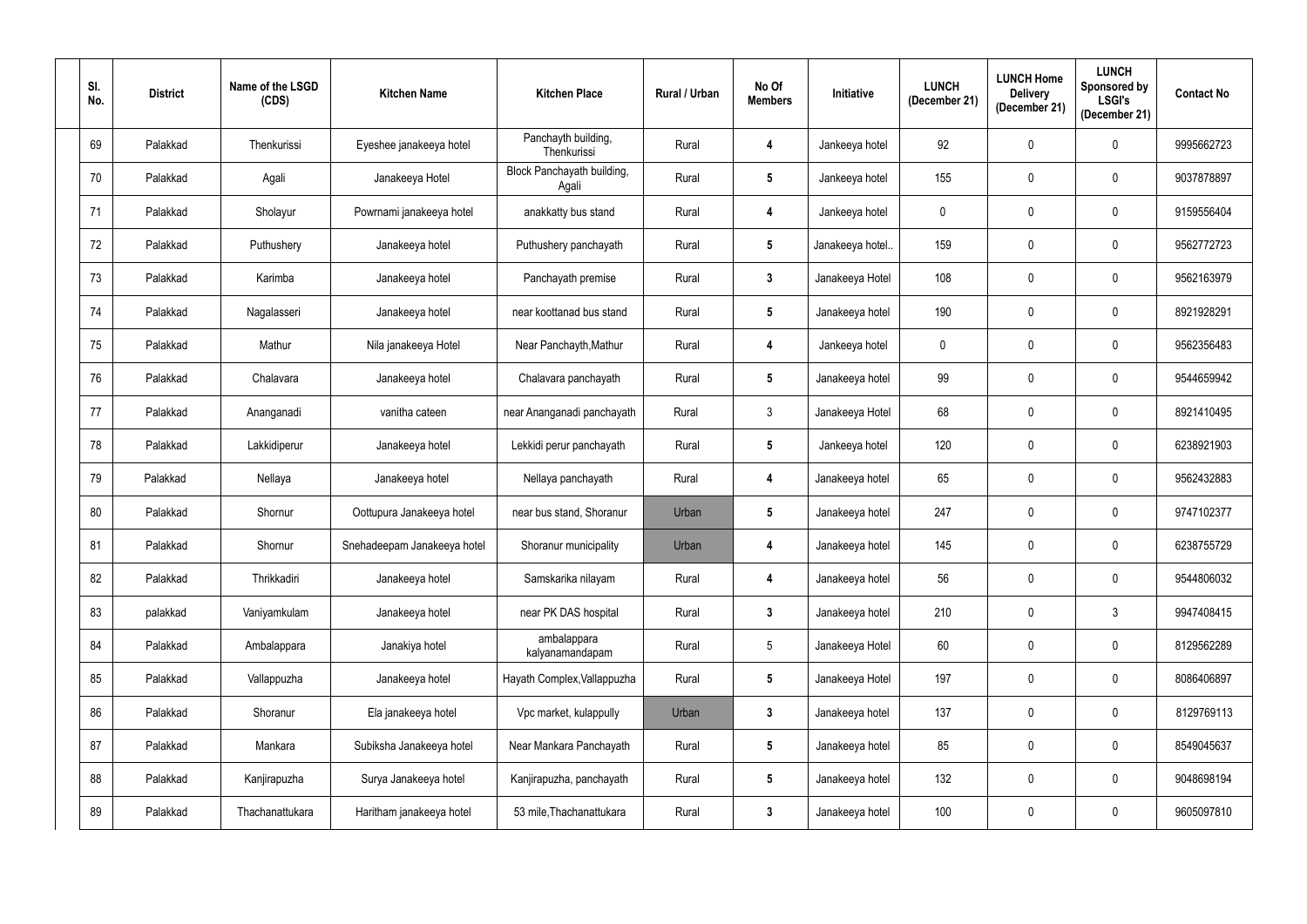| Sl. No. | District | Name of the LSGD (CDS) | Kitchen Name | Kitchen Place | Rural / Urban | No Of Members | Initiative | LUNCH (December 21) | LUNCH Home Delivery (December 21) | LUNCH Sponsored by LSGI's (December 21) | Contact No |
|---|---|---|---|---|---|---|---|---|---|---|---|
| 69 | Palakkad | Thenkurissi | Eyeshee janakeeya hotel | Panchayth building, Thenkurissi | Rural | 4 | Jankeeya hotel | 92 | 0 | 0 | 9995662723 |
| 70 | Palakkad | Agali | Janakeeya Hotel | Block Panchayath building, Agali | Rural | 5 | Jankeeya hotel | 155 | 0 | 0 | 9037878897 |
| 71 | Palakkad | Sholayur | Powrnami janakeeya hotel | anakkatty bus stand | Rural | 4 | Jankeeya hotel | 0 | 0 | 0 | 9159556404 |
| 72 | Palakkad | Puthushery | Janakeeya hotel | Puthushery panchayath | Rural | 5 | Janakeeya hotel.. | 159 | 0 | 0 | 9562772723 |
| 73 | Palakkad | Karimba | Janakeeya hotel | Panchayath premise | Rural | 3 | Janakeeya Hotel | 108 | 0 | 0 | 9562163979 |
| 74 | Palakkad | Nagalasseri | Janakeeya hotel | near koottanad bus stand | Rural | 5 | Janakeeya hotel | 190 | 0 | 0 | 8921928291 |
| 75 | Palakkad | Mathur | Nila janakeeya Hotel | Near Panchayth,Mathur | Rural | 4 | Jankeeya hotel | 0 | 0 | 0 | 9562356483 |
| 76 | Palakkad | Chalavara | Janakeeya hotel | Chalavara panchayath | Rural | 5 | Janakeeya hotel | 99 | 0 | 0 | 9544659942 |
| 77 | Palakkad | Ananganadi | vanitha cateen | near Ananganadi panchayath | Rural | 3 | Janakeeya Hotel | 68 | 0 | 0 | 8921410495 |
| 78 | Palakkad | Lakkidiperur | Janakeeya hotel | Lekkidi perur panchayath | Rural | 5 | Jankeeya hotel | 120 | 0 | 0 | 6238921903 |
| 79 | Palakkad | Nellaya | Janakeeya hotel | Nellaya panchayath | Rural | 4 | Janakeeya hotel | 65 | 0 | 0 | 9562432883 |
| 80 | Palakkad | Shornur | Oottupura Janakeeya hotel | near bus stand, Shoranur | Urban | 5 | Janakeeya hotel | 247 | 0 | 0 | 9747102377 |
| 81 | Palakkad | Shornur | Snehadeepam Janakeeya hotel | Shoranur municipality | Urban | 4 | Janakeeya hotel | 145 | 0 | 0 | 6238755729 |
| 82 | Palakkad | Thrikkadiri | Janakeeya hotel | Samskarika nilayam | Rural | 4 | Janakeeya hotel | 56 | 0 | 0 | 9544806032 |
| 83 | palakkad | Vaniyamkulam | Janakeeya hotel | near PK DAS hospital | Rural | 3 | Janakeeya hotel | 210 | 0 | 3 | 9947408415 |
| 84 | Palakkad | Ambalappara | Janakiya hotel | ambalappara kalyanamandapam | Rural | 5 | Janakeeya Hotel | 60 | 0 | 0 | 8129562289 |
| 85 | Palakkad | Vallappuzha | Janakeeya hotel | Hayath Complex,Vallappuzha | Rural | 5 | Janakeeya Hotel | 197 | 0 | 0 | 8086406897 |
| 86 | Palakkad | Shoranur | Ela janakeeya hotel | Vpc market, kulappully | Urban | 3 | Janakeeya hotel | 137 | 0 | 0 | 8129769113 |
| 87 | Palakkad | Mankara | Subiksha Janakeeya hotel | Near Mankara Panchayath | Rural | 5 | Janakeeya hotel | 85 | 0 | 0 | 8549045637 |
| 88 | Palakkad | Kanjirapuzha | Surya Janakeeya hotel | Kanjirapuzha, panchayath | Rural | 5 | Janakeeya hotel | 132 | 0 | 0 | 9048698194 |
| 89 | Palakkad | Thachanattukara | Haritham janakeeya hotel | 53 mile,Thachanattukara | Rural | 3 | Janakeeya hotel | 100 | 0 | 0 | 9605097810 |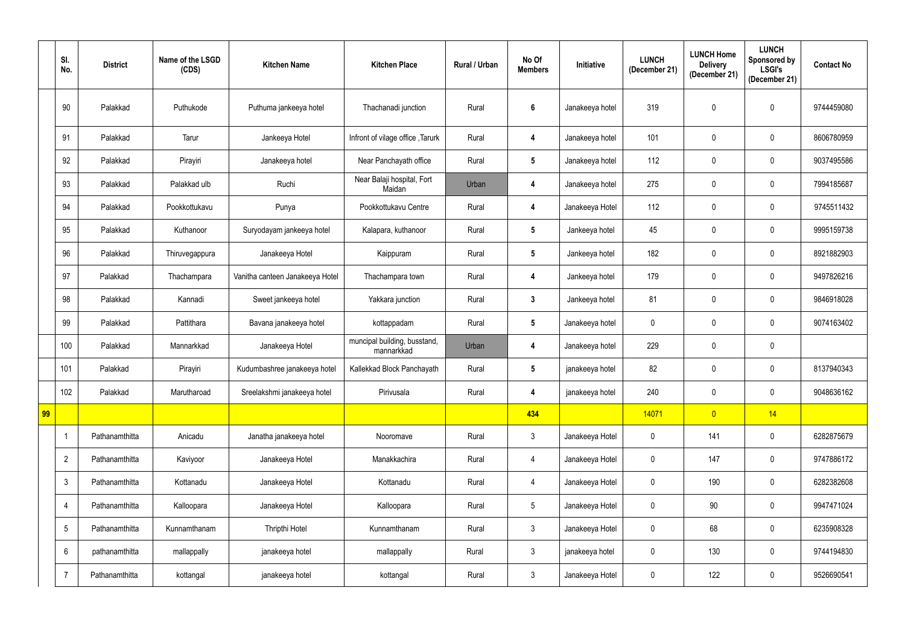|  | Sl. No. | District | Name of the LSGD (CDS) | Kitchen Name | Kitchen Place | Rural / Urban | No Of Members | Initiative | LUNCH (December 21) | LUNCH Home Delivery (December 21) | LUNCH Sponsored by LSGI's (December 21) | Contact No |
|---|---|---|---|---|---|---|---|---|---|---|---|---|
|  | 90 | Palakkad | Puthukode | Puthuma jankeeya hotel | Thachanadi junction | Rural | 6 | Janakeeya hotel | 319 | 0 | 0 | 9744459080 |
|  | 91 | Palakkad | Tarur | Jankeeya Hotel | Infront of vilage office ,Tarurk | Rural | 4 | Janakeeya hotel | 101 | 0 | 0 | 8606780959 |
|  | 92 | Palakkad | Pirayiri | Janakeeya hotel | Near Panchayath office | Rural | 5 | Janakeeya hotel | 112 | 0 | 0 | 9037495586 |
|  | 93 | Palakkad | Palakkad ulb | Ruchi | Near Balaji hospital, Fort Maidan | Urban | 4 | Janakeeya hotel | 275 | 0 | 0 | 7994185687 |
|  | 94 | Palakkad | Pookkottukavu | Punya | Pookkottukavu Centre | Rural | 4 | Janakeeya Hotel | 112 | 0 | 0 | 9745511432 |
|  | 95 | Palakkad | Kuthanoor | Suryodayam jankeeya hotel | Kalapara, kuthanoor | Rural | 5 | Jankeeya hotel | 45 | 0 | 0 | 9995159738 |
|  | 96 | Palakkad | Thiruvegappura | Janakeeya Hotel | Kaippuram | Rural | 5 | Jankeeya hotel | 182 | 0 | 0 | 8921882903 |
|  | 97 | Palakkad | Thachampara | Vanitha canteen Janakeeya Hotel | Thachampara town | Rural | 4 | Jankeeya hotel | 179 | 0 | 0 | 9497826216 |
|  | 98 | Palakkad | Kannadi | Sweet jankeeya hotel | Yakkara junction | Rural | 3 | Jankeeya hotel | 81 | 0 | 0 | 9846918028 |
|  | 99 | Palakkad | Pattithara | Bavana janakeeya hotel | kottappadam | Rural | 5 | Janakeeya hotel | 0 | 0 | 0 | 9074163402 |
|  | 100 | Palakkad | Mannarkkad | Janakeeya Hotel | muncipal building, busstand, mannarkkad | Urban | 4 | Janakeeya hotel | 229 | 0 | 0 |  |
|  | 101 | Palakkad | Pirayiri | Kudumbashree janakeeya hotel | Kallekkad Block Panchayath | Rural | 5 | janakeeya hotel | 82 | 0 | 0 | 8137940343 |
|  | 102 | Palakkad | Marutharoad | Sreelakshmi janakeeya hotel | Pirivusala | Rural | 4 | janakeeya hotel | 240 | 0 | 0 | 9048636162 |
| 99 |  |  |  |  |  |  | 434 |  | 14071 | 0 | 14 |  |
|  | 1 | Pathanamthitta | Anicadu | Janatha janakeeya hotel | Nooromave | Rural | 3 | Janakeeya Hotel | 0 | 141 | 0 | 6282875679 |
|  | 2 | Pathanamthitta | Kaviyoor | Janakeeya Hotel | Manakkachira | Rural | 4 | Janakeeya Hotel | 0 | 147 | 0 | 9747886172 |
|  | 3 | Pathanamthitta | Kottanadu | Janakeeya Hotel | Kottanadu | Rural | 4 | Janakeeya Hotel | 0 | 190 | 0 | 6282382608 |
|  | 4 | Pathanamthitta | Kalloopara | Janakeeya Hotel | Kalloopara | Rural | 5 | Janakeeya Hotel | 0 | 90 | 0 | 9947471024 |
|  | 5 | Pathanamthitta | Kunnamthanam | Thripthi Hotel | Kunnamthanam | Rural | 3 | Janakeeya Hotel | 0 | 68 | 0 | 6235908328 |
|  | 6 | pathanamthitta | mallappally | janakeeya hotel | mallappally | Rural | 3 | janakeeya hotel | 0 | 130 | 0 | 9744194830 |
|  | 7 | Pathanamthitta | kottangal | janakeeya hotel | kottangal | Rural | 3 | Janakeeya Hotel | 0 | 122 | 0 | 9526690541 |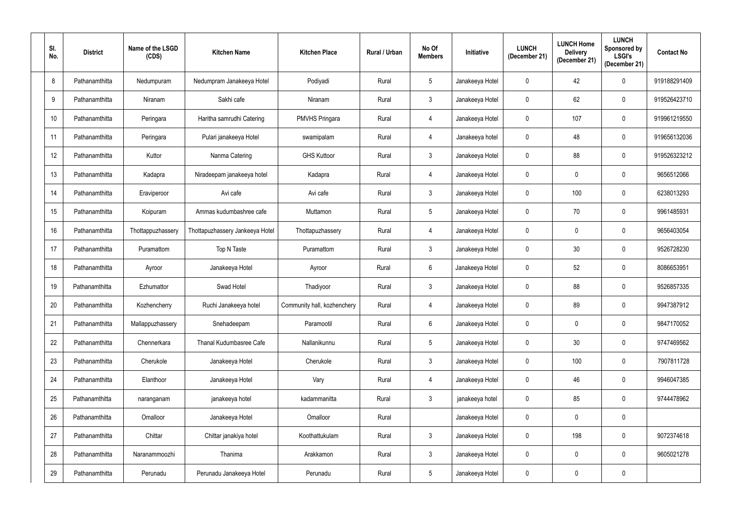| Sl. No. | District | Name of the LSGD (CDS) | Kitchen Name | Kitchen Place | Rural / Urban | No Of Members | Initiative | LUNCH (December 21) | LUNCH Home Delivery (December 21) | LUNCH Sponsored by LSGI's (December 21) | Contact No |
|---|---|---|---|---|---|---|---|---|---|---|---|
| 8 | Pathanamthitta | Nedumpuram | Nedumpram Janakeeya Hotel | Podiyadi | Rural | 5 | Janakeeya Hotel | 0 | 42 | 0 | 919188291409 |
| 9 | Pathanamthitta | Niranam | Sakhi cafe | Niranam | Rural | 3 | Janakeeya Hotel | 0 | 62 | 0 | 919526423710 |
| 10 | Pathanamthitta | Peringara | Haritha samrudhi Catering | PMVHS Pringara | Rural | 4 | Janakeeya Hotel | 0 | 107 | 0 | 919961219550 |
| 11 | Pathanamthitta | Peringara | Pulari janakeeya Hotel | swamipalam | Rural | 4 | Janakeeya hotel | 0 | 48 | 0 | 919656132036 |
| 12 | Pathanamthitta | Kuttor | Nanma Catering | GHS Kuttoor | Rural | 3 | Janakeeya Hotel | 0 | 88 | 0 | 919526323212 |
| 13 | Pathanamthitta | Kadapra | Niradeepam janakeeya hotel | Kadapra | Rural | 4 | Janakeeya Hotel | 0 | 0 | 0 | 9656512066 |
| 14 | Pathanamthitta | Eraviperoor | Avi cafe | Avi cafe | Rural | 3 | Janakeeya Hotel | 0 | 100 | 0 | 6238013293 |
| 15 | Pathanamthitta | Koipuram | Ammas kudumbashree cafe | Muttamon | Rural | 5 | Janakeeya Hotel | 0 | 70 | 0 | 9961485931 |
| 16 | Pathanamthitta | Thottappuzhassery | Thottapuzhassery Jankeeya Hotel | Thottapuzhassery | Rural | 4 | Janakeeya Hotel | 0 | 0 | 0 | 9656403054 |
| 17 | Pathanamthitta | Puramattom | Top N Taste | Puramattom | Rural | 3 | Janakeeya Hotel | 0 | 30 | 0 | 9526728230 |
| 18 | Pathanamthitta | Ayroor | Janakeeya Hotel | Ayroor | Rural | 6 | Janakeeya Hotel | 0 | 52 | 0 | 8086653951 |
| 19 | Pathanamthitta | Ezhumattor | Swad Hotel | Thadiyoor | Rural | 3 | Janakeeya Hotel | 0 | 88 | 0 | 9526857335 |
| 20 | Pathanamthitta | Kozhencherry | Ruchi Janakeeya hotel | Community hall, kozhenchery | Rural | 4 | Janakeeya Hotel | 0 | 89 | 0 | 9947387912 |
| 21 | Pathanamthitta | Mallappuzhassery | Snehadeepam | Paramootil | Rural | 6 | Janakeeya Hotel | 0 | 0 | 0 | 9847170052 |
| 22 | Pathanamthitta | Chennerkara | Thanal Kudumbasree Cafe | Nallanikunnu | Rural | 5 | Janakeeya Hotel | 0 | 30 | 0 | 9747469562 |
| 23 | Pathanamthitta | Cherukole | Janakeeya Hotel | Cherukole | Rural | 3 | Janakeeya Hotel | 0 | 100 | 0 | 7907811728 |
| 24 | Pathanamthitta | Elanthoor | Janakeeya Hotel | Vary | Rural | 4 | Janakeeya Hotel | 0 | 46 | 0 | 9946047385 |
| 25 | Pathanamthitta | naranganam | janakeeya hotel | kadammanitta | Rural | 3 | janakeeya hotel | 0 | 85 | 0 | 9744478962 |
| 26 | Pathanamthitta | Omalloor | Janakeeya Hotel | Omalloor | Rural | | Janakeeya Hotel | 0 | 0 | 0 | |
| 27 | Pathanamthitta | Chittar | Chittar janakiya hotel | Koothattukulam | Rural | 3 | Janakeeya Hotel | 0 | 198 | 0 | 9072374618 |
| 28 | Pathanamthitta | Naranammoozhi | Thanima | Arakkamon | Rural | 3 | Janakeeya Hotel | 0 | 0 | 0 | 9605021278 |
| 29 | Pathanamthitta | Perunadu | Perunadu Janakeeya Hotel | Perunadu | Rural | 5 | Janakeeya Hotel | 0 | 0 | 0 | |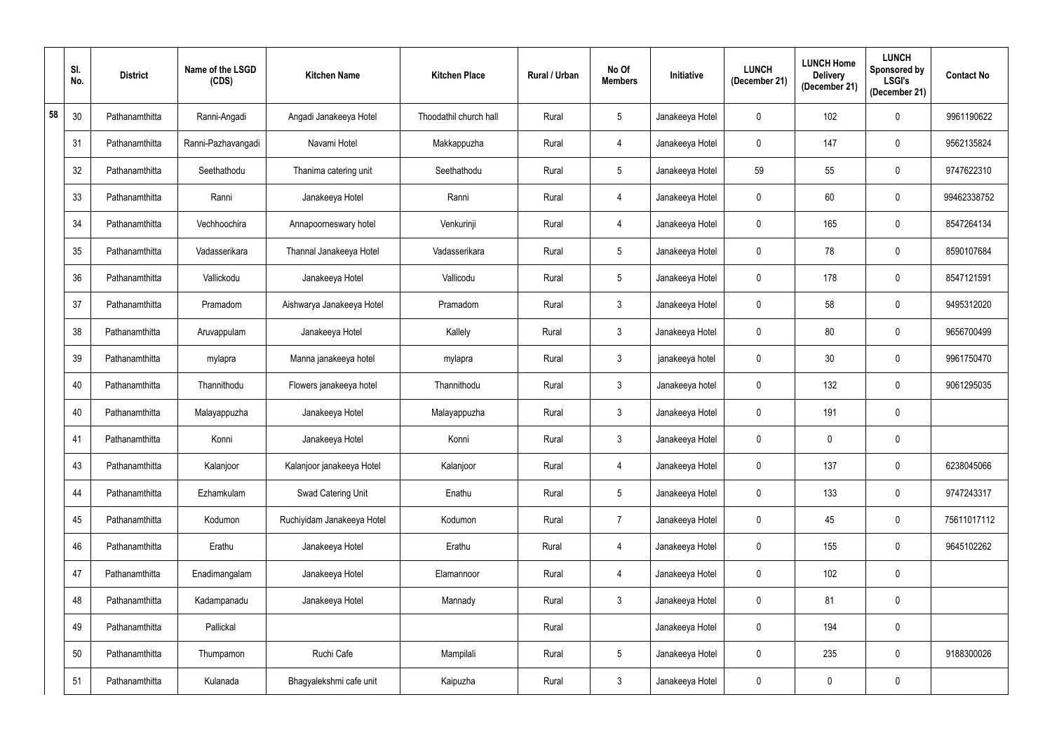| | Sl. No. | District | Name of the LSGD (CDS) | Kitchen Name | Kitchen Place | Rural / Urban | No Of Members | Initiative | LUNCH (December 21) | LUNCH Home Delivery (December 21) | LUNCH Sponsored by LSGI's (December 21) | Contact No |
|---|---|---|---|---|---|---|---|---|---|---|---|---|
| 58 | 30 | Pathanamthitta | Ranni-Angadi | Angadi Janakeeya Hotel | Thoodathil church hall | Rural | 5 | Janakeeya Hotel | 0 | 102 | 0 | 9961190622 |
| | 31 | Pathanamthitta | Ranni-Pazhavangadi | Navami Hotel | Makkappuzha | Rural | 4 | Janakeeya Hotel | 0 | 147 | 0 | 9562135824 |
| | 32 | Pathanamthitta | Seethathodu | Thanima catering unit | Seethathodu | Rural | 5 | Janakeeya Hotel | 59 | 55 | 0 | 9747622310 |
| | 33 | Pathanamthitta | Ranni | Janakeeya Hotel | Ranni | Rural | 4 | Janakeeya Hotel | 0 | 60 | 0 | 99462338752 |
| | 34 | Pathanamthitta | Vechhoochira | Annapoorneswary hotel | Venkurinji | Rural | 4 | Janakeeya Hotel | 0 | 165 | 0 | 8547264134 |
| | 35 | Pathanamthitta | Vadasserikara | Thannal Janakeeya Hotel | Vadasserikara | Rural | 5 | Janakeeya Hotel | 0 | 78 | 0 | 8590107684 |
| | 36 | Pathanamthitta | Vallickodu | Janakeeya Hotel | Vallicodu | Rural | 5 | Janakeeya Hotel | 0 | 178 | 0 | 8547121591 |
| | 37 | Pathanamthitta | Pramadom | Aishwarya Janakeeya Hotel | Pramadom | Rural | 3 | Janakeeya Hotel | 0 | 58 | 0 | 9495312020 |
| | 38 | Pathanamthitta | Aruvappulam | Janakeeya Hotel | Kallely | Rural | 3 | Janakeeya Hotel | 0 | 80 | 0 | 9656700499 |
| | 39 | Pathanamthitta | mylapra | Manna janakeeya hotel | mylapra | Rural | 3 | janakeeya hotel | 0 | 30 | 0 | 9961750470 |
| | 40 | Pathanamthitta | Thannithodu | Flowers janakeeya hotel | Thannithodu | Rural | 3 | Janakeeya hotel | 0 | 132 | 0 | 9061295035 |
| | 40 | Pathanamthitta | Malayappuzha | Janakeeya Hotel | Malayappuzha | Rural | 3 | Janakeeya Hotel | 0 | 191 | 0 | |
| | 41 | Pathanamthitta | Konni | Janakeeya Hotel | Konni | Rural | 3 | Janakeeya Hotel | 0 | 0 | 0 | |
| | 43 | Pathanamthitta | Kalanjoor | Kalanjoor janakeeya Hotel | Kalanjoor | Rural | 4 | Janakeeya Hotel | 0 | 137 | 0 | 6238045066 |
| | 44 | Pathanamthitta | Ezhamkulam | Swad Catering Unit | Enathu | Rural | 5 | Janakeeya Hotel | 0 | 133 | 0 | 9747243317 |
| | 45 | Pathanamthitta | Kodumon | Ruchiyidam Janakeeya Hotel | Kodumon | Rural | 7 | Janakeeya Hotel | 0 | 45 | 0 | 75611017112 |
| | 46 | Pathanamthitta | Erathu | Janakeeya Hotel | Erathu | Rural | 4 | Janakeeya Hotel | 0 | 155 | 0 | 9645102262 |
| | 47 | Pathanamthitta | Enadimangalam | Janakeeya Hotel | Elamannoor | Rural | 4 | Janakeeya Hotel | 0 | 102 | 0 | |
| | 48 | Pathanamthitta | Kadampanadu | Janakeeya Hotel | Mannady | Rural | 3 | Janakeeya Hotel | 0 | 81 | 0 | |
| | 49 | Pathanamthitta | Pallickal | | | Rural | | Janakeeya Hotel | 0 | 194 | 0 | |
| | 50 | Pathanamthitta | Thumpamon | Ruchi Cafe | Mampilali | Rural | 5 | Janakeeya Hotel | 0 | 235 | 0 | 9188300026 |
| | 51 | Pathanamthitta | Kulanada | Bhagyalekshmi cafe unit | Kaipuzha | Rural | 3 | Janakeeya Hotel | 0 | 0 | 0 | |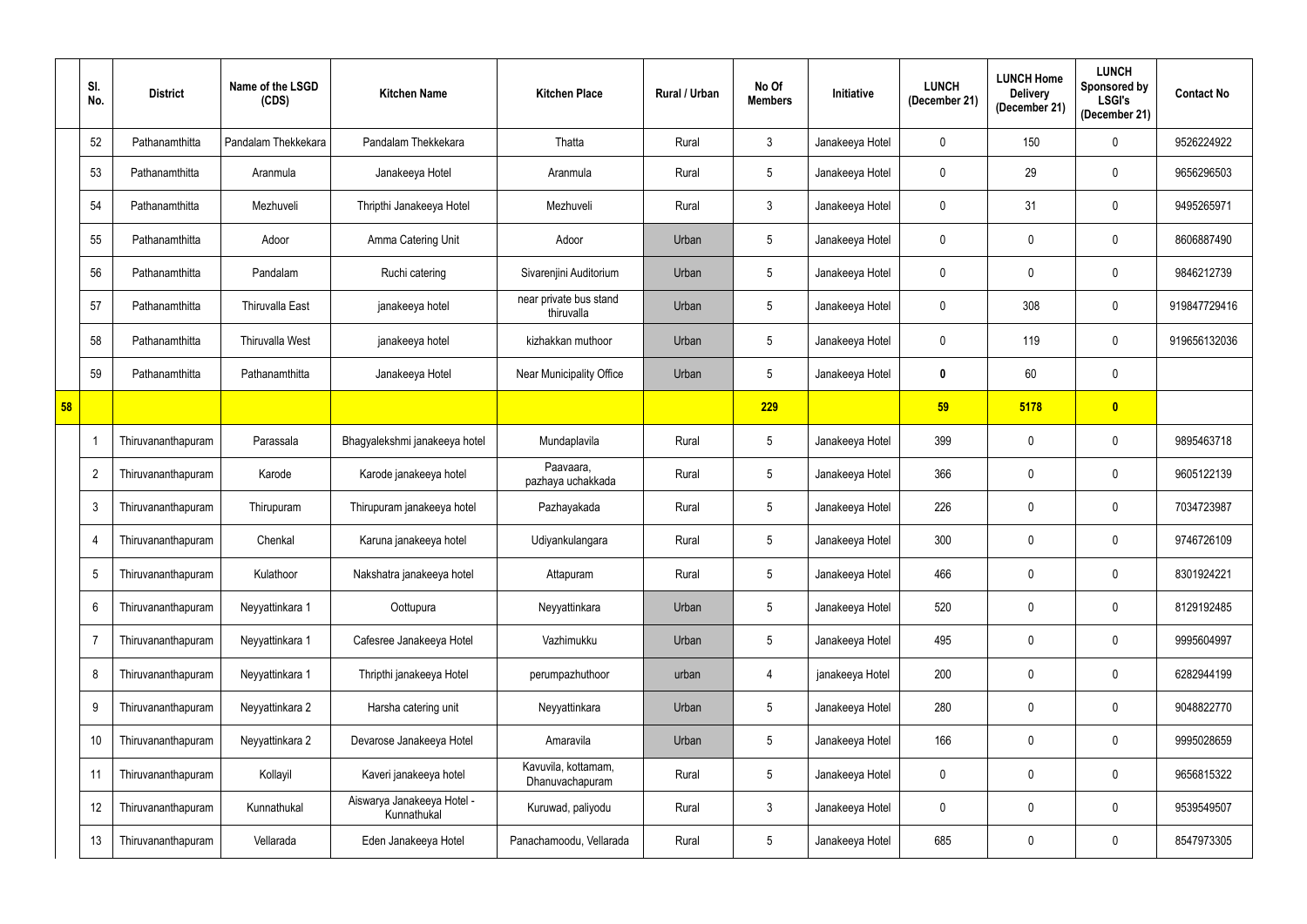| | Sl. No. | District | Name of the LSGD (CDS) | Kitchen Name | Kitchen Place | Rural / Urban | No Of Members | Initiative | LUNCH (December 21) | LUNCH Home Delivery (December 21) | LUNCH Sponsored by LSGI's (December 21) | Contact No |
|---|---|---|---|---|---|---|---|---|---|---|---|---|
| | 52 | Pathanamthitta | Pandalam Thekkekara | Pandalam Thekkekara | Thatta | Rural | 3 | Janakeeya Hotel | 0 | 150 | 0 | 9526224922 |
| | 53 | Pathanamthitta | Aranmula | Janakeeya Hotel | Aranmula | Rural | 5 | Janakeeya Hotel | 0 | 29 | 0 | 9656296503 |
| | 54 | Pathanamthitta | Mezhuveli | Thripthi Janakeeya Hotel | Mezhuveli | Rural | 3 | Janakeeya Hotel | 0 | 31 | 0 | 9495265971 |
| | 55 | Pathanamthitta | Adoor | Amma Catering Unit | Adoor | Urban | 5 | Janakeeya Hotel | 0 | 0 | 0 | 8606887490 |
| | 56 | Pathanamthitta | Pandalam | Ruchi catering | Sivarenjini Auditorium | Urban | 5 | Janakeeya Hotel | 0 | 0 | 0 | 9846212739 |
| | 57 | Pathanamthitta | Thiruvalla East | janakeeya hotel | near private bus stand thiruvalla | Urban | 5 | Janakeeya Hotel | 0 | 308 | 0 | 919847729416 |
| | 58 | Pathanamthitta | Thiruvalla West | janakeeya hotel | kizhakkan muthoor | Urban | 5 | Janakeeya Hotel | 0 | 119 | 0 | 919656132036 |
| | 59 | Pathanamthitta | Pathanamthitta | Janakeeya Hotel | Near Municipality Office | Urban | 5 | Janakeeya Hotel | **0** | 60 | 0 | |
| **58** | | | | | | | **229** | | **59** | **5178** | **0** | |
| | 1 | Thiruvananthapuram | Parassala | Bhagyalekshmi janakeeya hotel | Mundaplavila | Rural | 5 | Janakeeya Hotel | 399 | 0 | 0 | 9895463718 |
| | 2 | Thiruvananthapuram | Karode | Karode janakeeya hotel | Paavaara, pazhaya uchakkada | Rural | 5 | Janakeeya Hotel | 366 | 0 | 0 | 9605122139 |
| | 3 | Thiruvananthapuram | Thirupuram | Thirupuram janakeeya hotel | Pazhayakada | Rural | 5 | Janakeeya Hotel | 226 | 0 | 0 | 7034723987 |
| | 4 | Thiruvananthapuram | Chenkal | Karuna janakeeya hotel | Udiyankulangara | Rural | 5 | Janakeeya Hotel | 300 | 0 | 0 | 9746726109 |
| | 5 | Thiruvananthapuram | Kulathoor | Nakshatra janakeeya hotel | Attapuram | Rural | 5 | Janakeeya Hotel | 466 | 0 | 0 | 8301924221 |
| | 6 | Thiruvananthapuram | Neyyattinkara 1 | Oottupura | Neyyattinkara | Urban | 5 | Janakeeya Hotel | 520 | 0 | 0 | 8129192485 |
| | 7 | Thiruvananthapuram | Neyyattinkara 1 | Cafesree Janakeeya Hotel | Vazhimukku | Urban | 5 | Janakeeya Hotel | 495 | 0 | 0 | 9995604997 |
| | 8 | Thiruvananthapuram | Neyyattinkara 1 | Thripthi janakeeya Hotel | perumpazhuthoor | urban | 4 | janakeeya Hotel | 200 | 0 | 0 | 6282944199 |
| | 9 | Thiruvananthapuram | Neyyattinkara 2 | Harsha catering unit | Neyyattinkara | Urban | 5 | Janakeeya Hotel | 280 | 0 | 0 | 9048822770 |
| | 10 | Thiruvananthapuram | Neyyattinkara 2 | Devarose Janakeeya Hotel | Amaravila | Urban | 5 | Janakeeya Hotel | 166 | 0 | 0 | 9995028659 |
| | 11 | Thiruvananthapuram | Kollayil | Kaveri janakeeya hotel | Kavuvila, kottamam, Dhanuvachapuram | Rural | 5 | Janakeeya Hotel | 0 | 0 | 0 | 9656815322 |
| | 12 | Thiruvananthapuram | Kunnathukal | Aiswarya Janakeeya Hotel - Kunnathukal | Kuruwad, paliyodu | Rural | 3 | Janakeeya Hotel | 0 | 0 | 0 | 9539549507 |
| | 13 | Thiruvananthapuram | Vellarada | Eden Janakeeya Hotel | Panachamoodu, Vellarada | Rural | 5 | Janakeeya Hotel | 685 | 0 | 0 | 8547973305 |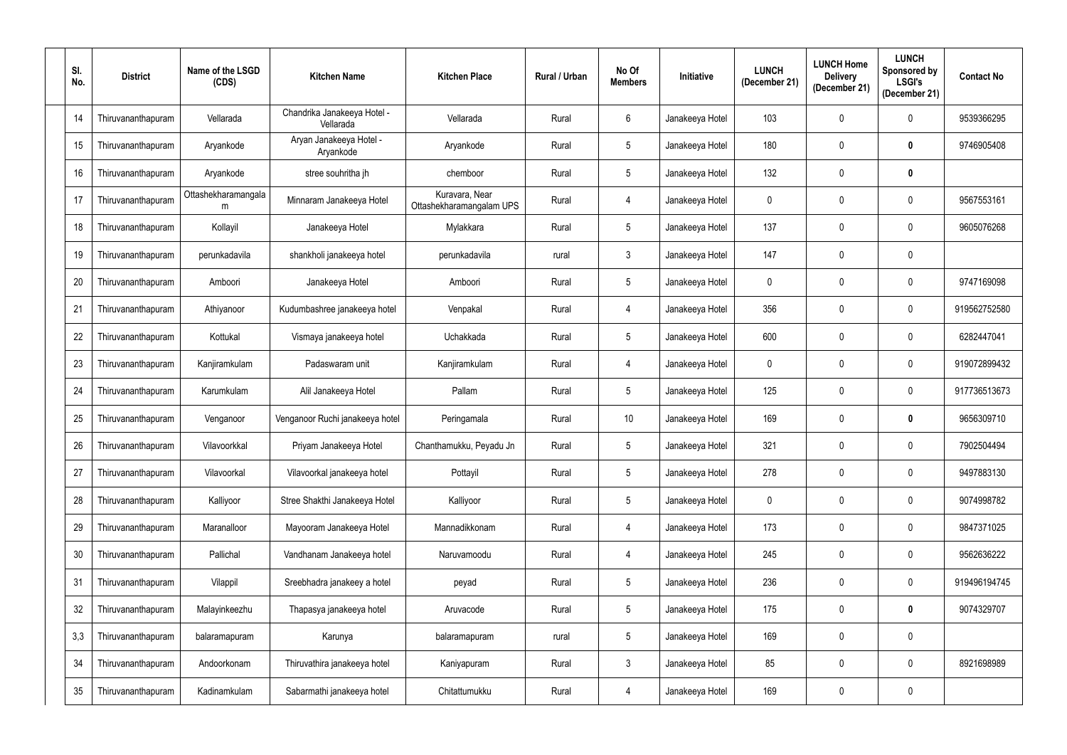| Sl. No. | District | Name of the LSGD (CDS) | Kitchen Name | Kitchen Place | Rural / Urban | No Of Members | Initiative | LUNCH (December 21) | LUNCH Home Delivery (December 21) | LUNCH Sponsored by LSGI's (December 21) | Contact No |
|---|---|---|---|---|---|---|---|---|---|---|---|
| 14 | Thiruvananthapuram | Vellarada | Chandrika Janakeeya Hotel - Vellarada | Vellarada | Rural | 6 | Janakeeya Hotel | 103 | 0 | 0 | 9539366295 |
| 15 | Thiruvananthapuram | Aryankode | Aryan Janakeeya Hotel - Aryankode | Aryankode | Rural | 5 | Janakeeya Hotel | 180 | 0 | **0** | 9746905408 |
| 16 | Thiruvananthapuram | Aryankode | stree souhritha jh | chemboor | Rural | 5 | Janakeeya Hotel | 132 | 0 | **0** | |
| 17 | Thiruvananthapuram | Ottashekharamangalam | Minnaram Janakeeya Hotel | Kuravara, Near Ottashekharamangalam UPS | Rural | 4 | Janakeeya Hotel | 0 | 0 | 0 | 9567553161 |
| 18 | Thiruvananthapuram | Kollayil | Janakeeya Hotel | Mylakkara | Rural | 5 | Janakeeya Hotel | 137 | 0 | 0 | 9605076268 |
| 19 | Thiruvananthapuram | perunkadavila | shankholi janakeeya hotel | perunkadavila | rural | 3 | Janakeeya Hotel | 147 | 0 | 0 | |
| 20 | Thiruvananthapuram | Amboori | Janakeeya Hotel | Amboori | Rural | 5 | Janakeeya Hotel | 0 | 0 | 0 | 9747169098 |
| 21 | Thiruvananthapuram | Athiyanoor | Kudumbashree janakeeya hotel | Venpakal | Rural | 4 | Janakeeya Hotel | 356 | 0 | 0 | 919562752580 |
| 22 | Thiruvananthapuram | Kottukal | Vismaya janakeeya hotel | Uchakkada | Rural | 5 | Janakeeya Hotel | 600 | 0 | 0 | 6282447041 |
| 23 | Thiruvananthapuram | Kanjiramkulam | Padaswaram unit | Kanjiramkulam | Rural | 4 | Janakeeya Hotel | 0 | 0 | 0 | 919072899432 |
| 24 | Thiruvananthapuram | Karumkulam | Alil Janakeeya Hotel | Pallam | Rural | 5 | Janakeeya Hotel | 125 | 0 | 0 | 917736513673 |
| 25 | Thiruvananthapuram | Venganoor | Venganoor Ruchi janakeeya hotel | Peringamala | Rural | 10 | Janakeeya Hotel | 169 | 0 | **0** | 9656309710 |
| 26 | Thiruvananthapuram | Vilavoorkkal | Priyam Janakeeya Hotel | Chanthamukku, Peyadu Jn | Rural | 5 | Janakeeya Hotel | 321 | 0 | 0 | 7902504494 |
| 27 | Thiruvananthapuram | Vilavoorkal | Vilavoorkal janakeeya hotel | Pottayil | Rural | 5 | Janakeeya Hotel | 278 | 0 | 0 | 9497883130 |
| 28 | Thiruvananthapuram | Kalliyoor | Stree Shakthi Janakeeya Hotel | Kalliyoor | Rural | 5 | Janakeeya Hotel | 0 | 0 | 0 | 9074998782 |
| 29 | Thiruvananthapuram | Maranalloor | Mayooram Janakeeya Hotel | Mannadikkonam | Rural | 4 | Janakeeya Hotel | 173 | 0 | 0 | 9847371025 |
| 30 | Thiruvananthapuram | Pallichal | Vandhanam Janakeeya hotel | Naruvamoodu | Rural | 4 | Janakeeya Hotel | 245 | 0 | 0 | 9562636222 |
| 31 | Thiruvananthapuram | Vilappil | Sreebhadra janakeey a hotel | peyad | Rural | 5 | Janakeeya Hotel | 236 | 0 | 0 | 919496194745 |
| 32 | Thiruvananthapuram | Malayinkeezhu | Thapasya janakeeya hotel | Aruvacode | Rural | 5 | Janakeeya Hotel | 175 | 0 | **0** | 9074329707 |
| 3,3 | Thiruvananthapuram | balaramapuram | Karunya | balaramapuram | rural | 5 | Janakeeya Hotel | 169 | 0 | 0 | |
| 34 | Thiruvananthapuram | Andoorkonam | Thiruvathira janakeeya hotel | Kaniyapuram | Rural | 3 | Janakeeya Hotel | 85 | 0 | 0 | 8921698989 |
| 35 | Thiruvananthapuram | Kadinamkulam | Sabarmathi janakeeya hotel | Chitattumukku | Rural | 4 | Janakeeya Hotel | 169 | 0 | 0 | |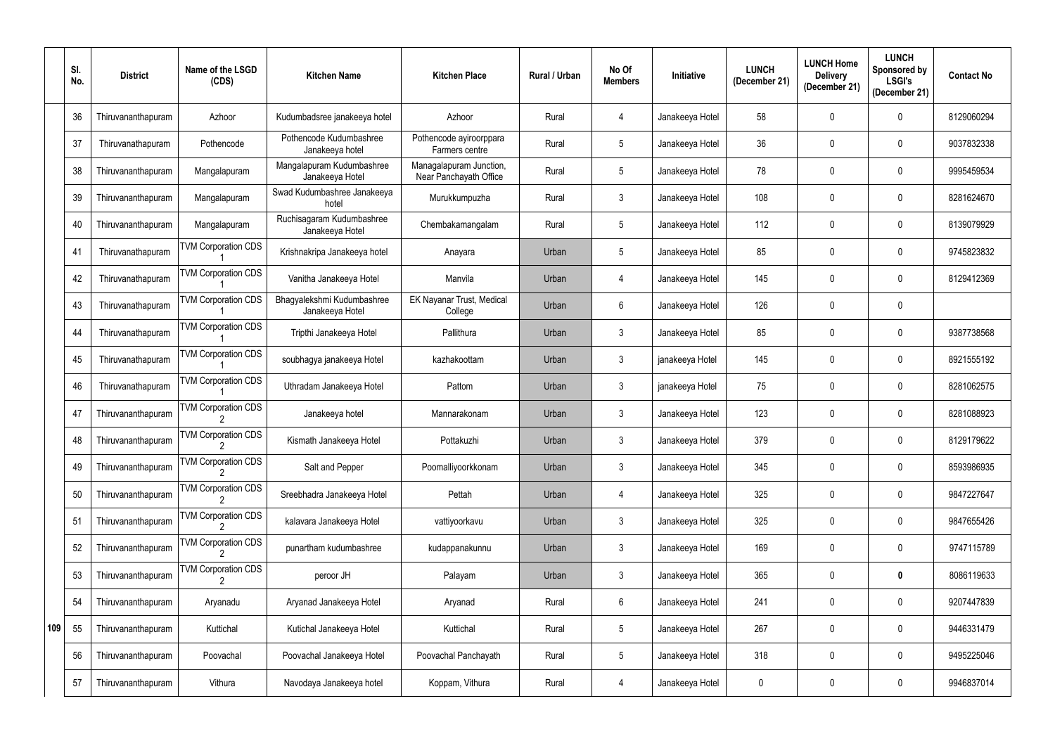|  | Sl. No. | District | Name of the LSGD (CDS) | Kitchen Name | Kitchen Place | Rural / Urban | No Of Members | Initiative | LUNCH (December 21) | LUNCH Home Delivery (December 21) | LUNCH Sponsored by LSGI's (December 21) | Contact No |
|---|---|---|---|---|---|---|---|---|---|---|---|---|
|  | 36 | Thiruvananthapuram | Azhoor | Kudumbadsree janakeeya hotel | Azhoor | Rural | 4 | Janakeeya Hotel | 58 | 0 | 0 | 8129060294 |
|  | 37 | Thiruvanathapuram | Pothencode | Pothencode Kudumbashree Janakeeya hotel | Pothencode ayiroorppara Farmers centre | Rural | 5 | Janakeeya Hotel | 36 | 0 | 0 | 9037832338 |
|  | 38 | Thiruvananthapuram | Mangalapuram | Mangalapuram Kudumbashree Janakeeya Hotel | Managalapuram Junction, Near Panchayath Office | Rural | 5 | Janakeeya Hotel | 78 | 0 | 0 | 9995459534 |
|  | 39 | Thiruvananthapuram | Mangalapuram | Swad Kudumbashree Janakeeya hotel | Murukkumpuzha | Rural | 3 | Janakeeya Hotel | 108 | 0 | 0 | 8281624670 |
|  | 40 | Thiruvananthapuram | Mangalapuram | Ruchisagaram Kudumbashree Janakeeya Hotel | Chembakamangalam | Rural | 5 | Janakeeya Hotel | 112 | 0 | 0 | 8139079929 |
|  | 41 | Thiruvanathapuram | TVM Corporation CDS 1 | Krishnakripa Janakeeya hotel | Anayara | Urban | 5 | Janakeeya Hotel | 85 | 0 | 0 | 9745823832 |
|  | 42 | Thiruvanathapuram | TVM Corporation CDS 1 | Vanitha Janakeeya Hotel | Manvila | Urban | 4 | Janakeeya Hotel | 145 | 0 | 0 | 8129412369 |
|  | 43 | Thiruvanathapuram | TVM Corporation CDS 1 | Bhagyalekshmi Kudumbashree Janakeeya Hotel | EK Nayanar Trust, Medical College | Urban | 6 | Janakeeya Hotel | 126 | 0 | 0 |  |
|  | 44 | Thiruvanathapuram | TVM Corporation CDS 1 | Tripthi Janakeeya Hotel | Pallithura | Urban | 3 | Janakeeya Hotel | 85 | 0 | 0 | 9387738568 |
|  | 45 | Thiruvanathapuram | TVM Corporation CDS 1 | soubhagya janakeeya Hotel | kazhakoottam | Urban | 3 | janakeeya Hotel | 145 | 0 | 0 | 8921555192 |
|  | 46 | Thiruvanathapuram | TVM Corporation CDS 1 | Uthradam Janakeeya Hotel | Pattom | Urban | 3 | janakeeya Hotel | 75 | 0 | 0 | 8281062575 |
|  | 47 | Thiruvananthapuram | TVM Corporation CDS 2 | Janakeeya hotel | Mannarakonam | Urban | 3 | Janakeeya Hotel | 123 | 0 | 0 | 8281088923 |
|  | 48 | Thiruvananthapuram | TVM Corporation CDS 2 | Kismath Janakeeya Hotel | Pottakuzhi | Urban | 3 | Janakeeya Hotel | 379 | 0 | 0 | 8129179622 |
|  | 49 | Thiruvananthapuram | TVM Corporation CDS 2 | Salt and Pepper | Poomalliyoorkkonam | Urban | 3 | Janakeeya Hotel | 345 | 0 | 0 | 8593986935 |
|  | 50 | Thiruvananthapuram | TVM Corporation CDS 2 | Sreebhadra Janakeeya Hotel | Pettah | Urban | 4 | Janakeeya Hotel | 325 | 0 | 0 | 9847227647 |
|  | 51 | Thiruvananthapuram | TVM Corporation CDS 2 | kalavara Janakeeya Hotel | vattiyoorkavu | Urban | 3 | Janakeeya Hotel | 325 | 0 | 0 | 9847655426 |
|  | 52 | Thiruvananthapuram | TVM Corporation CDS 2 | punartham kudumbashree | kudappanakunnu | Urban | 3 | Janakeeya Hotel | 169 | 0 | 0 | 9747115789 |
|  | 53 | Thiruvananthapuram | TVM Corporation CDS 2 | peroor JH | Palayam | Urban | 3 | Janakeeya Hotel | 365 | 0 | **0** | 8086119633 |
|  | 54 | Thiruvananthapuram | Aryanadu | Aryanad Janakeeya Hotel | Aryanad | Rural | 6 | Janakeeya Hotel | 241 | 0 | 0 | 9207447839 |
| 109 | 55 | Thiruvananthapuram | Kuttichal | Kutichal Janakeeya Hotel | Kuttichal | Rural | 5 | Janakeeya Hotel | 267 | 0 | 0 | 9446331479 |
|  | 56 | Thiruvananthapuram | Poovachal | Poovachal Janakeeya Hotel | Poovachal Panchayath | Rural | 5 | Janakeeya Hotel | 318 | 0 | 0 | 9495225046 |
|  | 57 | Thiruvananthapuram | Vithura | Navodaya Janakeeya hotel | Koppam, Vithura | Rural | 4 | Janakeeya Hotel | 0 | 0 | 0 | 9946837014 |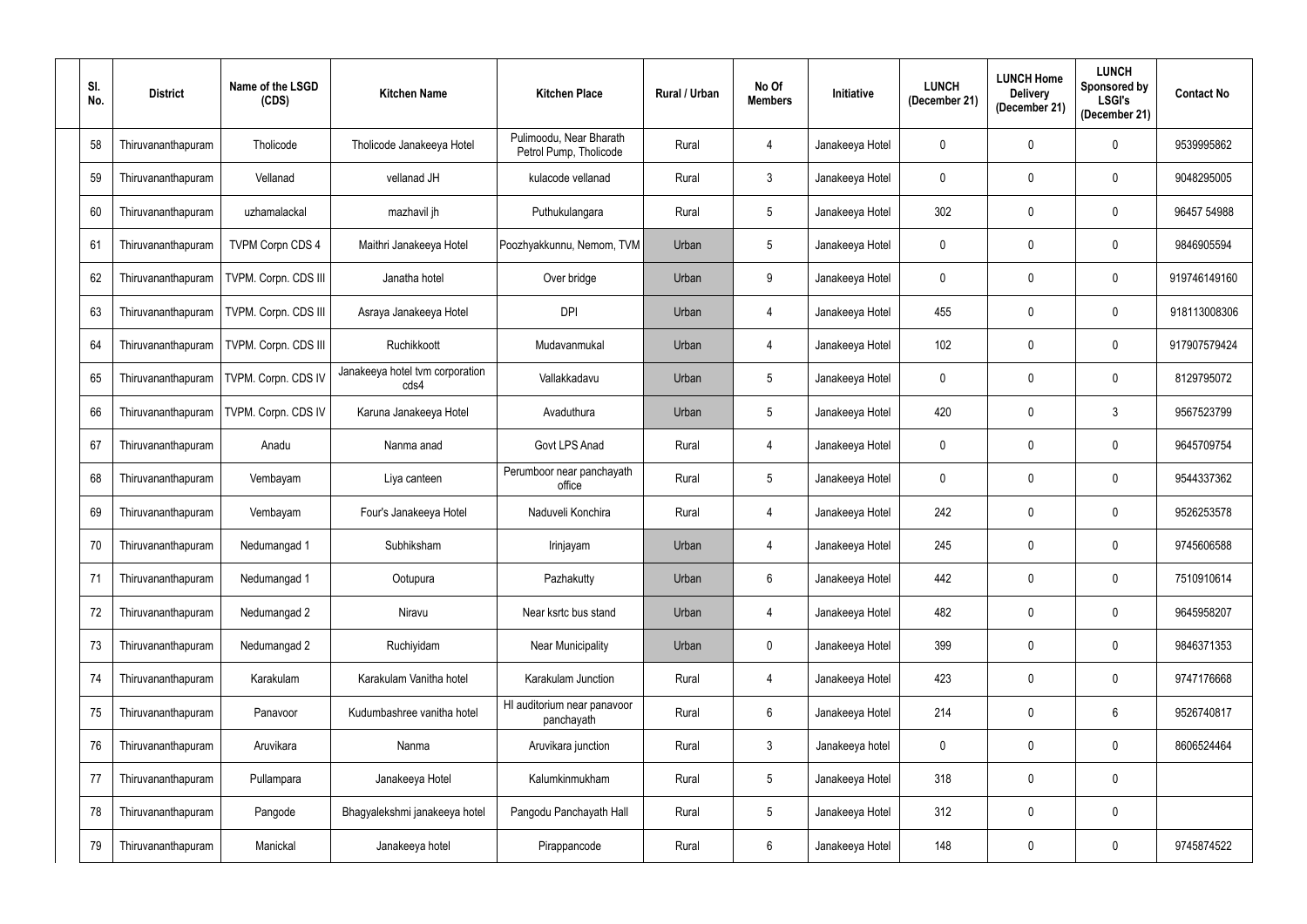| Sl. No. | District | Name of the LSGD (CDS) | Kitchen Name | Kitchen Place | Rural / Urban | No Of Members | Initiative | LUNCH (December 21) | LUNCH Home Delivery (December 21) | LUNCH Sponsored by LSGI's (December 21) | Contact No |
|---|---|---|---|---|---|---|---|---|---|---|---|
| 58 | Thiruvananthapuram | Tholicode | Tholicode Janakeeya Hotel | Pulimoodu, Near Bharath Petrol Pump, Tholicode | Rural | 4 | Janakeeya Hotel | 0 | 0 | 0 | 9539995862 |
| 59 | Thiruvananthapuram | Vellanad | vellanad JH | kulacode vellanad | Rural | 3 | Janakeeya Hotel | 0 | 0 | 0 | 9048295005 |
| 60 | Thiruvananthapuram | uzhamalackal | mazhavil jh | Puthukulangara | Rural | 5 | Janakeeya Hotel | 302 | 0 | 0 | 96457 54988 |
| 61 | Thiruvananthapuram | TVPM Corpn CDS 4 | Maithri Janakeeya Hotel | Poozhyakkunnu, Nemom, TVM | Urban | 5 | Janakeeya Hotel | 0 | 0 | 0 | 9846905594 |
| 62 | Thiruvananthapuram | TVPM. Corpn. CDS III | Janatha hotel | Over bridge | Urban | 9 | Janakeeya Hotel | 0 | 0 | 0 | 919746149160 |
| 63 | Thiruvananthapuram | TVPM. Corpn. CDS III | Asraya Janakeeya Hotel | DPI | Urban | 4 | Janakeeya Hotel | 455 | 0 | 0 | 918113008306 |
| 64 | Thiruvananthapuram | TVPM. Corpn. CDS III | Ruchikkoott | Mudavanmukal | Urban | 4 | Janakeeya Hotel | 102 | 0 | 0 | 917907579424 |
| 65 | Thiruvananthapuram | TVPM. Corpn. CDS IV | Janakeeya hotel tvm corporation cds4 | Vallakkadavu | Urban | 5 | Janakeeya Hotel | 0 | 0 | 0 | 8129795072 |
| 66 | Thiruvananthapuram | TVPM. Corpn. CDS IV | Karuna Janakeeya Hotel | Avaduthura | Urban | 5 | Janakeeya Hotel | 420 | 0 | 3 | 9567523799 |
| 67 | Thiruvananthapuram | Anadu | Nanma anad | Govt LPS Anad | Rural | 4 | Janakeeya Hotel | 0 | 0 | 0 | 9645709754 |
| 68 | Thiruvananthapuram | Vembayam | Liya canteen | Perumboor near panchayath office | Rural | 5 | Janakeeya Hotel | 0 | 0 | 0 | 9544337362 |
| 69 | Thiruvananthapuram | Vembayam | Four's Janakeeya Hotel | Naduveli Konchira | Rural | 4 | Janakeeya Hotel | 242 | 0 | 0 | 9526253578 |
| 70 | Thiruvananthapuram | Nedumangad 1 | Subhiksham | Irinjayam | Urban | 4 | Janakeeya Hotel | 245 | 0 | 0 | 9745606588 |
| 71 | Thiruvananthapuram | Nedumangad 1 | Ootupura | Pazhakutty | Urban | 6 | Janakeeya Hotel | 442 | 0 | 0 | 7510910614 |
| 72 | Thiruvananthapuram | Nedumangad 2 | Niravu | Near ksrtc bus stand | Urban | 4 | Janakeeya Hotel | 482 | 0 | 0 | 9645958207 |
| 73 | Thiruvananthapuram | Nedumangad 2 | Ruchiyidam | Near Municipality | Urban | 0 | Janakeeya Hotel | 399 | 0 | 0 | 9846371353 |
| 74 | Thiruvananthapuram | Karakulam | Karakulam Vanitha hotel | Karakulam Junction | Rural | 4 | Janakeeya Hotel | 423 | 0 | 0 | 9747176668 |
| 75 | Thiruvananthapuram | Panavoor | Kudumbashree vanitha hotel | HI auditorium near panavoor panchayath | Rural | 6 | Janakeeya Hotel | 214 | 0 | 6 | 9526740817 |
| 76 | Thiruvananthapuram | Aruvikara | Nanma | Aruvikara junction | Rural | 3 | Janakeeya hotel | 0 | 0 | 0 | 8606524464 |
| 77 | Thiruvananthapuram | Pullampara | Janakeeya Hotel | Kalumkinmukham | Rural | 5 | Janakeeya Hotel | 318 | 0 | 0 | |
| 78 | Thiruvananthapuram | Pangode | Bhagyalekshmi janakeeya hotel | Pangodu Panchayath Hall | Rural | 5 | Janakeeya Hotel | 312 | 0 | 0 | |
| 79 | Thiruvananthapuram | Manickal | Janakeeya hotel | Pirappancode | Rural | 6 | Janakeeya Hotel | 148 | 0 | 0 | 9745874522 |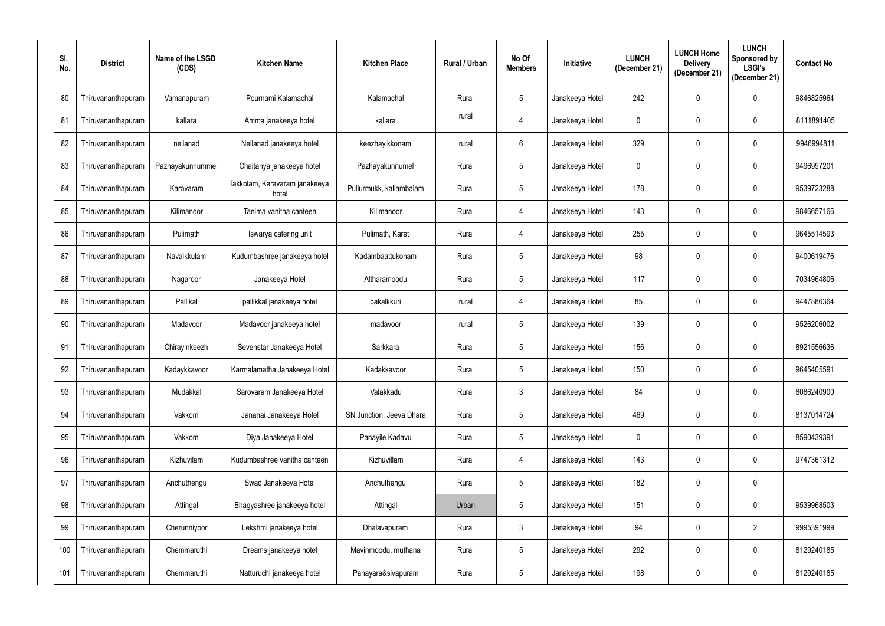| Sl. No. | District | Name of the LSGD (CDS) | Kitchen Name | Kitchen Place | Rural / Urban | No Of Members | Initiative | LUNCH (December 21) | LUNCH Home Delivery (December 21) | LUNCH Sponsored by LSGI's (December 21) | Contact No |
|---|---|---|---|---|---|---|---|---|---|---|---|
| 80 | Thiruvananthapuram | Vamanapuram | Pournami Kalamachal | Kalamachal | Rural | 5 | Janakeeya Hotel | 242 | 0 | 0 | 9846825964 |
| 81 | Thiruvananthapuram | kallara | Amma janakeeya hotel | kallara | rural | 4 | Janakeeya Hotel | 0 | 0 | 0 | 8111891405 |
| 82 | Thiruvananthapuram | nellanad | Nellanad janakeeya hotel | keezhayikkonam | rural | 6 | Janakeeya Hotel | 329 | 0 | 0 | 9946994811 |
| 83 | Thiruvananthapuram | Pazhayakunnummel | Chaitanya janakeeya hotel | Pazhayakunnumel | Rural | 5 | Janakeeya Hotel | 0 | 0 | 0 | 9496997201 |
| 84 | Thiruvananthapuram | Karavaram | Takkolam, Karavaram janakeeya hotel | Pullurmukk, kallambalam | Rural | 5 | Janakeeya Hotel | 178 | 0 | 0 | 9539723288 |
| 85 | Thiruvananthapuram | Kilimanoor | Tanima vanitha canteen | Kilimanoor | Rural | 4 | Janakeeya Hotel | 143 | 0 | 0 | 9846657166 |
| 86 | Thiruvananthapuram | Pulimath | Iswarya catering unit | Pulimath, Karet | Rural | 4 | Janakeeya Hotel | 255 | 0 | 0 | 9645514593 |
| 87 | Thiruvananthapuram | Navaikkulam | Kudumbashree janakeeya hotel | Kadambaattukonam | Rural | 5 | Janakeeya Hotel | 98 | 0 | 0 | 9400619476 |
| 88 | Thiruvananthapuram | Nagaroor | Janakeeya Hotel | Altharamoodu | Rural | 5 | Janakeeya Hotel | 117 | 0 | 0 | 7034964806 |
| 89 | Thiruvananthapuram | Pallikal | pallikkal janakeeya hotel | pakalkkuri | rural | 4 | Janakeeya Hotel | 85 | 0 | 0 | 9447886364 |
| 90 | Thiruvananthapuram | Madavoor | Madavoor janakeeya hotel | madavoor | rural | 5 | Janakeeya Hotel | 139 | 0 | 0 | 9526206002 |
| 91 | Thiruvananthapuram | Chirayinkeezh | Sevenstar Janakeeya Hotel | Sarkkara | Rural | 5 | Janakeeya Hotel | 156 | 0 | 0 | 8921556636 |
| 92 | Thiruvananthapuram | Kadaykkavoor | Karmalamatha Janakeeya Hotel | Kadakkavoor | Rural | 5 | Janakeeya Hotel | 150 | 0 | 0 | 9645405591 |
| 93 | Thiruvananthapuram | Mudakkal | Sarovaram Janakeeya Hotel | Valakkadu | Rural | 3 | Janakeeya Hotel | 84 | 0 | 0 | 8086240900 |
| 94 | Thiruvananthapuram | Vakkom | Jananai Janakeeya Hotel | SN Junction, Jeeva Dhara | Rural | 5 | Janakeeya Hotel | 469 | 0 | 0 | 8137014724 |
| 95 | Thiruvananthapuram | Vakkom | Diya Janakeeya Hotel | Panayile Kadavu | Rural | 5 | Janakeeya Hotel | 0 | 0 | 0 | 8590439391 |
| 96 | Thiruvananthapuram | Kizhuvilam | Kudumbashree vanitha canteen | Kizhuvillam | Rural | 4 | Janakeeya Hotel | 143 | 0 | 0 | 9747361312 |
| 97 | Thiruvananthapuram | Anchuthengu | Swad Janakeeya Hotel | Anchuthengu | Rural | 5 | Janakeeya Hotel | 182 | 0 | 0 | |
| 98 | Thiruvananthapuram | Attingal | Bhagyashree janakeeya hotel | Attingal | Urban | 5 | Janakeeya Hotel | 151 | 0 | 0 | 9539968503 |
| 99 | Thiruvananthapuram | Cherunniyoor | Lekshmi janakeeya hotel | Dhalavapuram | Rural | 3 | Janakeeya Hotel | 94 | 0 | 2 | 9995391999 |
| 100 | Thiruvananthapuram | Chemmaruthi | Dreams janakeeya hotel | Mavinmoodu, muthana | Rural | 5 | Janakeeya Hotel | 292 | 0 | 0 | 8129240185 |
| 101 | Thiruvananthapuram | Chemmaruthi | Natturuchi janakeeya hotel | Panayara&sivapuram | Rural | 5 | Janakeeya Hotel | 198 | 0 | 0 | 8129240185 |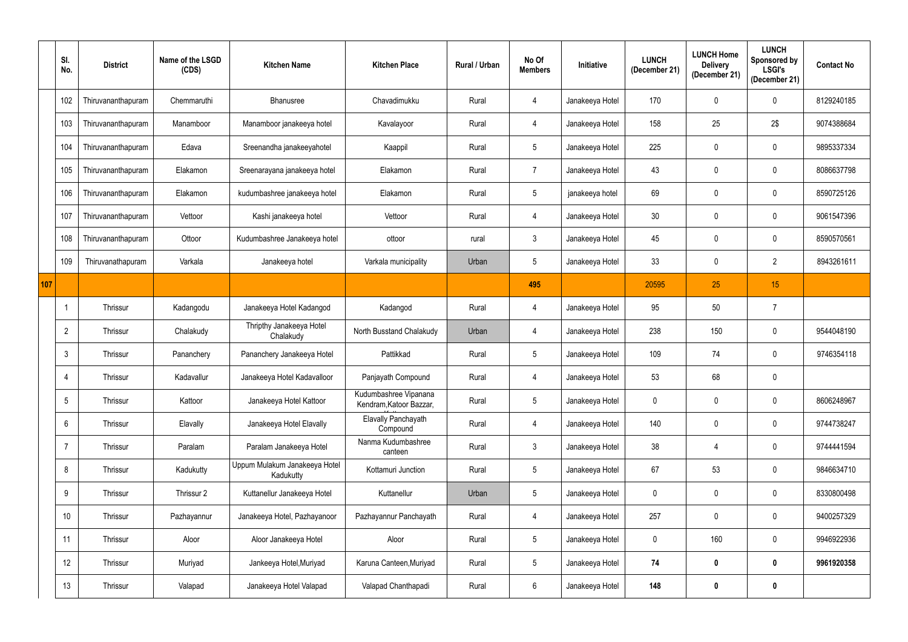| | Sl. No. | District | Name of the LSGD (CDS) | Kitchen Name | Kitchen Place | Rural / Urban | No Of Members | Initiative | LUNCH (December 21) | LUNCH Home Delivery (December 21) | LUNCH Sponsored by LSGI's (December 21) | Contact No |
|---|---|---|---|---|---|---|---|---|---|---|---|---|
| | 102 | Thiruvananthapuram | Chemmaruthi | Bhanusree | Chavadimukku | Rural | 4 | Janakeeya Hotel | 170 | 0 | 0 | 8129240185 |
| | 103 | Thiruvananthapuram | Manamboor | Manamboor janakeeya hotel | Kavalayoor | Rural | 4 | Janakeeya Hotel | 158 | 25 | 2$ | 9074388684 |
| | 104 | Thiruvananthapuram | Edava | Sreenandha janakeeyahotel | Kaappil | Rural | 5 | Janakeeya Hotel | 225 | 0 | 0 | 9895337334 |
| | 105 | Thiruvananthapuram | Elakamon | Sreenarayana janakeeya hotel | Elakamon | Rural | 7 | Janakeeya Hotel | 43 | 0 | 0 | 8086637798 |
| | 106 | Thiruvananthapuram | Elakamon | kudumbashree janakeeya hotel | Elakamon | Rural | 5 | janakeeya hotel | 69 | 0 | 0 | 8590725126 |
| | 107 | Thiruvananthapuram | Vettoor | Kashi janakeeya hotel | Vettoor | Rural | 4 | Janakeeya Hotel | 30 | 0 | 0 | 9061547396 |
| | 108 | Thiruvananthapuram | Ottoor | Kudumbashree Janakeeya hotel | ottoor | rural | 3 | Janakeeya Hotel | 45 | 0 | 0 | 8590570561 |
| | 109 | Thiruvanathapuram | Varkala | Janakeeya hotel | Varkala municipality | Urban | 5 | Janakeeya Hotel | 33 | 0 | 2 | 8943261611 |
| 107 | | | | | | | 495 | | 20595 | 25 | 15 | |
| | 1 | Thrissur | Kadangodu | Janakeeya Hotel Kadangod | Kadangod | Rural | 4 | Janakeeya Hotel | 95 | 50 | 7 | |
| | 2 | Thrissur | Chalakudy | Thripthy Janakeeya Hotel Chalakudy | North Busstand Chalakudy | Urban | 4 | Janakeeya Hotel | 238 | 150 | 0 | 9544048190 |
| | 3 | Thrissur | Pananchery | Pananchery Janakeeya Hotel | Pattikkad | Rural | 5 | Janakeeya Hotel | 109 | 74 | 0 | 9746354118 |
| | 4 | Thrissur | Kadavallur | Janakeeya Hotel Kadavalloor | Panjayath Compound | Rural | 4 | Janakeeya Hotel | 53 | 68 | 0 | |
| | 5 | Thrissur | Kattoor | Janakeeya Hotel Kattoor | Kudumbashree Vipanana Kendram,Katoor Bazzar, | Rural | 5 | Janakeeya Hotel | 0 | 0 | 0 | 8606248967 |
| | 6 | Thrissur | Elavally | Janakeeya Hotel Elavally | Elavally Panchayath Compound | Rural | 4 | Janakeeya Hotel | 140 | 0 | 0 | 9744738247 |
| | 7 | Thrissur | Paralam | Paralam Janakeeya Hotel | Nanma Kudumbashree canteen | Rural | 3 | Janakeeya Hotel | 38 | 4 | 0 | 9744441594 |
| | 8 | Thrissur | Kadukutty | Uppum Mulakum Janakeeya Hotel Kadukutty | Kottamuri Junction | Rural | 5 | Janakeeya Hotel | 67 | 53 | 0 | 9846634710 |
| | 9 | Thrissur | Thrissur 2 | Kuttanellur Janakeeya Hotel | Kuttanellur | Urban | 5 | Janakeeya Hotel | 0 | 0 | 0 | 8330800498 |
| | 10 | Thrissur | Pazhayannur | Janakeeya Hotel, Pazhayanoor | Pazhayannur Panchayath | Rural | 4 | Janakeeya Hotel | 257 | 0 | 0 | 9400257329 |
| | 11 | Thrissur | Aloor | Aloor Janakeeya Hotel | Aloor | Rural | 5 | Janakeeya Hotel | 0 | 160 | 0 | 9946922936 |
| | 12 | Thrissur | Muriyad | Jankeeya Hotel,Muriyad | Karuna Canteen,Muriyad | Rural | 5 | Janakeeya Hotel | **74** | **0** | **0** | **9961920358** |
| | 13 | Thrissur | Valapad | Janakeeya Hotel Valapad | Valapad Chanthapadi | Rural | 6 | Janakeeya Hotel | **148** | **0** | **0** | |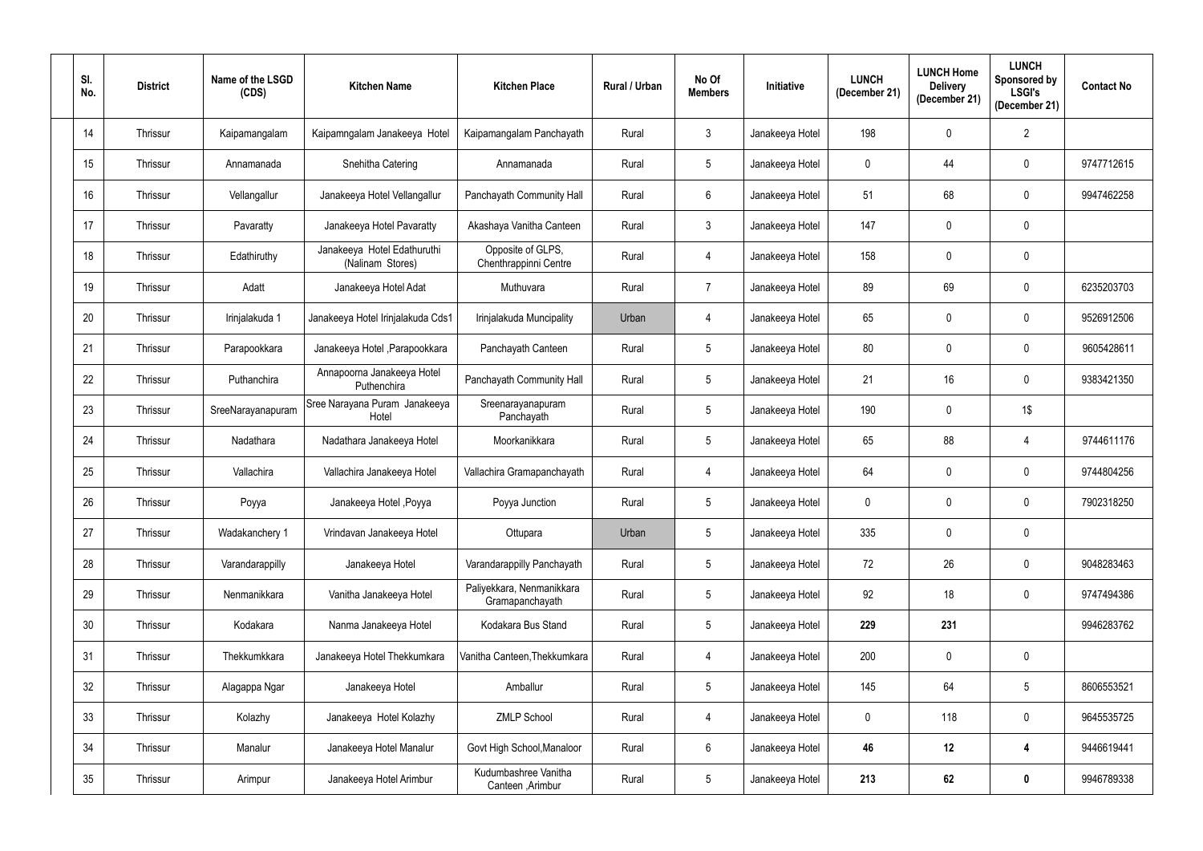| Sl. No. | District | Name of the LSGD (CDS) | Kitchen Name | Kitchen Place | Rural / Urban | No Of Members | Initiative | LUNCH (December 21) | LUNCH Home Delivery (December 21) | LUNCH Sponsored by LSGI's (December 21) | Contact No |
|---|---|---|---|---|---|---|---|---|---|---|---|
| 14 | Thrissur | Kaipamangalam | Kaipamngalam Janakeeya Hotel | Kaipamangalam Panchayath | Rural | 3 | Janakeeya Hotel | 198 | 0 | 2 | |
| 15 | Thrissur | Annamanada | Snehitha Catering | Annamanada | Rural | 5 | Janakeeya Hotel | 0 | 44 | 0 | 9747712615 |
| 16 | Thrissur | Vellangallur | Janakeeya Hotel Vellangallur | Panchayath Community Hall | Rural | 6 | Janakeeya Hotel | 51 | 68 | 0 | 9947462258 |
| 17 | Thrissur | Pavaratty | Janakeeya Hotel Pavaratty | Akashaya Vanitha Canteen | Rural | 3 | Janakeeya Hotel | 147 | 0 | 0 | |
| 18 | Thrissur | Edathiruthy | Janakeeya Hotel Edathuruthi (Nalinam Stores) | Opposite of GLPS, Chenthrappinni Centre | Rural | 4 | Janakeeya Hotel | 158 | 0 | 0 | |
| 19 | Thrissur | Adatt | Janakeeya Hotel Adat | Muthuvara | Rural | 7 | Janakeeya Hotel | 89 | 69 | 0 | 6235203703 |
| 20 | Thrissur | Irinjalakuda 1 | Janakeeya Hotel Irinjalakuda Cds1 | Irinjalakuda Muncipality | Urban | 4 | Janakeeya Hotel | 65 | 0 | 0 | 9526912506 |
| 21 | Thrissur | Parapookkara | Janakeeya Hotel ,Parapookkara | Panchayath Canteen | Rural | 5 | Janakeeya Hotel | 80 | 0 | 0 | 9605428611 |
| 22 | Thrissur | Puthanchira | Annapoorna Janakeeya Hotel Puthenchira | Panchayath Community Hall | Rural | 5 | Janakeeya Hotel | 21 | 16 | 0 | 9383421350 |
| 23 | Thrissur | SreeNarayanapuram | Sree Narayana Puram Janakeeya Hotel | Sreenarayanapuram Panchayath | Rural | 5 | Janakeeya Hotel | 190 | 0 | 1$ | |
| 24 | Thrissur | Nadathara | Nadathara Janakeeya Hotel | Moorkanikkara | Rural | 5 | Janakeeya Hotel | 65 | 88 | 4 | 9744611176 |
| 25 | Thrissur | Vallachira | Vallachira Janakeeya Hotel | Vallachira Gramapanchayath | Rural | 4 | Janakeeya Hotel | 64 | 0 | 0 | 9744804256 |
| 26 | Thrissur | Poyya | Janakeeya Hotel ,Poyya | Poyya Junction | Rural | 5 | Janakeeya Hotel | 0 | 0 | 0 | 7902318250 |
| 27 | Thrissur | Wadakanchery 1 | Vrindavan Janakeeya Hotel | Ottupara | Urban | 5 | Janakeeya Hotel | 335 | 0 | 0 | |
| 28 | Thrissur | Varandarappilly | Janakeeya Hotel | Varandarappilly Panchayath | Rural | 5 | Janakeeya Hotel | 72 | 26 | 0 | 9048283463 |
| 29 | Thrissur | Nenmanikkara | Vanitha Janakeeya Hotel | Paliyekkara, Nenmanikkara Gramapanchayath | Rural | 5 | Janakeeya Hotel | 92 | 18 | 0 | 9747494386 |
| 30 | Thrissur | Kodakara | Nanma Janakeeya Hotel | Kodakara Bus Stand | Rural | 5 | Janakeeya Hotel | **229** | **231** | | 9946283762 |
| 31 | Thrissur | Thekkumkkara | Janakeeya Hotel Thekkumkara | Vanitha Canteen,Thekkumkara | Rural | 4 | Janakeeya Hotel | 200 | 0 | 0 | |
| 32 | Thrissur | Alagappa Ngar | Janakeeya Hotel | Amballur | Rural | 5 | Janakeeya Hotel | 145 | 64 | 5 | 8606553521 |
| 33 | Thrissur | Kolazhy | Janakeeya Hotel Kolazhy | ZMLP School | Rural | 4 | Janakeeya Hotel | 0 | 118 | 0 | 9645535725 |
| 34 | Thrissur | Manalur | Janakeeya Hotel Manalur | Govt High School,Manaloor | Rural | 6 | Janakeeya Hotel | **46** | **12** | **4** | 9446619441 |
| 35 | Thrissur | Arimpur | Janakeeya Hotel Arimbur | Kudumbashree Vanitha Canteen ,Arimbur | Rural | 5 | Janakeeya Hotel | **213** | **62** | **0** | 9946789338 |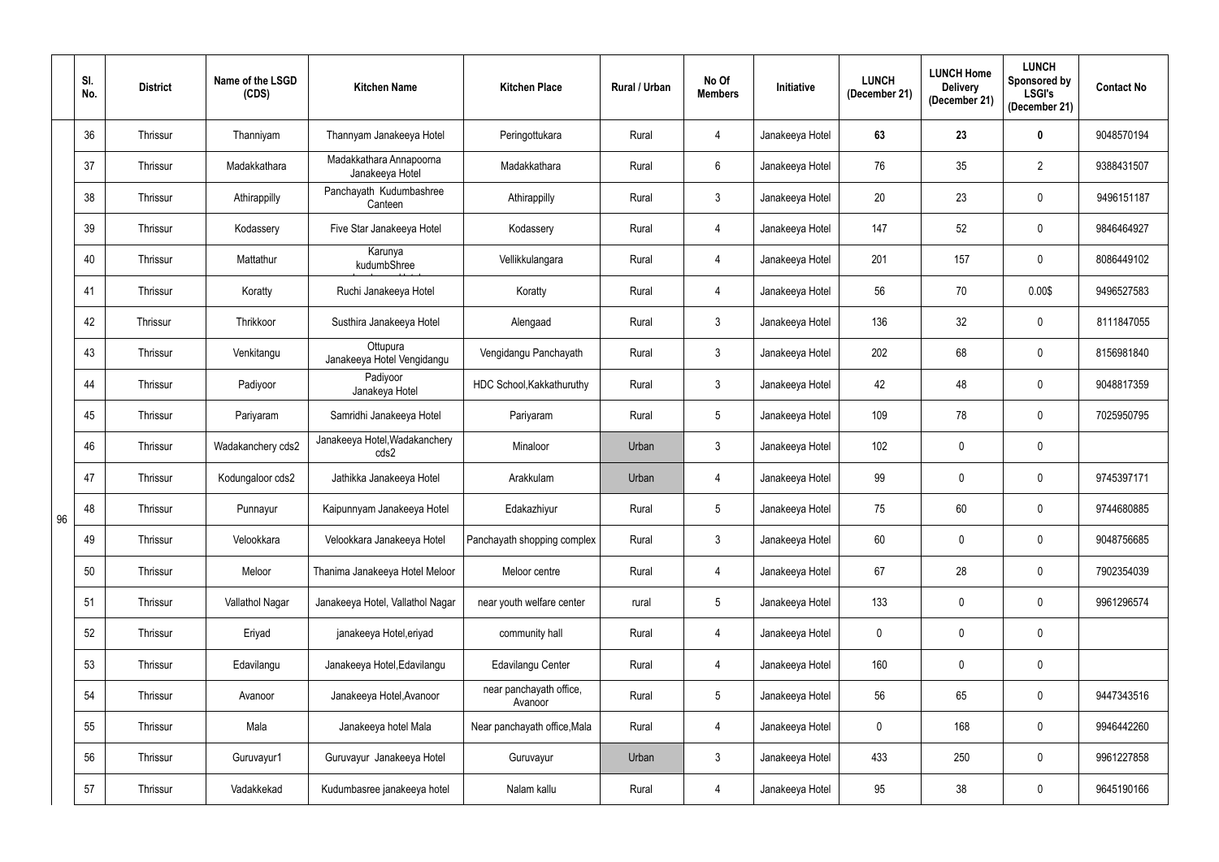|  | Sl. No. | District | Name of the LSGD (CDS) | Kitchen Name | Kitchen Place | Rural / Urban | No Of Members | Initiative | LUNCH (December 21) | LUNCH Home Delivery (December 21) | LUNCH Sponsored by LSGI's (December 21) | Contact No |
|---|---|---|---|---|---|---|---|---|---|---|---|---|
| 96 | 36 | Thrissur | Thanniyam | Thannyam Janakeeya Hotel | Peringottukara | Rural | 4 | Janakeeya Hotel | **63** | **23** | **0** | 9048570194 |
|  | 37 | Thrissur | Madakkathara | Madakkathara Annapoorna Janakeeya Hotel | Madakkathara | Rural | 6 | Janakeeya Hotel | 76 | 35 | 2 | 9388431507 |
|  | 38 | Thrissur | Athirappilly | Panchayath Kudumbashree Canteen | Athirappilly | Rural | 3 | Janakeeya Hotel | 20 | 23 | 0 | 9496151187 |
|  | 39 | Thrissur | Kodassery | Five Star Janakeeya Hotel | Kodassery | Rural | 4 | Janakeeya Hotel | 147 | 52 | 0 | 9846464927 |
|  | 40 | Thrissur | Mattathur | Karunya kudumbShree | Vellikkulangara | Rural | 4 | Janakeeya Hotel | 201 | 157 | 0 | 8086449102 |
|  | 41 | Thrissur | Koratty | Ruchi Janakeeya Hotel | Koratty | Rural | 4 | Janakeeya Hotel | 56 | 70 | 0.00$ | 9496527583 |
|  | 42 | Thrissur | Thrikkoor | Susthira Janakeeya Hotel | Alengaad | Rural | 3 | Janakeeya Hotel | 136 | 32 | 0 | 8111847055 |
|  | 43 | Thrissur | Venkitangu | Ottupura Janakeeya Hotel Vengidangu | Vengidangu Panchayath | Rural | 3 | Janakeeya Hotel | 202 | 68 | 0 | 8156981840 |
|  | 44 | Thrissur | Padiyoor | Padiyoor Janakeya Hotel | HDC School,Kakkathuruthy | Rural | 3 | Janakeeya Hotel | 42 | 48 | 0 | 9048817359 |
|  | 45 | Thrissur | Pariyaram | Samridhi Janakeeya Hotel | Pariyaram | Rural | 5 | Janakeeya Hotel | 109 | 78 | 0 | 7025950795 |
|  | 46 | Thrissur | Wadakanchery cds2 | Janakeeya Hotel,Wadakanchery cds2 | Minaloor | Urban | 3 | Janakeeya Hotel | 102 | 0 | 0 |  |
|  | 47 | Thrissur | Kodungaloor cds2 | Jathikka Janakeeya Hotel | Arakkulam | Urban | 4 | Janakeeya Hotel | 99 | 0 | 0 | 9745397171 |
|  | 48 | Thrissur | Punnayur | Kaipunnyam Janakeeya Hotel | Edakazhiyur | Rural | 5 | Janakeeya Hotel | 75 | 60 | 0 | 9744680885 |
|  | 49 | Thrissur | Velookkara | Velookkara Janakeeya Hotel | Panchayath shopping complex | Rural | 3 | Janakeeya Hotel | 60 | 0 | 0 | 9048756685 |
|  | 50 | Thrissur | Meloor | Thanima Janakeeya Hotel Meloor | Meloor centre | Rural | 4 | Janakeeya Hotel | 67 | 28 | 0 | 7902354039 |
|  | 51 | Thrissur | Vallathol Nagar | Janakeeya Hotel, Vallathol Nagar | near youth welfare center | rural | 5 | Janakeeya Hotel | 133 | 0 | 0 | 9961296574 |
|  | 52 | Thrissur | Eriyad | janakeeya Hotel,eriyad | community hall | Rural | 4 | Janakeeya Hotel | 0 | 0 | 0 |  |
|  | 53 | Thrissur | Edavilangu | Janakeeya Hotel,Edavilangu | Edavilangu Center | Rural | 4 | Janakeeya Hotel | 160 | 0 | 0 |  |
|  | 54 | Thrissur | Avanoor | Janakeeya Hotel,Avanoor | near panchayath office, Avanoor | Rural | 5 | Janakeeya Hotel | 56 | 65 | 0 | 9447343516 |
|  | 55 | Thrissur | Mala | Janakeeya hotel Mala | Near panchayath office,Mala | Rural | 4 | Janakeeya Hotel | 0 | 168 | 0 | 9946442260 |
|  | 56 | Thrissur | Guruvayur1 | Guruvayur Janakeeya Hotel | Guruvayur | Urban | 3 | Janakeeya Hotel | 433 | 250 | 0 | 9961227858 |
|  | 57 | Thrissur | Vadakkekad | Kudumbasree janakeeya hotel | Nalam kallu | Rural | 4 | Janakeeya Hotel | 95 | 38 | 0 | 9645190166 |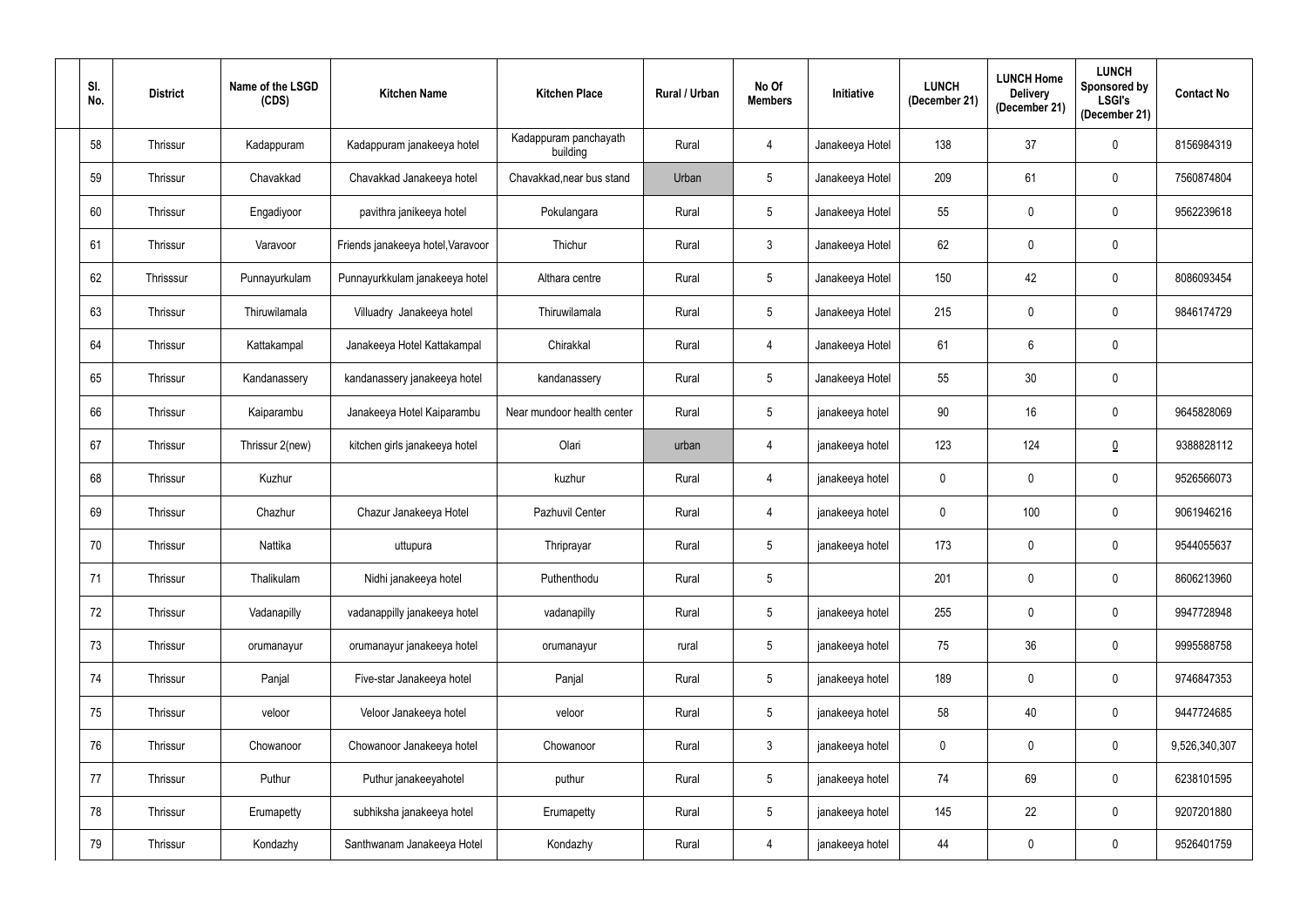| Sl. No. | District | Name of the LSGD (CDS) | Kitchen Name | Kitchen Place | Rural / Urban | No Of Members | Initiative | LUNCH (December 21) | LUNCH Home Delivery (December 21) | LUNCH Sponsored by LSGI's (December 21) | Contact No |
|---|---|---|---|---|---|---|---|---|---|---|---|
| 58 | Thrissur | Kadappuram | Kadappuram janakeeya hotel | Kadappuram panchayath building | Rural | 4 | Janakeeya Hotel | 138 | 37 | 0 | 8156984319 |
| 59 | Thrissur | Chavakkad | Chavakkad Janakeeya hotel | Chavakkad,near bus stand | Urban | 5 | Janakeeya Hotel | 209 | 61 | 0 | 7560874804 |
| 60 | Thrissur | Engadiyoor | pavithra janikeeya hotel | Pokulangara | Rural | 5 | Janakeeya Hotel | 55 | 0 | 0 | 9562239618 |
| 61 | Thrissur | Varavoor | Friends janakeeya hotel,Varavoor | Thichur | Rural | 3 | Janakeeya Hotel | 62 | 0 | 0 | |
| 62 | Thrisssur | Punnayurkulam | Punnayurkkulam janakeeya hotel | Althara centre | Rural | 5 | Janakeeya Hotel | 150 | 42 | 0 | 8086093454 |
| 63 | Thrissur | Thiruwilamala | Villuadry Janakeeya hotel | Thiruwilamala | Rural | 5 | Janakeeya Hotel | 215 | 0 | 0 | 9846174729 |
| 64 | Thrissur | Kattakampal | Janakeeya Hotel Kattakampal | Chirakkal | Rural | 4 | Janakeeya Hotel | 61 | 6 | 0 | |
| 65 | Thrissur | Kandanassery | kandanassery janakeeya hotel | kandanassery | Rural | 5 | Janakeeya Hotel | 55 | 30 | 0 | |
| 66 | Thrissur | Kaiparambu | Janakeeya Hotel Kaiparambu | Near mundoor health center | Rural | 5 | janakeeya hotel | 90 | 16 | 0 | 9645828069 |
| 67 | Thrissur | Thrissur 2(new) | kitchen girls janakeeya hotel | Olari | urban | 4 | janakeeya hotel | 123 | 124 | 0 | 9388828112 |
| 68 | Thrissur | Kuzhur | | kuzhur | Rural | 4 | janakeeya hotel | 0 | 0 | 0 | 9526566073 |
| 69 | Thrissur | Chazhur | Chazur Janakeeya Hotel | Pazhuvil Center | Rural | 4 | janakeeya hotel | 0 | 100 | 0 | 9061946216 |
| 70 | Thrissur | Nattika | uttupura | Thriprayar | Rural | 5 | janakeeya hotel | 173 | 0 | 0 | 9544055637 |
| 71 | Thrissur | Thalikulam | Nidhi janakeeya hotel | Puthenthodu | Rural | 5 | | 201 | 0 | 0 | 8606213960 |
| 72 | Thrissur | Vadanapilly | vadanappilly janakeeya hotel | vadanapilly | Rural | 5 | janakeeya hotel | 255 | 0 | 0 | 9947728948 |
| 73 | Thrissur | orumanayur | orumanayur janakeeya hotel | orumanayur | rural | 5 | janakeeya hotel | 75 | 36 | 0 | 9995588758 |
| 74 | Thrissur | Panjal | Five-star Janakeeya hotel | Panjal | Rural | 5 | janakeeya hotel | 189 | 0 | 0 | 9746847353 |
| 75 | Thrissur | veloor | Veloor Janakeeya hotel | veloor | Rural | 5 | janakeeya hotel | 58 | 40 | 0 | 9447724685 |
| 76 | Thrissur | Chowanoor | Chowanoor Janakeeya hotel | Chowanoor | Rural | 3 | janakeeya hotel | 0 | 0 | 0 | 9,526,340,307 |
| 77 | Thrissur | Puthur | Puthur janakeeyahotel | puthur | Rural | 5 | janakeeya hotel | 74 | 69 | 0 | 6238101595 |
| 78 | Thrissur | Erumapetty | subhiksha janakeeya hotel | Erumapetty | Rural | 5 | janakeeya hotel | 145 | 22 | 0 | 9207201880 |
| 79 | Thrissur | Kondazhy | Santhwanam Janakeeya Hotel | Kondazhy | Rural | 4 | janakeeya hotel | 44 | 0 | 0 | 9526401759 |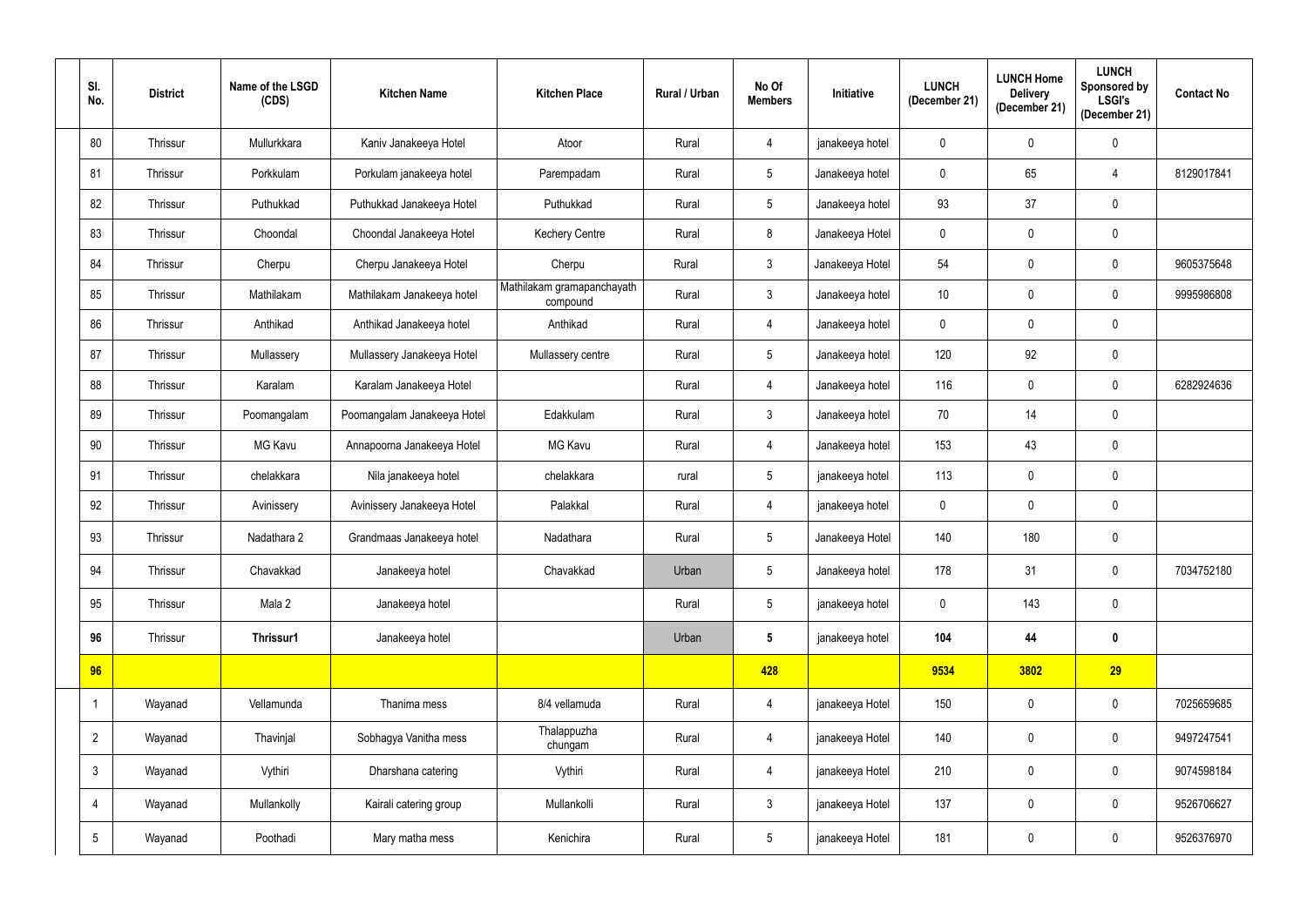| Sl. No. | District | Name of the LSGD (CDS) | Kitchen Name | Kitchen Place | Rural / Urban | No Of Members | Initiative | LUNCH (December 21) | LUNCH Home Delivery (December 21) | LUNCH Sponsored by LSGI's (December 21) | Contact No |
|---|---|---|---|---|---|---|---|---|---|---|---|
| 80 | Thrissur | Mullurkkara | Kaniv Janakeeya Hotel | Atoor | Rural | 4 | janakeeya hotel | 0 | 0 | 0 | |
| 81 | Thrissur | Porkkulam | Porkulam janakeeya hotel | Parempadam | Rural | 5 | Janakeeya hotel | 0 | 65 | 4 | 8129017841 |
| 82 | Thrissur | Puthukkad | Puthukkad Janakeeya Hotel | Puthukkad | Rural | 5 | Janakeeya hotel | 93 | 37 | 0 | |
| 83 | Thrissur | Choondal | Choondal Janakeeya Hotel | Kechery Centre | Rural | 8 | Janakeeya Hotel | 0 | 0 | 0 | |
| 84 | Thrissur | Cherpu | Cherpu Janakeeya Hotel | Cherpu | Rural | 3 | Janakeeya Hotel | 54 | 0 | 0 | 9605375648 |
| 85 | Thrissur | Mathilakam | Mathilakam Janakeeya hotel | Mathilakam gramapanchayath compound | Rural | 3 | Janakeeya hotel | 10 | 0 | 0 | 9995986808 |
| 86 | Thrissur | Anthikad | Anthikad Janakeeya hotel | Anthikad | Rural | 4 | Janakeeya hotel | 0 | 0 | 0 | |
| 87 | Thrissur | Mullassery | Mullassery Janakeeya Hotel | Mullassery centre | Rural | 5 | Janakeeya hotel | 120 | 92 | 0 | |
| 88 | Thrissur | Karalam | Karalam Janakeeya Hotel | | Rural | 4 | Janakeeya hotel | 116 | 0 | 0 | 6282924636 |
| 89 | Thrissur | Poomangalam | Poomangalam Janakeeya Hotel | Edakkulam | Rural | 3 | Janakeeya hotel | 70 | 14 | 0 | |
| 90 | Thrissur | MG Kavu | Annapoorna Janakeeya Hotel | MG Kavu | Rural | 4 | Janakeeya hotel | 153 | 43 | 0 | |
| 91 | Thrissur | chelakkara | Nila janakeeya hotel | chelakkara | rural | 5 | janakeeya hotel | 113 | 0 | 0 | |
| 92 | Thrissur | Avinissery | Avinissery Janakeeya Hotel | Palakkal | Rural | 4 | janakeeya hotel | 0 | 0 | 0 | |
| 93 | Thrissur | Nadathara 2 | Grandmaas Janakeeya hotel | Nadathara | Rural | 5 | Janakeeya Hotel | 140 | 180 | 0 | |
| 94 | Thrissur | Chavakkad | Janakeeya hotel | Chavakkad | Urban | 5 | Janakeeya hotel | 178 | 31 | 0 | 7034752180 |
| 95 | Thrissur | Mala 2 | Janakeeya hotel | | Rural | 5 | janakeeya hotel | 0 | 143 | 0 | |
| **96** | Thrissur | **Thrissur1** | Janakeeya hotel | | Urban | **5** | janakeeya hotel | **104** | **44** | **0** | |
| **96** | | | | | | **428** | | **9534** | **3802** | **29** | |
| 1 | Wayanad | Vellamunda | Thanima mess | 8/4 vellamuda | Rural | 4 | janakeeya Hotel | 150 | 0 | 0 | 7025659685 |
| 2 | Wayanad | Thavinjal | Sobhagya Vanitha mess | Thalappuzha chungam | Rural | 4 | janakeeya Hotel | 140 | 0 | 0 | 9497247541 |
| 3 | Wayanad | Vythiri | Dharshana catering | Vythiri | Rural | 4 | janakeeya Hotel | 210 | 0 | 0 | 9074598184 |
| 4 | Wayanad | Mullankolly | Kairali catering group | Mullankolli | Rural | 3 | janakeeya Hotel | 137 | 0 | 0 | 9526706627 |
| 5 | Wayanad | Poothadi | Mary matha mess | Kenichira | Rural | 5 | janakeeya Hotel | 181 | 0 | 0 | 9526376970 |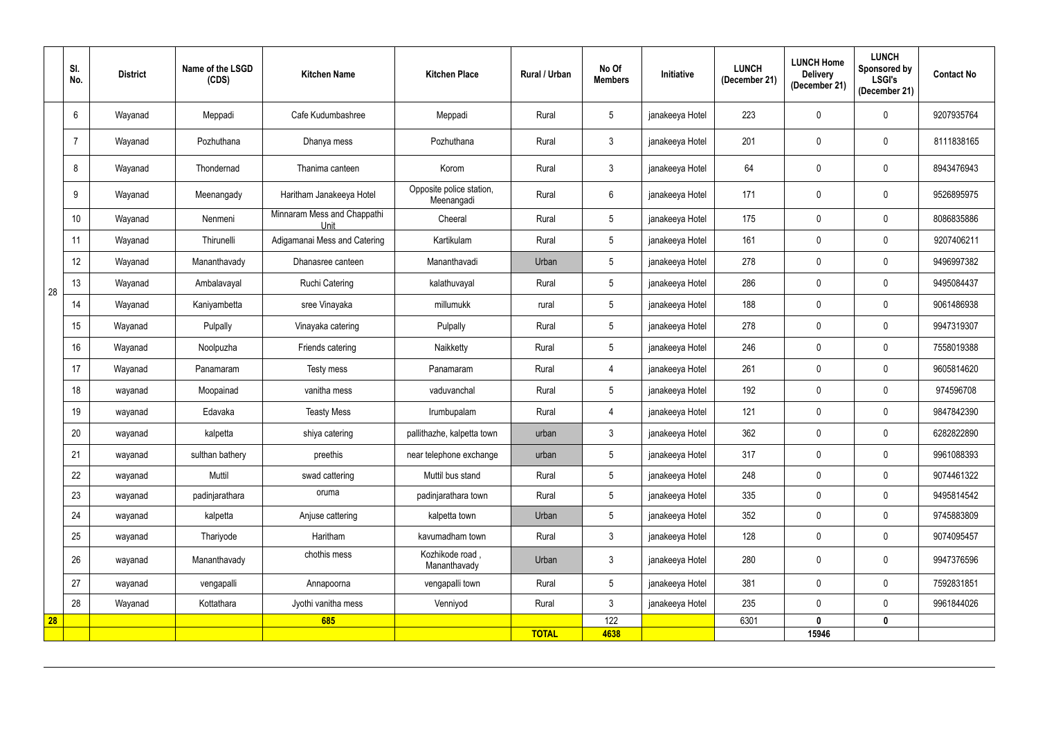|  | Sl. No. | District | Name of the LSGD (CDS) | Kitchen Name | Kitchen Place | Rural / Urban | No Of Members | Initiative | LUNCH (December 21) | LUNCH Home Delivery (December 21) | LUNCH Sponsored by LSGI's (December 21) | Contact No |
|---|---|---|---|---|---|---|---|---|---|---|---|---|
| 28 | 6 | Wayanad | Meppadi | Cafe Kudumbashree | Meppadi | Rural | 5 | janakeeya Hotel | 223 | 0 | 0 | 9207935764 |
|  | 7 | Wayanad | Pozhuthana | Dhanya mess | Pozhuthana | Rural | 3 | janakeeya Hotel | 201 | 0 | 0 | 8111838165 |
|  | 8 | Wayanad | Thondernad | Thanima canteen | Korom | Rural | 3 | janakeeya Hotel | 64 | 0 | 0 | 8943476943 |
|  | 9 | Wayanad | Meenangady | Haritham Janakeeya Hotel | Opposite police station, Meenangadi | Rural | 6 | janakeeya Hotel | 171 | 0 | 0 | 9526895975 |
|  | 10 | Wayanad | Nenmeni | Minnaram Mess and Chappathi Unit | Cheeral | Rural | 5 | janakeeya Hotel | 175 | 0 | 0 | 8086835886 |
|  | 11 | Wayanad | Thirunelli | Adigamanai Mess and Catering | Kartikulam | Rural | 5 | janakeeya Hotel | 161 | 0 | 0 | 9207406211 |
|  | 12 | Wayanad | Mananthavady | Dhanasree canteen | Mananthavadi | Urban | 5 | janakeeya Hotel | 278 | 0 | 0 | 9496997382 |
|  | 13 | Wayanad | Ambalavayal | Ruchi Catering | kalathuvayal | Rural | 5 | janakeeya Hotel | 286 | 0 | 0 | 9495084437 |
|  | 14 | Wayanad | Kaniyambetta | sree Vinayaka | millumukk | rural | 5 | janakeeya Hotel | 188 | 0 | 0 | 9061486938 |
|  | 15 | Wayanad | Pulpally | Vinayaka catering | Pulpally | Rural | 5 | janakeeya Hotel | 278 | 0 | 0 | 9947319307 |
|  | 16 | Wayanad | Noolpuzha | Friends catering | Naikketty | Rural | 5 | janakeeya Hotel | 246 | 0 | 0 | 7558019388 |
|  | 17 | Wayanad | Panamaram | Testy mess | Panamaram | Rural | 4 | janakeeya Hotel | 261 | 0 | 0 | 9605814620 |
|  | 18 | wayanad | Moopainad | vanitha mess | vaduvanchal | Rural | 5 | janakeeya Hotel | 192 | 0 | 0 | 974596708 |
|  | 19 | wayanad | Edavaka | Teasty Mess | Irumbupalam | Rural | 4 | janakeeya Hotel | 121 | 0 | 0 | 9847842390 |
|  | 20 | wayanad | kalpetta | shiya catering | pallithazhe, kalpetta town | urban | 3 | janakeeya Hotel | 362 | 0 | 0 | 6282822890 |
|  | 21 | wayanad | sulthan bathery | preethis | near telephone exchange | urban | 5 | janakeeya Hotel | 317 | 0 | 0 | 9961088393 |
|  | 22 | wayanad | Muttil | swad cattering | Muttil bus stand | Rural | 5 | janakeeya Hotel | 248 | 0 | 0 | 9074461322 |
|  | 23 | wayanad | padinjarathara | oruma | padinjarathara town | Rural | 5 | janakeeya Hotel | 335 | 0 | 0 | 9495814542 |
|  | 24 | wayanad | kalpetta | Anjuse cattering | kalpetta town | Urban | 5 | janakeeya Hotel | 352 | 0 | 0 | 9745883809 |
|  | 25 | wayanad | Thariyode | Haritham | kavumadham town | Rural | 3 | janakeeya Hotel | 128 | 0 | 0 | 9074095457 |
|  | 26 | wayanad | Mananthavady | chothis mess | Kozhikode road , Mananthavady | Urban | 3 | janakeeya Hotel | 280 | 0 | 0 | 9947376596 |
|  | 27 | wayanad | vengapalli | Annapoorna | vengapalli town | Rural | 5 | janakeeya Hotel | 381 | 0 | 0 | 7592831851 |
|  | 28 | Wayanad | Kottathara | Jyothi vanitha mess | Venniyod | Rural | 3 | janakeeya Hotel | 235 | 0 | 0 | 9961844026 |
| **28** |  |  |  | **685** |  |  | 122 |  | 6301 | **0** | **0** |  |
|  |  |  |  |  |  | **TOTAL** | **4638** |  |  | **15946** |  |  |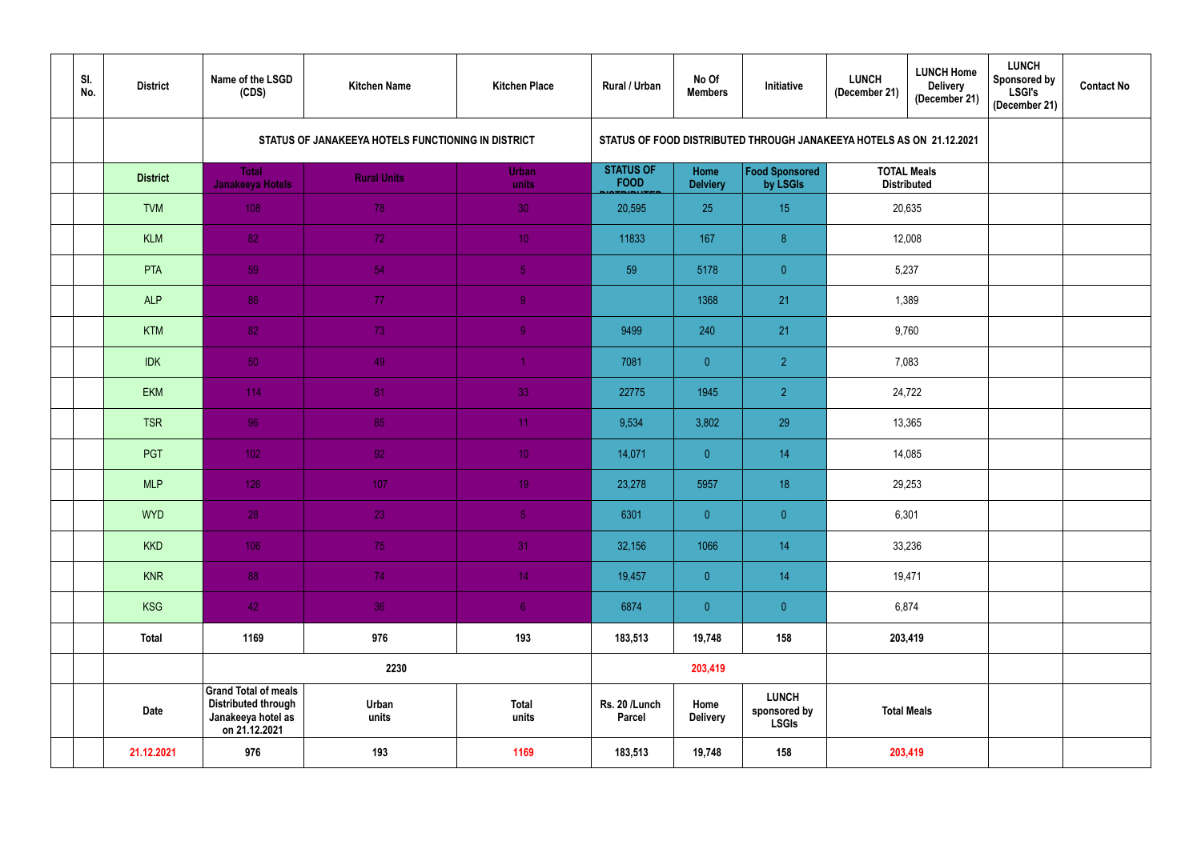| Sl. No. | District | Name of the LSGD (CDS) | Kitchen Name | Kitchen Place | Rural / Urban | No Of Members | Initiative | LUNCH (December 21) | LUNCH Home Delivery (December 21) | LUNCH Sponsored by LSGI's (December 21) | Contact No |
|---|---|---|---|---|---|---|---|---|---|---|---|
| | | STATUS OF JANAKEEYA HOTELS FUNCTIONING IN DISTRICT | | | STATUS OF FOOD DISTRIBUTED THROUGH JANAKEEYA HOTELS AS ON 21.12.2021 | | | | | | |
| | District | Total Janakeeya Hotels | Rural Units | Urban units | STATUS OF FOOD DISTRIBUTED | Home Delviery | Food Sponsored by LSGIs | TOTAL Meals Distributed | | | |
| | TVM | 108 | 78 | 30 | 20,595 | 25 | 15 | 20,635 | | | |
| | KLM | 82 | 72 | 10 | 11833 | 167 | 8 | 12,008 | | | |
| | PTA | 59 | 54 | 5 | 59 | 5178 | 0 | 5,237 | | | |
| | ALP | 86 | 77 | 9 | | 1368 | 21 | 1,389 | | | |
| | KTM | 82 | 73 | 9 | 9499 | 240 | 21 | 9,760 | | | |
| | IDK | 50 | 49 | 1 | 7081 | 0 | 2 | 7,083 | | | |
| | EKM | 114 | 81 | 33 | 22775 | 1945 | 2 | 24,722 | | | |
| | TSR | 96 | 85 | 11 | 9,534 | 3,802 | 29 | 13,365 | | | |
| | PGT | 102 | 92 | 10 | 14,071 | 0 | 14 | 14,085 | | | |
| | MLP | 126 | 107 | 19 | 23,278 | 5957 | 18 | 29,253 | | | |
| | WYD | 28 | 23 | 5 | 6301 | 0 | 0 | 6,301 | | | |
| | KKD | 106 | 75 | 31 | 32,156 | 1066 | 14 | 33,236 | | | |
| | KNR | 88 | 74 | 14 | 19,457 | 0 | 14 | 19,471 | | | |
| | KSG | 42 | 36 | 6 | 6874 | 0 | 0 | 6,874 | | | |
| | Total | 1169 | 976 | 193 | 183,513 | 19,748 | 158 | 203,419 | | | |
| | | 2230 | | | 203,419 | | | | | | |
| | Date | Grand Total of meals Distributed through Janakeeya hotel as on 21.12.2021 | Urban units | Total units | Rs. 20 /Lunch Parcel | Home Delivery | LUNCH sponsored by LSGIs | Total Meals | | | |
| | 21.12.2021 | 976 | 193 | 1169 | 183,513 | 19,748 | 158 | 203,419 | | | |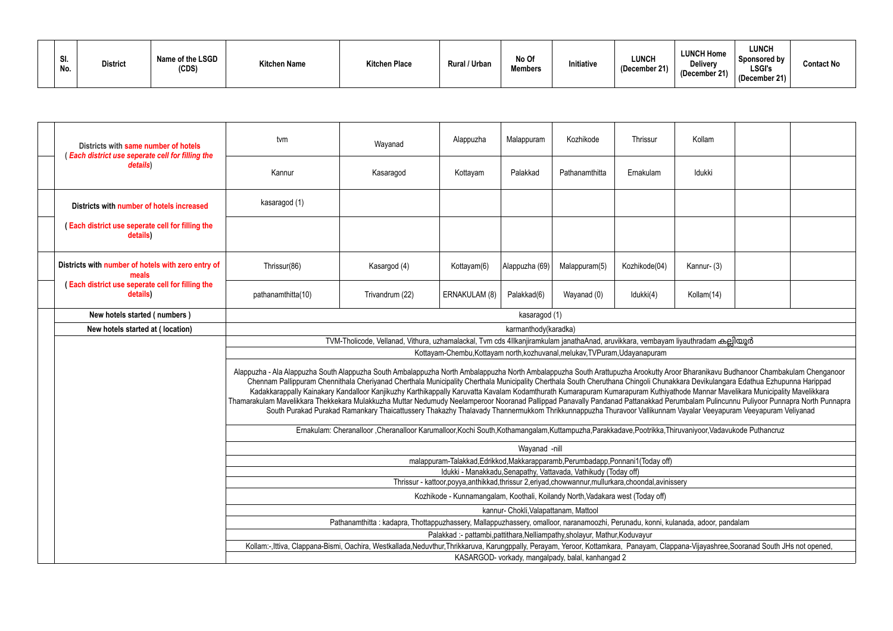| Sl. No. | District | Name of the LSGD (CDS) | Kitchen Name | Kitchen Place | Rural / Urban | No Of Members | Initiative | LUNCH (December 21) | LUNCH Home Delivery (December 21) | LUNCH Sponsored by LSGI's (December 21) | Contact No |
|---|---|---|---|---|---|---|---|---|---|---|---|

| | | | | | | | | | | |
|---|---|---|---|---|---|---|---|---|---|---|
| | Districts with same number of hotels ( *Each district use seperate cell for filling the details*) | tvm | Wayanad | Alappuzha | Malappuram | Kozhikode | Thrissur | Kollam | | |
| | | Kannur | Kasaragod | Kottayam | Palakkad | Pathanamthitta | Ernakulam | Idukki | | |
| | Districts with number of hotels increased | kasaragod (1) | | | | | | | | |
| | ( Each district use seperate cell for filling the details) | | | | | | | | | |
| | Districts with number of hotels with zero entry of meals ( Each district use seperate cell for filling the details) | Thrissur(86) | Kasargod (4) | Kottayam(6) | Alappuzha (69) | Malappuram(5) | Kozhikode(04) | Kannur- (3) | | |
| | | pathanamthitta(10) | Trivandrum (22) | ERNAKULAM (8) | Palakkad(6) | Wayanad (0) | Idukki(4) | Kollam(14) | | |
| | New hotels started ( numbers ) | kasaragod (1) | | | | | | | | |
| | New hotels started at ( location) | karmanthody(karadka) | | | | | | | | |
| | | TVM-Tholicode, Vellanad, Vithura, uzhamalackal, Tvm cds 4Ilkanjiramkulam janathaAnad, aruvikkara, vembayam liyauthradam കല്ലിയൂർ | | | | | | | | |
| | | Kottayam-Chembu,Kottayam north,kozhuvanal,melukav,TVPuram,Udayanapuram | | | | | | | | |
| | | Alappuzha - Ala Alappuzha South Alappuzha South Ambalappuzha North Ambalappuzha North Ambalappuzha South Arattupuzha Arookutty Aroor Bharanikavu Budhanoor Chambakulam Chenganoor Chennam Pallippuram Chennithala Cheriyanad Cherthala Municipality Cherthala Municipality Cherthala South Cheruthana Chingoli Chunakkara Devikulangara Edathua Ezhupunna Harippad Kadakkarappally Kainakary Kandalloor Kanjikuzhy Karthikappally Karuvatta Kavalam Kodamthurath Kumarapuram Kumarapuram Kuthiyathode Mannar Mavelikara Municipality Mavelikkara Thamarakulam Mavelikkara Thekkekara Mulakkuzha Muttar Nedumudy Neelamperoor Nooranad Pallippad Panavally Pandanad Pattanakkad Perumbalam Pulincunnu Puliyoor Punnapra North Punnapra South Purakad Purakad Ramankary Thaicattussery Thakazhy Thalavady Thannermukkom Thrikkunnappuzha Thuravoor Vallikunnam Vayalar Veeyapuram Veeyapuram Veliyanad | | | | | | | | |
| | | Ernakulam: Cheranalloor ,Cheranalloor Karumalloor,Kochi South,Kothamangalam,Kuttampuzha,Parakkadave,Pootrikka,Thiruvaniyoor,Vadavukode Puthancruz | | | | | | | | |
| | | Wayanad -nill | | | | | | | | |
| | | malappuram-Talakkad,Edrikkod,Makkarapparamb,Perumbadapp,Ponnani1(Today off) | | | | | | | | |
| | | Idukki - Manakkadu,Senapathy, Vattavada, Vathikudy (Today off) | | | | | | | | |
| | | Thrissur - kattoor,poyya,anthikkad,thrissur 2,eriyad,chowwannur,mullurkara,choondal,avinissery | | | | | | | | |
| | | Kozhikode - Kunnamangalam, Koothali, Koilandy North,Vadakara west (Today off) | | | | | | | | |
| | | kannur- Chokli,Valapattanam, Mattool | | | | | | | | |
| | | Pathanamthitta : kadapra, Thottappuzhassery, Mallappuzhassery, omalloor, naranamoozhi, Perunadu, konni, kulanada, adoor, pandalam | | | | | | | | |
| | | Palakkad :- pattambi,pattithara,Nelliampathy,sholayur, Mathur,Koduvayur | | | | | | | | |
| | | Kollam:-,Ittiva, Clappana-Bismi, Oachira, Westkallada,Neduvthur,Thrikkaruva, Karungppally, Perayam, Yeroor, Kottamkara, Panayam, Clappana-Vijayashree,Sooranad South JHs not opened, | | | | | | | | |
| | | KASARGOD- vorkady, mangalpady, balal, kanhangad 2 | | | | | | | | |